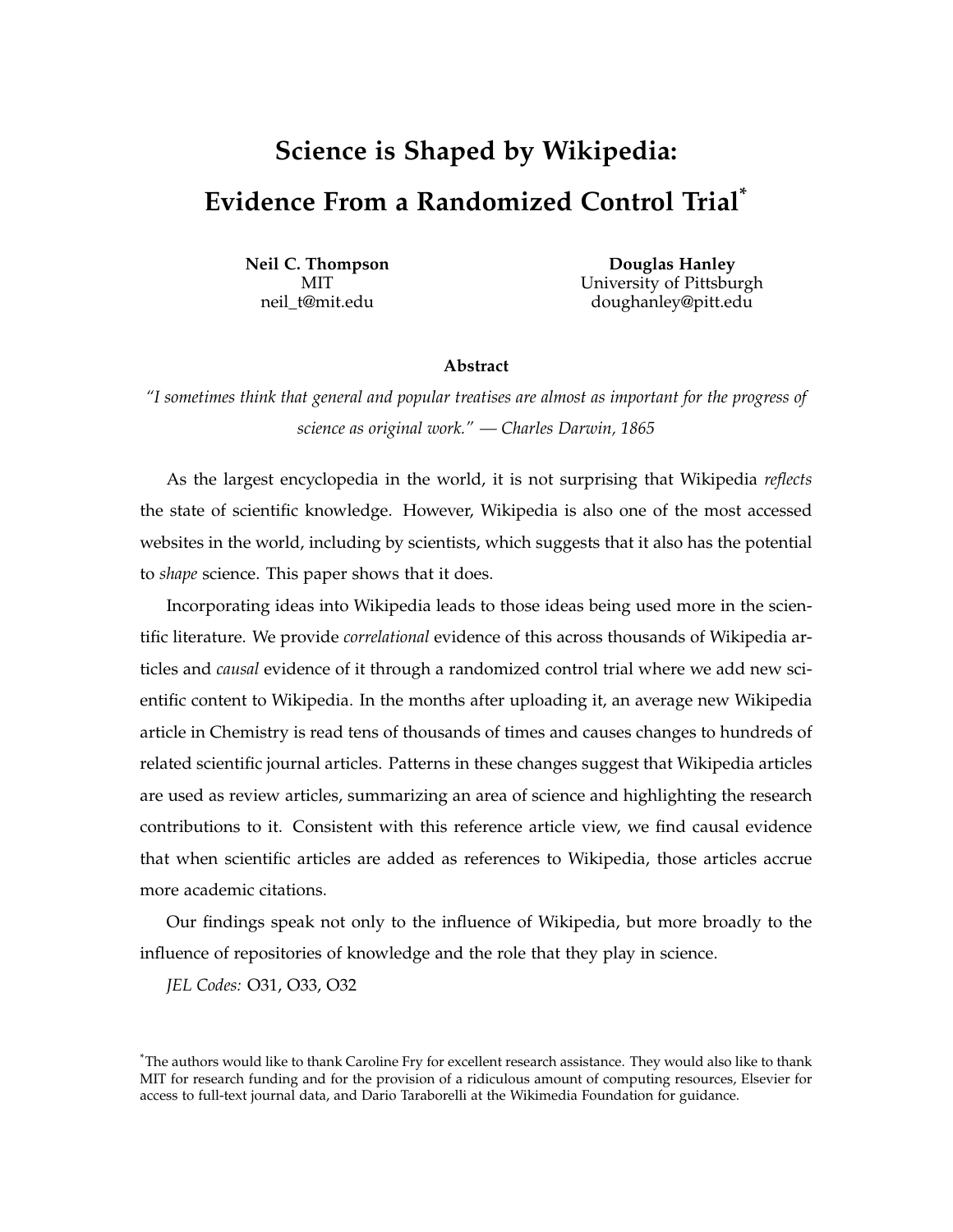# Science is Shaped by Wikipedia: Evidence From a Randomized Control Trial[*]

**Neil C. Thompson**
MIT
neil_t@mit.edu

**Douglas Hanley**
University of Pittsburgh
doughanley@pitt.edu

### Abstract

*"I sometimes think that general and popular treatises are almost as important for the progress of science as original work." — Charles Darwin, 1865*

As the largest encyclopedia in the world, it is not surprising that Wikipedia *reflects* the state of scientific knowledge. However, Wikipedia is also one of the most accessed websites in the world, including by scientists, which suggests that it also has the potential to *shape* science. This paper shows that it does.

Incorporating ideas into Wikipedia leads to those ideas being used more in the scientific literature. We provide *correlational* evidence of this across thousands of Wikipedia articles and *causal* evidence of it through a randomized control trial where we add new scientific content to Wikipedia. In the months after uploading it, an average new Wikipedia article in Chemistry is read tens of thousands of times and causes changes to hundreds of related scientific journal articles. Patterns in these changes suggest that Wikipedia articles are used as review articles, summarizing an area of science and highlighting the research contributions to it. Consistent with this reference article view, we find causal evidence that when scientific articles are added as references to Wikipedia, those articles accrue more academic citations.

Our findings speak not only to the influence of Wikipedia, but more broadly to the influence of repositories of knowledge and the role that they play in science.

*JEL Codes:* O31, O33, O32

[*] The authors would like to thank Caroline Fry for excellent research assistance. They would also like to thank MIT for research funding and for the provision of a ridiculous amount of computing resources, Elsevier for access to full-text journal data, and Dario Taraborelli at the Wikimedia Foundation for guidance.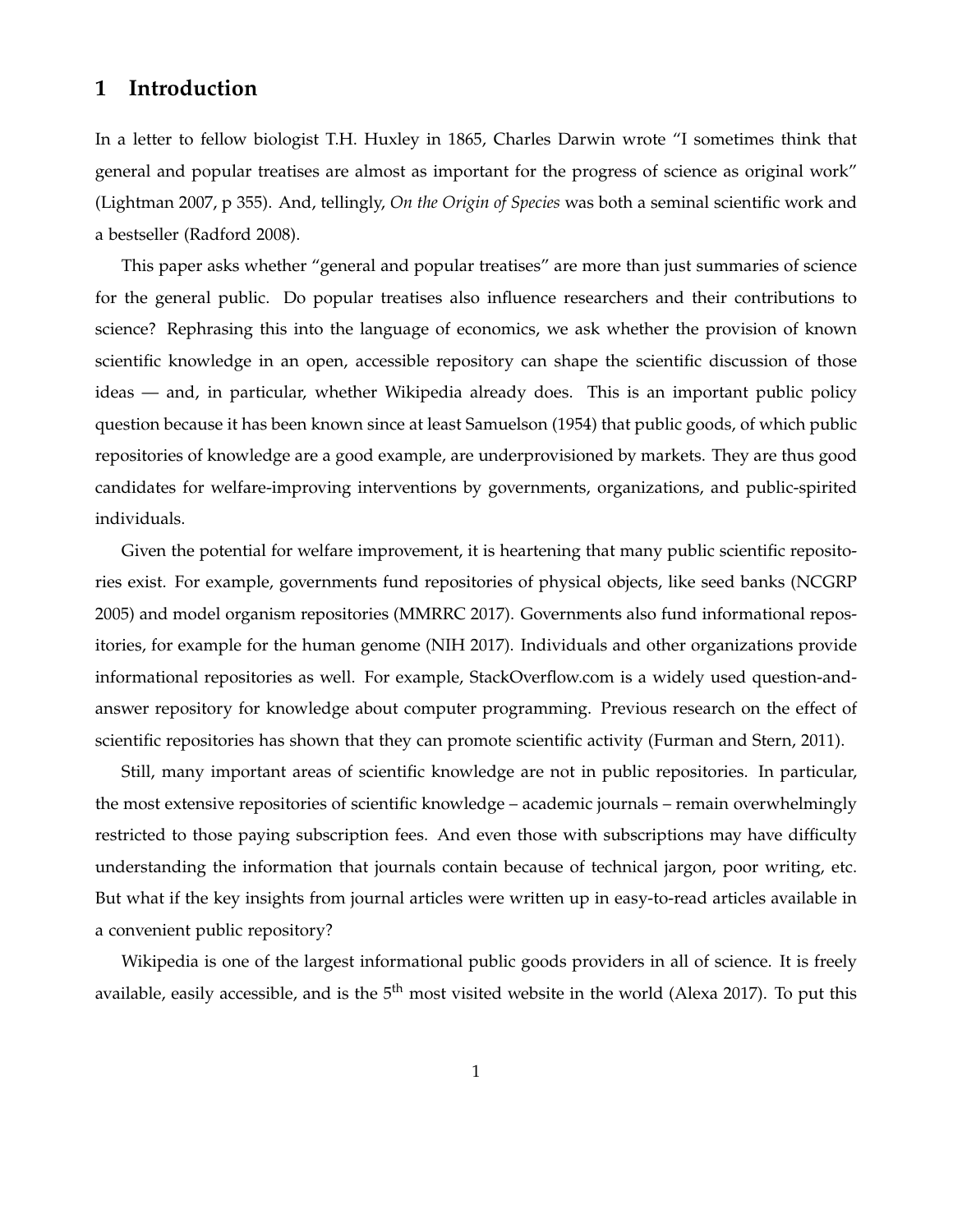## 1 Introduction

In a letter to fellow biologist T.H. Huxley in 1865, Charles Darwin wrote "I sometimes think that general and popular treatises are almost as important for the progress of science as original work" (Lightman 2007, p 355). And, tellingly, *On the Origin of Species* was both a seminal scientific work and a bestseller (Radford 2008).

This paper asks whether "general and popular treatises" are more than just summaries of science for the general public. Do popular treatises also influence researchers and their contributions to science? Rephrasing this into the language of economics, we ask whether the provision of known scientific knowledge in an open, accessible repository can shape the scientific discussion of those ideas — and, in particular, whether Wikipedia already does. This is an important public policy question because it has been known since at least Samuelson (1954) that public goods, of which public repositories of knowledge are a good example, are underprovisioned by markets. They are thus good candidates for welfare-improving interventions by governments, organizations, and public-spirited individuals.

Given the potential for welfare improvement, it is heartening that many public scientific repositories exist. For example, governments fund repositories of physical objects, like seed banks (NCGRP 2005) and model organism repositories (MMRRC 2017). Governments also fund informational repositories, for example for the human genome (NIH 2017). Individuals and other organizations provide informational repositories as well. For example, StackOverflow.com is a widely used question-and-answer repository for knowledge about computer programming. Previous research on the effect of scientific repositories has shown that they can promote scientific activity (Furman and Stern, 2011).

Still, many important areas of scientific knowledge are not in public repositories. In particular, the most extensive repositories of scientific knowledge – academic journals – remain overwhelmingly restricted to those paying subscription fees. And even those with subscriptions may have difficulty understanding the information that journals contain because of technical jargon, poor writing, etc. But what if the key insights from journal articles were written up in easy-to-read articles available in a convenient public repository?

Wikipedia is one of the largest informational public goods providers in all of science. It is freely available, easily accessible, and is the 5th most visited website in the world (Alexa 2017). To put this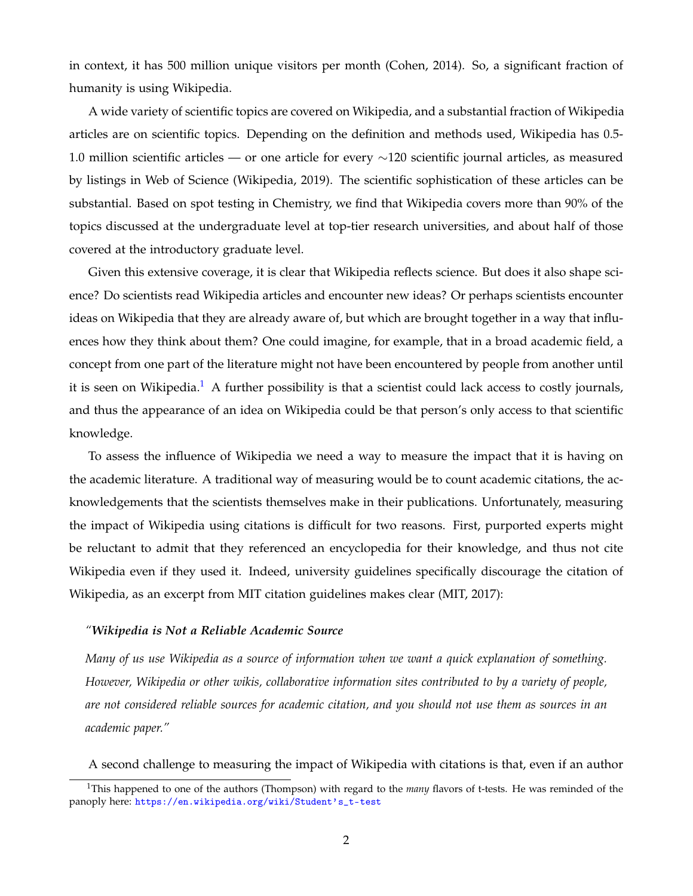in context, it has 500 million unique visitors per month (Cohen, 2014). So, a significant fraction of humanity is using Wikipedia.

A wide variety of scientific topics are covered on Wikipedia, and a substantial fraction of Wikipedia articles are on scientific topics. Depending on the definition and methods used, Wikipedia has 0.5-1.0 million scientific articles — or one article for every ∼120 scientific journal articles, as measured by listings in Web of Science (Wikipedia, 2019). The scientific sophistication of these articles can be substantial. Based on spot testing in Chemistry, we find that Wikipedia covers more than 90% of the topics discussed at the undergraduate level at top-tier research universities, and about half of those covered at the introductory graduate level.

Given this extensive coverage, it is clear that Wikipedia reflects science. But does it also shape science? Do scientists read Wikipedia articles and encounter new ideas? Or perhaps scientists encounter ideas on Wikipedia that they are already aware of, but which are brought together in a way that influences how they think about them? One could imagine, for example, that in a broad academic field, a concept from one part of the literature might not have been encountered by people from another until it is seen on Wikipedia.[1] A further possibility is that a scientist could lack access to costly journals, and thus the appearance of an idea on Wikipedia could be that person's only access to that scientific knowledge.

To assess the influence of Wikipedia we need a way to measure the impact that it is having on the academic literature. A traditional way of measuring would be to count academic citations, the acknowledgements that the scientists themselves make in their publications. Unfortunately, measuring the impact of Wikipedia using citations is difficult for two reasons. First, purported experts might be reluctant to admit that they referenced an encyclopedia for their knowledge, and thus not cite Wikipedia even if they used it. Indeed, university guidelines specifically discourage the citation of Wikipedia, as an excerpt from MIT citation guidelines makes clear (MIT, 2017):

> "***Wikipedia is Not a Reliable Academic Source***
>
> *Many of us use Wikipedia as a source of information when we want a quick explanation of something. However, Wikipedia or other wikis, collaborative information sites contributed to by a variety of people, are not considered reliable sources for academic citation, and you should not use them as sources in an academic paper."*

A second challenge to measuring the impact of Wikipedia with citations is that, even if an author

[1] This happened to one of the authors (Thompson) with regard to the *many* flavors of t-tests. He was reminded of the panoply here: https://en.wikipedia.org/wiki/Student's_t-test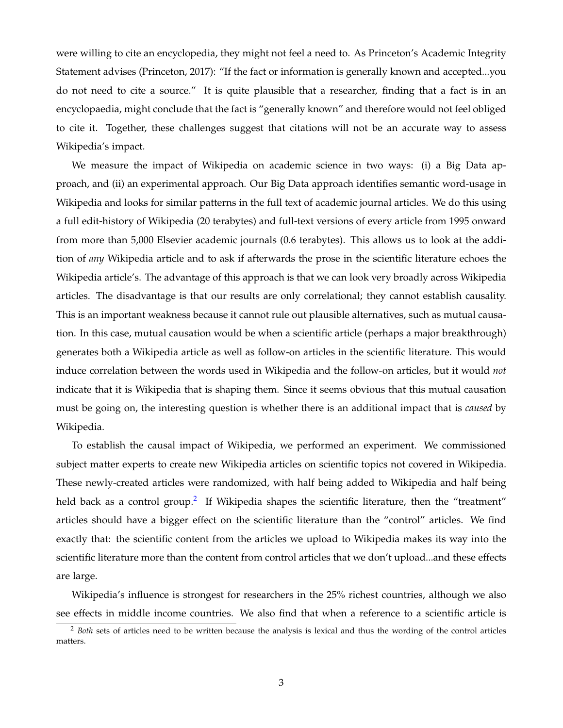were willing to cite an encyclopedia, they might not feel a need to. As Princeton's Academic Integrity Statement advises (Princeton, 2017): "If the fact or information is generally known and accepted...you do not need to cite a source." It is quite plausible that a researcher, finding that a fact is in an encyclopaedia, might conclude that the fact is "generally known" and therefore would not feel obliged to cite it. Together, these challenges suggest that citations will not be an accurate way to assess Wikipedia's impact.

We measure the impact of Wikipedia on academic science in two ways: (i) a Big Data approach, and (ii) an experimental approach. Our Big Data approach identifies semantic word-usage in Wikipedia and looks for similar patterns in the full text of academic journal articles. We do this using a full edit-history of Wikipedia (20 terabytes) and full-text versions of every article from 1995 onward from more than 5,000 Elsevier academic journals (0.6 terabytes). This allows us to look at the addition of *any* Wikipedia article and to ask if afterwards the prose in the scientific literature echoes the Wikipedia article's. The advantage of this approach is that we can look very broadly across Wikipedia articles. The disadvantage is that our results are only correlational; they cannot establish causality. This is an important weakness because it cannot rule out plausible alternatives, such as mutual causation. In this case, mutual causation would be when a scientific article (perhaps a major breakthrough) generates both a Wikipedia article as well as follow-on articles in the scientific literature. This would induce correlation between the words used in Wikipedia and the follow-on articles, but it would *not* indicate that it is Wikipedia that is shaping them. Since it seems obvious that this mutual causation must be going on, the interesting question is whether there is an additional impact that is *caused* by Wikipedia.

To establish the causal impact of Wikipedia, we performed an experiment. We commissioned subject matter experts to create new Wikipedia articles on scientific topics not covered in Wikipedia. These newly-created articles were randomized, with half being added to Wikipedia and half being held back as a control group.[2] If Wikipedia shapes the scientific literature, then the "treatment" articles should have a bigger effect on the scientific literature than the "control" articles. We find exactly that: the scientific content from the articles we upload to Wikipedia makes its way into the scientific literature more than the content from control articles that we don't upload...and these effects are large.

Wikipedia's influence is strongest for researchers in the 25% richest countries, although we also see effects in middle income countries. We also find that when a reference to a scientific article is

[2] *Both* sets of articles need to be written because the analysis is lexical and thus the wording of the control articles matters.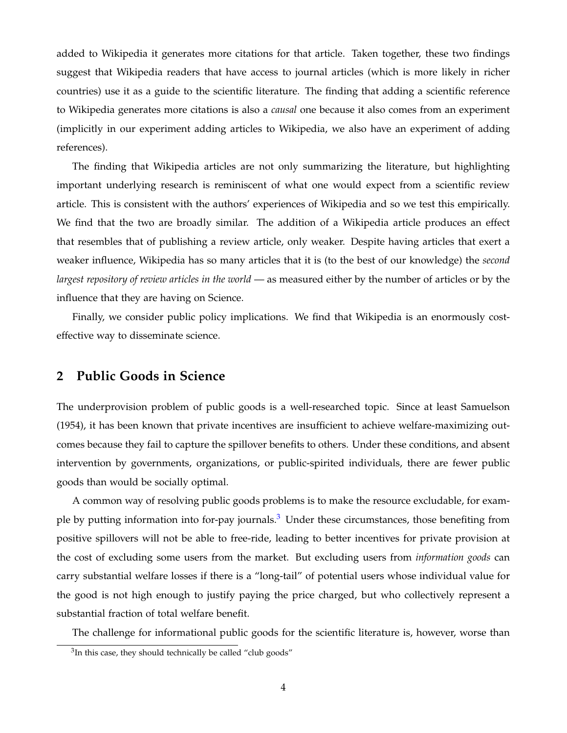added to Wikipedia it generates more citations for that article. Taken together, these two findings suggest that Wikipedia readers that have access to journal articles (which is more likely in richer countries) use it as a guide to the scientific literature. The finding that adding a scientific reference to Wikipedia generates more citations is also a *causal* one because it also comes from an experiment (implicitly in our experiment adding articles to Wikipedia, we also have an experiment of adding references).

The finding that Wikipedia articles are not only summarizing the literature, but highlighting important underlying research is reminiscent of what one would expect from a scientific review article. This is consistent with the authors' experiences of Wikipedia and so we test this empirically. We find that the two are broadly similar. The addition of a Wikipedia article produces an effect that resembles that of publishing a review article, only weaker. Despite having articles that exert a weaker influence, Wikipedia has so many articles that it is (to the best of our knowledge) the *second largest repository of review articles in the world* — as measured either by the number of articles or by the influence that they are having on Science.

Finally, we consider public policy implications. We find that Wikipedia is an enormously cost-effective way to disseminate science.

## 2 Public Goods in Science

The underprovision problem of public goods is a well-researched topic. Since at least Samuelson (1954), it has been known that private incentives are insufficient to achieve welfare-maximizing outcomes because they fail to capture the spillover benefits to others. Under these conditions, and absent intervention by governments, organizations, or public-spirited individuals, there are fewer public goods than would be socially optimal.

A common way of resolving public goods problems is to make the resource excludable, for example by putting information into for-pay journals.[3] Under these circumstances, those benefiting from positive spillovers will not be able to free-ride, leading to better incentives for private provision at the cost of excluding some users from the market. But excluding users from *information goods* can carry substantial welfare losses if there is a "long-tail" of potential users whose individual value for the good is not high enough to justify paying the price charged, but who collectively represent a substantial fraction of total welfare benefit.

The challenge for informational public goods for the scientific literature is, however, worse than

[3] In this case, they should technically be called "club goods"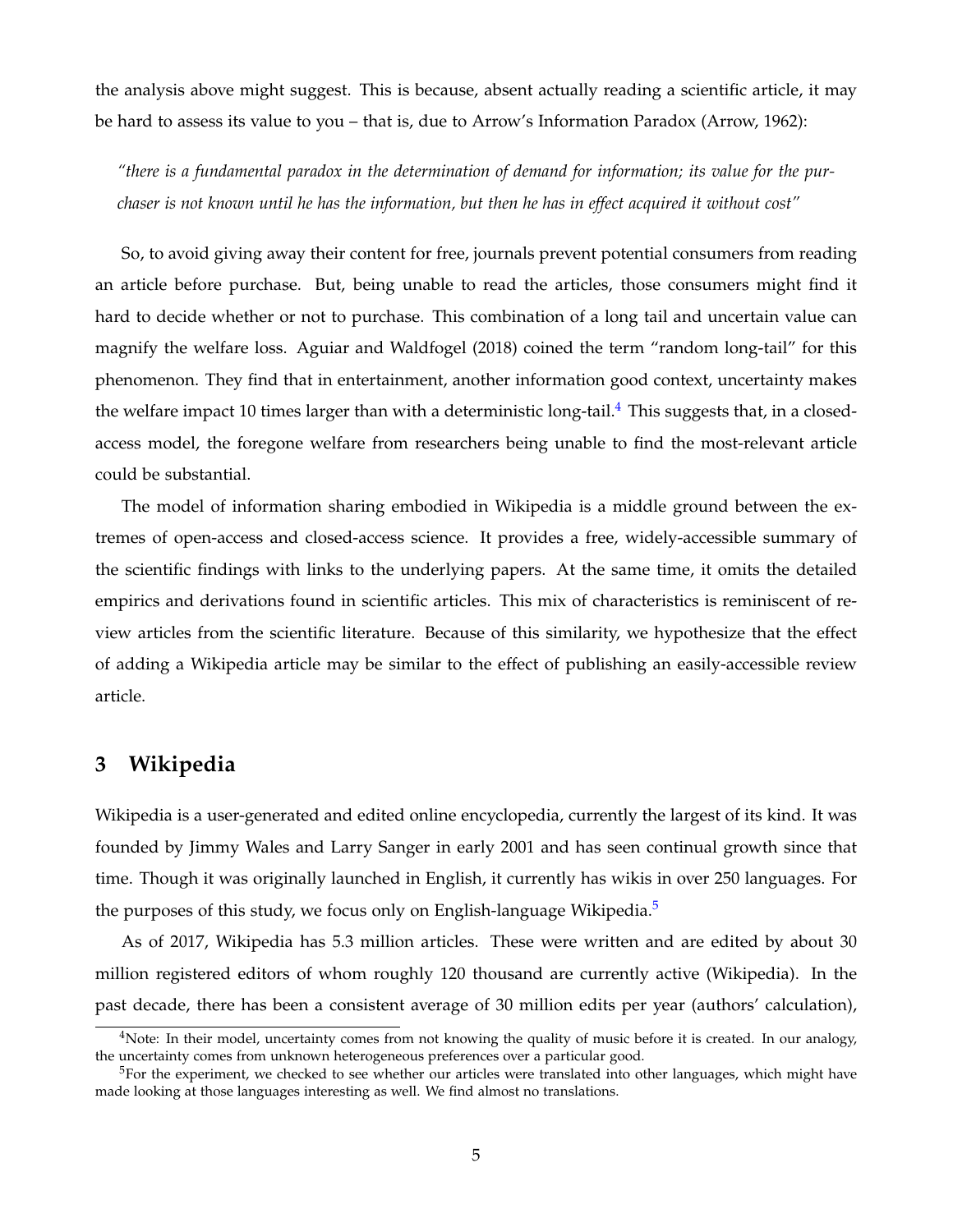the analysis above might suggest. This is because, absent actually reading a scientific article, it may be hard to assess its value to you – that is, due to Arrow's Information Paradox (Arrow, 1962):

> *"there is a fundamental paradox in the determination of demand for information; its value for the purchaser is not known until he has the information, but then he has in effect acquired it without cost"*

So, to avoid giving away their content for free, journals prevent potential consumers from reading an article before purchase. But, being unable to read the articles, those consumers might find it hard to decide whether or not to purchase. This combination of a long tail and uncertain value can magnify the welfare loss. Aguiar and Waldfogel (2018) coined the term "random long-tail" for this phenomenon. They find that in entertainment, another information good context, uncertainty makes the welfare impact 10 times larger than with a deterministic long-tail.[4] This suggests that, in a closed-access model, the foregone welfare from researchers being unable to find the most-relevant article could be substantial.

The model of information sharing embodied in Wikipedia is a middle ground between the extremes of open-access and closed-access science. It provides a free, widely-accessible summary of the scientific findings with links to the underlying papers. At the same time, it omits the detailed empirics and derivations found in scientific articles. This mix of characteristics is reminiscent of review articles from the scientific literature. Because of this similarity, we hypothesize that the effect of adding a Wikipedia article may be similar to the effect of publishing an easily-accessible review article.

## 3 Wikipedia

Wikipedia is a user-generated and edited online encyclopedia, currently the largest of its kind. It was founded by Jimmy Wales and Larry Sanger in early 2001 and has seen continual growth since that time. Though it was originally launched in English, it currently has wikis in over 250 languages. For the purposes of this study, we focus only on English-language Wikipedia.[5]

As of 2017, Wikipedia has 5.3 million articles. These were written and are edited by about 30 million registered editors of whom roughly 120 thousand are currently active (Wikipedia). In the past decade, there has been a consistent average of 30 million edits per year (authors' calculation),

[4] Note: In their model, uncertainty comes from not knowing the quality of music before it is created. In our analogy, the uncertainty comes from unknown heterogeneous preferences over a particular good.

[5] For the experiment, we checked to see whether our articles were translated into other languages, which might have made looking at those languages interesting as well. We find almost no translations.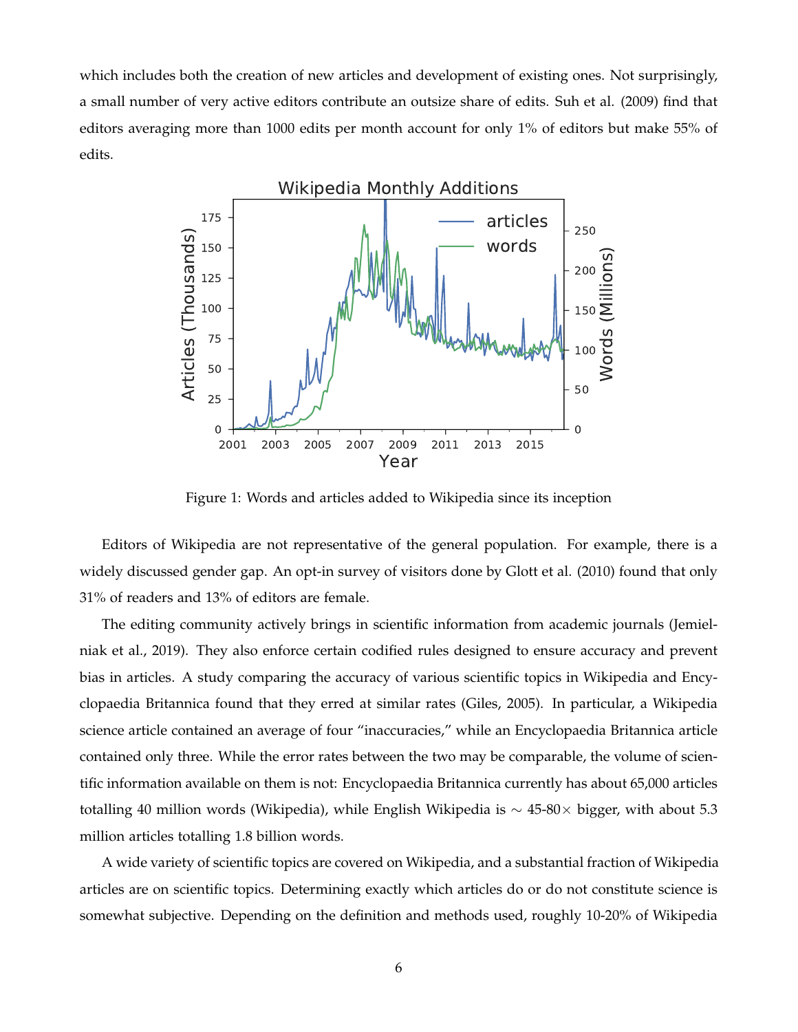which includes both the creation of new articles and development of existing ones. Not surprisingly, a small number of very active editors contribute an outsize share of edits. Suh et al. (2009) find that editors averaging more than 1000 edits per month account for only 1% of editors but make 55% of edits.

Figure 1: Words and articles added to Wikipedia since its inception

Editors of Wikipedia are not representative of the general population. For example, there is a widely discussed gender gap. An opt-in survey of visitors done by Glott et al. (2010) found that only 31% of readers and 13% of editors are female.

The editing community actively brings in scientific information from academic journals (Jemielniak et al., 2019). They also enforce certain codified rules designed to ensure accuracy and prevent bias in articles. A study comparing the accuracy of various scientific topics in Wikipedia and Encyclopaedia Britannica found that they erred at similar rates (Giles, 2005). In particular, a Wikipedia science article contained an average of four "inaccuracies," while an Encyclopaedia Britannica article contained only three. While the error rates between the two may be comparable, the volume of scientific information available on them is not: Encyclopaedia Britannica currently has about 65,000 articles totalling 40 million words (Wikipedia), while English Wikipedia is $\sim$ 45-80$\times$ bigger, with about 5.3 million articles totalling 1.8 billion words.

A wide variety of scientific topics are covered on Wikipedia, and a substantial fraction of Wikipedia articles are on scientific topics. Determining exactly which articles do or do not constitute science is somewhat subjective. Depending on the definition and methods used, roughly 10-20% of Wikipedia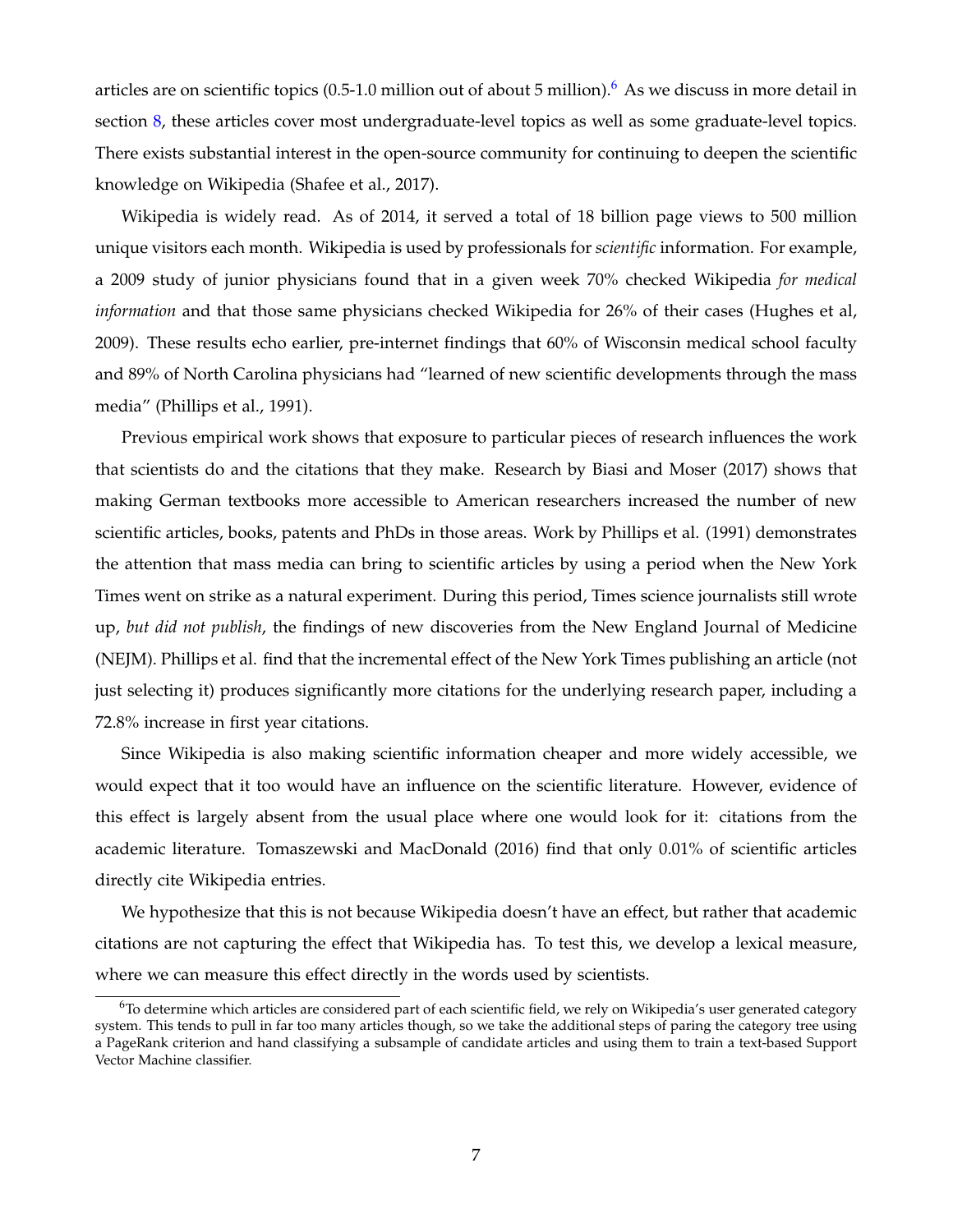articles are on scientific topics (0.5-1.0 million out of about 5 million).[6] As we discuss in more detail in section 8, these articles cover most undergraduate-level topics as well as some graduate-level topics. There exists substantial interest in the open-source community for continuing to deepen the scientific knowledge on Wikipedia (Shafee et al., 2017).

Wikipedia is widely read. As of 2014, it served a total of 18 billion page views to 500 million unique visitors each month. Wikipedia is used by professionals for *scientific* information. For example, a 2009 study of junior physicians found that in a given week 70% checked Wikipedia *for medical information* and that those same physicians checked Wikipedia for 26% of their cases (Hughes et al, 2009). These results echo earlier, pre-internet findings that 60% of Wisconsin medical school faculty and 89% of North Carolina physicians had "learned of new scientific developments through the mass media" (Phillips et al., 1991).

Previous empirical work shows that exposure to particular pieces of research influences the work that scientists do and the citations that they make. Research by Biasi and Moser (2017) shows that making German textbooks more accessible to American researchers increased the number of new scientific articles, books, patents and PhDs in those areas. Work by Phillips et al. (1991) demonstrates the attention that mass media can bring to scientific articles by using a period when the New York Times went on strike as a natural experiment. During this period, Times science journalists still wrote up, *but did not publish*, the findings of new discoveries from the New England Journal of Medicine (NEJM). Phillips et al. find that the incremental effect of the New York Times publishing an article (not just selecting it) produces significantly more citations for the underlying research paper, including a 72.8% increase in first year citations.

Since Wikipedia is also making scientific information cheaper and more widely accessible, we would expect that it too would have an influence on the scientific literature. However, evidence of this effect is largely absent from the usual place where one would look for it: citations from the academic literature. Tomaszewski and MacDonald (2016) find that only 0.01% of scientific articles directly cite Wikipedia entries.

We hypothesize that this is not because Wikipedia doesn't have an effect, but rather that academic citations are not capturing the effect that Wikipedia has. To test this, we develop a lexical measure, where we can measure this effect directly in the words used by scientists.

[6] To determine which articles are considered part of each scientific field, we rely on Wikipedia's user generated category system. This tends to pull in far too many articles though, so we take the additional steps of paring the category tree using a PageRank criterion and hand classifying a subsample of candidate articles and using them to train a text-based Support Vector Machine classifier.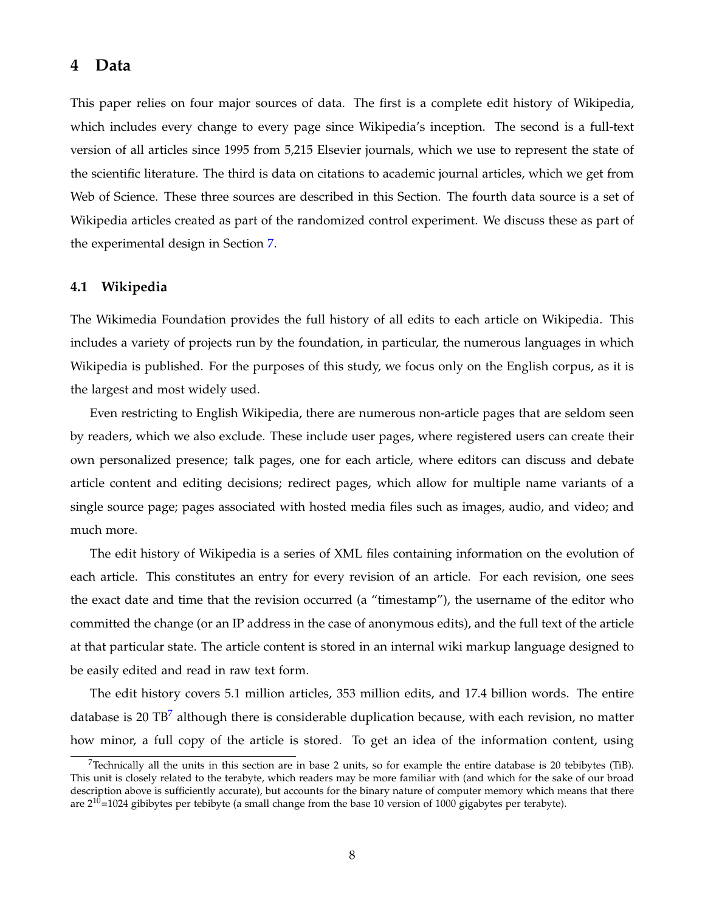# 4 Data

This paper relies on four major sources of data. The first is a complete edit history of Wikipedia, which includes every change to every page since Wikipedia's inception. The second is a full-text version of all articles since 1995 from 5,215 Elsevier journals, which we use to represent the state of the scientific literature. The third is data on citations to academic journal articles, which we get from Web of Science. These three sources are described in this Section. The fourth data source is a set of Wikipedia articles created as part of the randomized control experiment. We discuss these as part of the experimental design in Section 7.

## 4.1 Wikipedia

The Wikimedia Foundation provides the full history of all edits to each article on Wikipedia. This includes a variety of projects run by the foundation, in particular, the numerous languages in which Wikipedia is published. For the purposes of this study, we focus only on the English corpus, as it is the largest and most widely used.

Even restricting to English Wikipedia, there are numerous non-article pages that are seldom seen by readers, which we also exclude. These include user pages, where registered users can create their own personalized presence; talk pages, one for each article, where editors can discuss and debate article content and editing decisions; redirect pages, which allow for multiple name variants of a single source page; pages associated with hosted media files such as images, audio, and video; and much more.

The edit history of Wikipedia is a series of XML files containing information on the evolution of each article. This constitutes an entry for every revision of an article. For each revision, one sees the exact date and time that the revision occurred (a "timestamp"), the username of the editor who committed the change (or an IP address in the case of anonymous edits), and the full text of the article at that particular state. The article content is stored in an internal wiki markup language designed to be easily edited and read in raw text form.

The edit history covers 5.1 million articles, 353 million edits, and 17.4 billion words. The entire database is 20 TB[7] although there is considerable duplication because, with each revision, no matter how minor, a full copy of the article is stored. To get an idea of the information content, using

[7] Technically all the units in this section are in base 2 units, so for example the entire database is 20 tebibytes (TiB). This unit is closely related to the terabyte, which readers may be more familiar with (and which for the sake of our broad description above is sufficiently accurate), but accounts for the binary nature of computer memory which means that there are $2^{10}$=1024 gibibytes per tebibyte (a small change from the base 10 version of 1000 gigabytes per terabyte).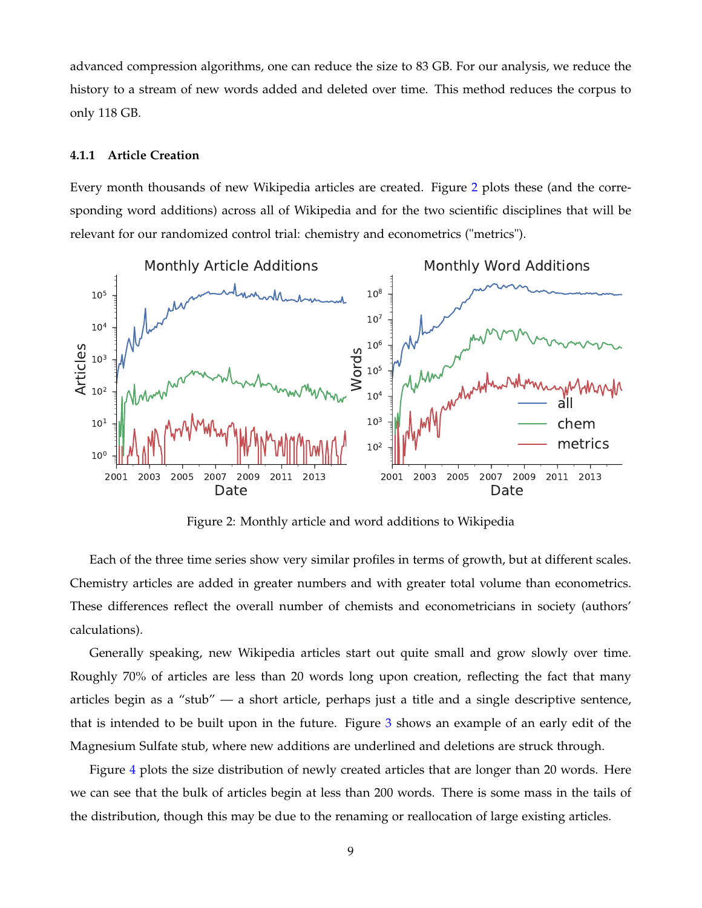advanced compression algorithms, one can reduce the size to 83 GB. For our analysis, we reduce the history to a stream of new words added and deleted over time. This method reduces the corpus to only 118 GB.

#### 4.1.1 Article Creation

Every month thousands of new Wikipedia articles are created. Figure 2 plots these (and the corresponding word additions) across all of Wikipedia and for the two scientific disciplines that will be relevant for our randomized control trial: chemistry and econometrics ("metrics").

Figure 2: Monthly article and word additions to Wikipedia

Each of the three time series show very similar profiles in terms of growth, but at different scales. Chemistry articles are added in greater numbers and with greater total volume than econometrics. These differences reflect the overall number of chemists and econometricians in society (authors' calculations).

Generally speaking, new Wikipedia articles start out quite small and grow slowly over time. Roughly 70% of articles are less than 20 words long upon creation, reflecting the fact that many articles begin as a "stub" — a short article, perhaps just a title and a single descriptive sentence, that is intended to be built upon in the future. Figure 3 shows an example of an early edit of the Magnesium Sulfate stub, where new additions are underlined and deletions are struck through.

Figure 4 plots the size distribution of newly created articles that are longer than 20 words. Here we can see that the bulk of articles begin at less than 200 words. There is some mass in the tails of the distribution, though this may be due to the renaming or reallocation of large existing articles.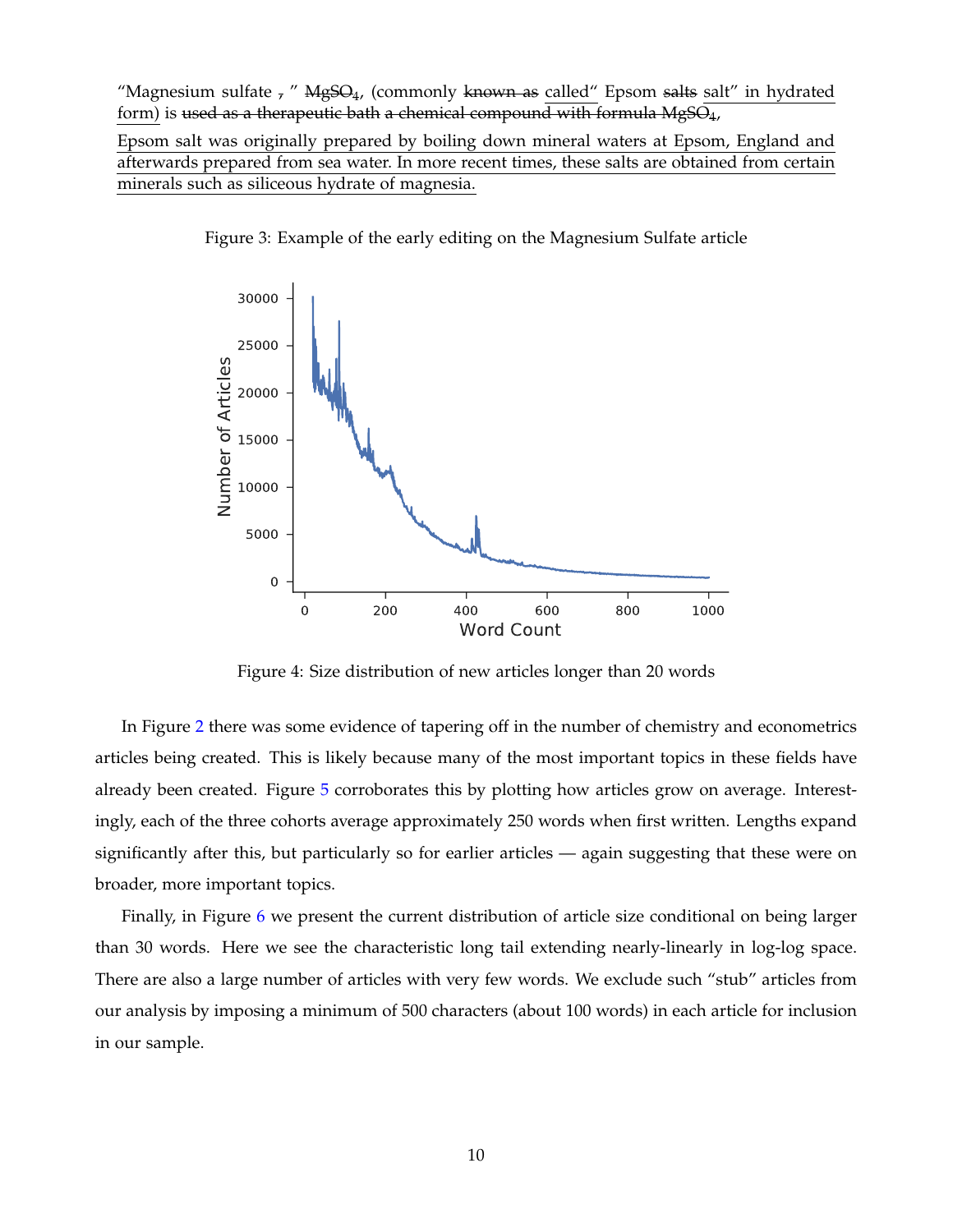"Magnesium sulfate ~~,~~ " ~~$MgSO_4$~~, (commonly ~~known as~~ called" Epsom ~~salts~~ salt" in hydrated form) is ~~used as a therapeutic bath a chemical compound with formula $MgSO_4$~~,

Epsom salt was originally prepared by boiling down mineral waters at Epsom, England and afterwards prepared from sea water. In more recent times, these salts are obtained from certain minerals such as siliceous hydrate of magnesia.

Figure 3: Example of the early editing on the Magnesium Sulfate article

Figure 4: Size distribution of new articles longer than 20 words

In Figure 2 there was some evidence of tapering off in the number of chemistry and econometrics articles being created. This is likely because many of the most important topics in these fields have already been created. Figure 5 corroborates this by plotting how articles grow on average. Interestingly, each of the three cohorts average approximately 250 words when first written. Lengths expand significantly after this, but particularly so for earlier articles — again suggesting that these were on broader, more important topics.

Finally, in Figure 6 we present the current distribution of article size conditional on being larger than 30 words. Here we see the characteristic long tail extending nearly-linearly in log-log space. There are also a large number of articles with very few words. We exclude such "stub" articles from our analysis by imposing a minimum of 500 characters (about 100 words) in each article for inclusion in our sample.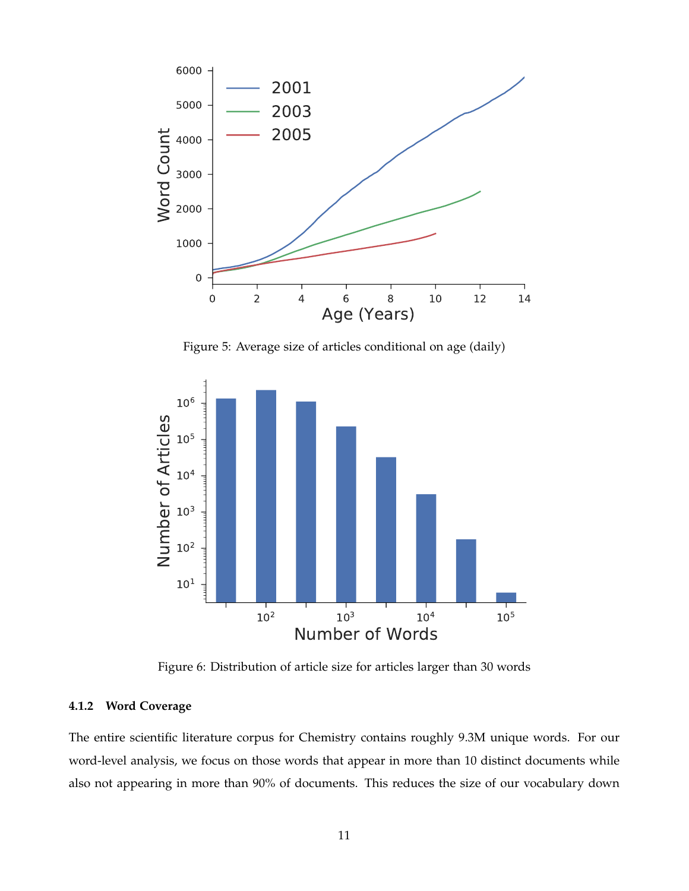Figure 5: Average size of articles conditional on age (daily)

Figure 6: Distribution of article size for articles larger than 30 words

#### 4.1.2 Word Coverage

The entire scientific literature corpus for Chemistry contains roughly 9.3M unique words. For our word-level analysis, we focus on those words that appear in more than 10 distinct documents while also not appearing in more than 90% of documents. This reduces the size of our vocabulary down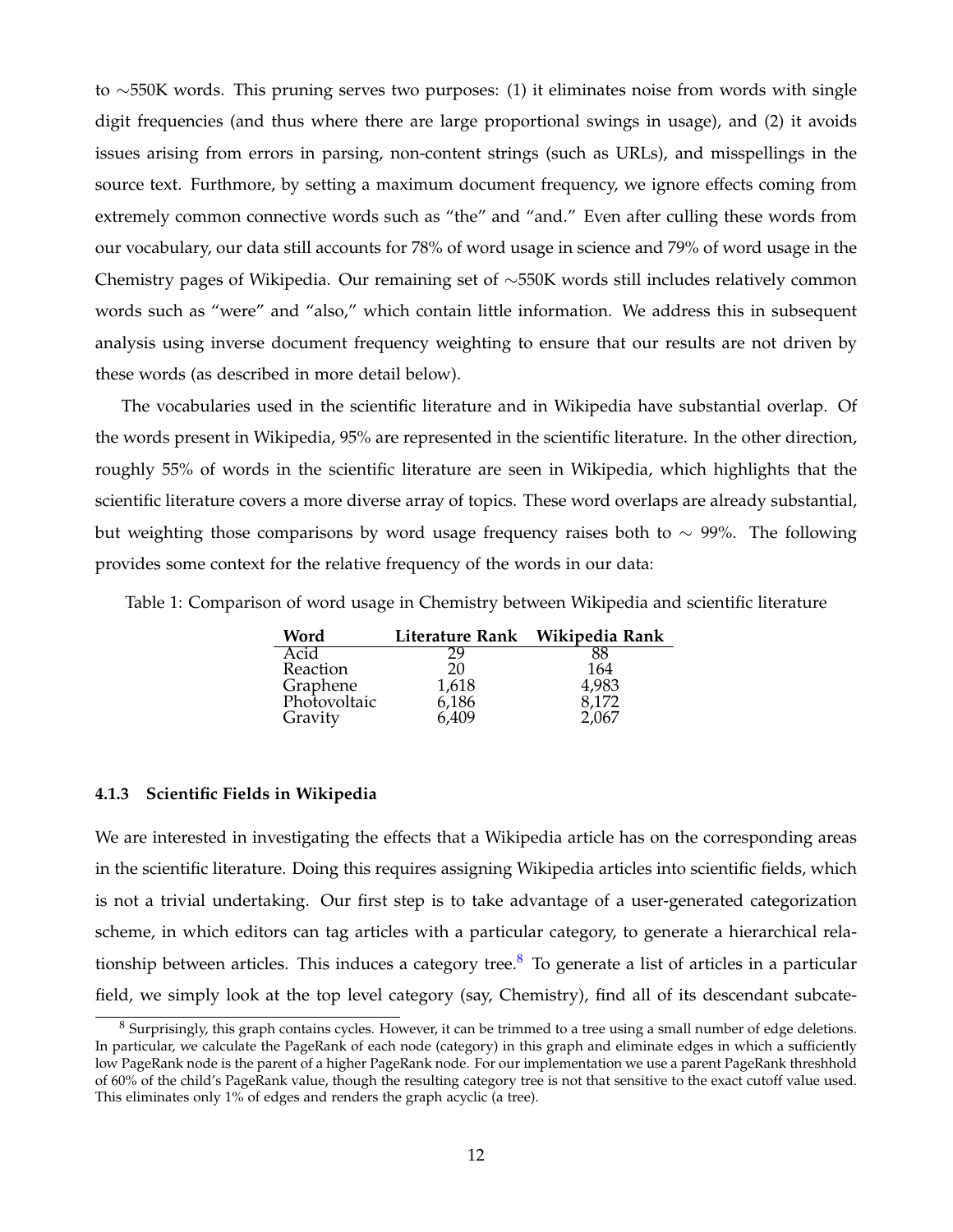to ∼550K words. This pruning serves two purposes: (1) it eliminates noise from words with single digit frequencies (and thus where there are large proportional swings in usage), and (2) it avoids issues arising from errors in parsing, non-content strings (such as URLs), and misspellings in the source text. Furthermore, by setting a maximum document frequency, we ignore effects coming from extremely common connective words such as "the" and "and." Even after culling these words from our vocabulary, our data still accounts for 78% of word usage in science and 79% of word usage in the Chemistry pages of Wikipedia. Our remaining set of ∼550K words still includes relatively common words such as "were" and "also," which contain little information. We address this in subsequent analysis using inverse document frequency weighting to ensure that our results are not driven by these words (as described in more detail below).

The vocabularies used in the scientific literature and in Wikipedia have substantial overlap. Of the words present in Wikipedia, 95% are represented in the scientific literature. In the other direction, roughly 55% of words in the scientific literature are seen in Wikipedia, which highlights that the scientific literature covers a more diverse array of topics. These word overlaps are already substantial, but weighting those comparisons by word usage frequency raises both to $\sim$ 99%. The following provides some context for the relative frequency of the words in our data:

Table 1: Comparison of word usage in Chemistry between Wikipedia and scientific literature

| Word | Literature Rank | Wikipedia Rank |
|---|---|---|
| Acid | 29 | 88 |
| Reaction | 20 | 164 |
| Graphene | 1,618 | 4,983 |
| Photovoltaic | 6,186 | 8,172 |
| Gravity | 6,409 | 2,067 |

#### 4.1.3 Scientific Fields in Wikipedia

We are interested in investigating the effects that a Wikipedia article has on the corresponding areas in the scientific literature. Doing this requires assigning Wikipedia articles into scientific fields, which is not a trivial undertaking. Our first step is to take advantage of a user-generated categorization scheme, in which editors can tag articles with a particular category, to generate a hierarchical relationship between articles. This induces a category tree.[8] To generate a list of articles in a particular field, we simply look at the top level category (say, Chemistry), find all of its descendant subcate-

[8] Surprisingly, this graph contains cycles. However, it can be trimmed to a tree using a small number of edge deletions. In particular, we calculate the PageRank of each node (category) in this graph and eliminate edges in which a sufficiently low PageRank node is the parent of a higher PageRank node. For our implementation we use a parent PageRank threshhold of 60% of the child's PageRank value, though the resulting category tree is not that sensitive to the exact cutoff value used. This eliminates only 1% of edges and renders the graph acyclic (a tree).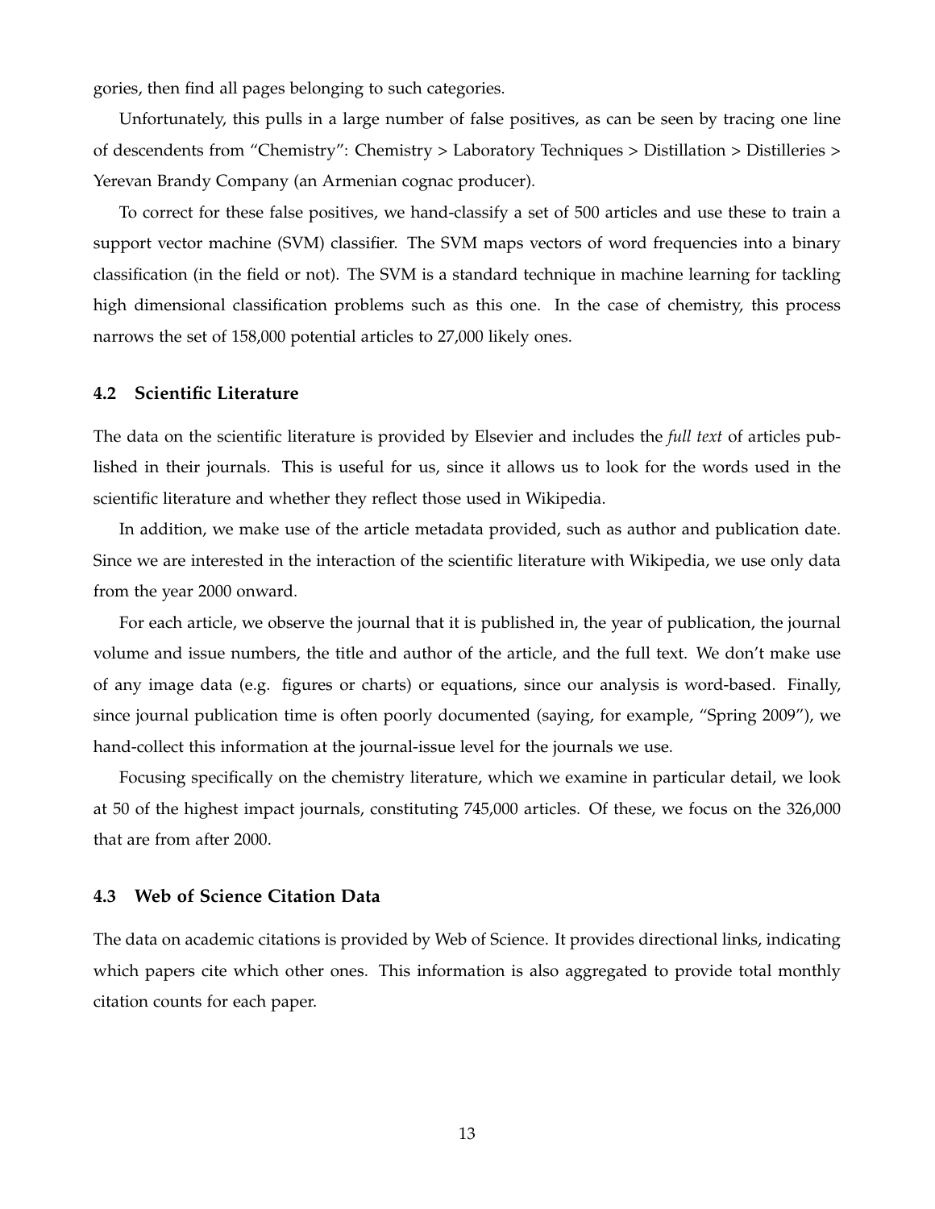gories, then find all pages belonging to such categories.

Unfortunately, this pulls in a large number of false positives, as can be seen by tracing one line of descendents from "Chemistry": Chemistry > Laboratory Techniques > Distillation > Distilleries > Yerevan Brandy Company (an Armenian cognac producer).

To correct for these false positives, we hand-classify a set of 500 articles and use these to train a support vector machine (SVM) classifier. The SVM maps vectors of word frequencies into a binary classification (in the field or not). The SVM is a standard technique in machine learning for tackling high dimensional classification problems such as this one. In the case of chemistry, this process narrows the set of 158,000 potential articles to 27,000 likely ones.

### 4.2 Scientific Literature

The data on the scientific literature is provided by Elsevier and includes the *full text* of articles published in their journals. This is useful for us, since it allows us to look for the words used in the scientific literature and whether they reflect those used in Wikipedia.

In addition, we make use of the article metadata provided, such as author and publication date. Since we are interested in the interaction of the scientific literature with Wikipedia, we use only data from the year 2000 onward.

For each article, we observe the journal that it is published in, the year of publication, the journal volume and issue numbers, the title and author of the article, and the full text. We don't make use of any image data (e.g. figures or charts) or equations, since our analysis is word-based. Finally, since journal publication time is often poorly documented (saying, for example, "Spring 2009"), we hand-collect this information at the journal-issue level for the journals we use.

Focusing specifically on the chemistry literature, which we examine in particular detail, we look at 50 of the highest impact journals, constituting 745,000 articles. Of these, we focus on the 326,000 that are from after 2000.

### 4.3 Web of Science Citation Data

The data on academic citations is provided by Web of Science. It provides directional links, indicating which papers cite which other ones. This information is also aggregated to provide total monthly citation counts for each paper.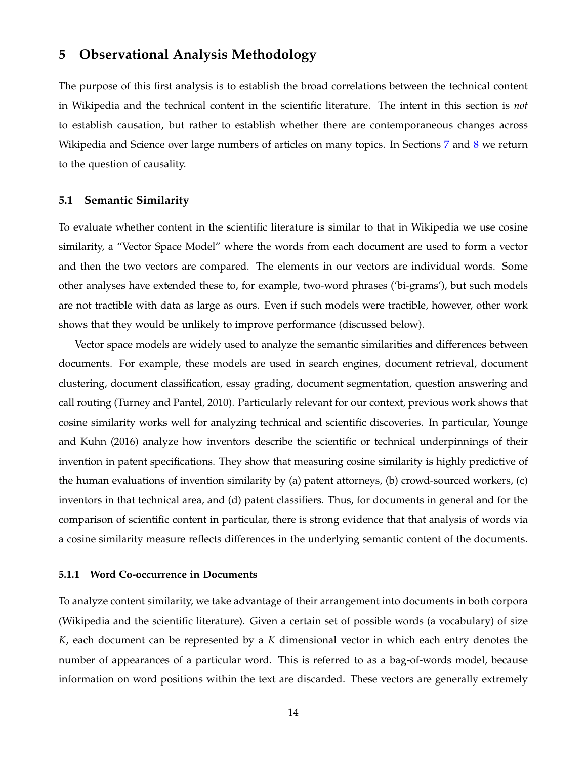# 5 Observational Analysis Methodology

The purpose of this first analysis is to establish the broad correlations between the technical content in Wikipedia and the technical content in the scientific literature. The intent in this section is *not* to establish causation, but rather to establish whether there are contemporaneous changes across Wikipedia and Science over large numbers of articles on many topics. In Sections 7 and 8 we return to the question of causality.

## 5.1 Semantic Similarity

To evaluate whether content in the scientific literature is similar to that in Wikipedia we use cosine similarity, a "Vector Space Model" where the words from each document are used to form a vector and then the two vectors are compared. The elements in our vectors are individual words. Some other analyses have extended these to, for example, two-word phrases ('bi-grams'), but such models are not tractible with data as large as ours. Even if such models were tractible, however, other work shows that they would be unlikely to improve performance (discussed below).

Vector space models are widely used to analyze the semantic similarities and differences between documents. For example, these models are used in search engines, document retrieval, document clustering, document classification, essay grading, document segmentation, question answering and call routing (Turney and Pantel, 2010). Particularly relevant for our context, previous work shows that cosine similarity works well for analyzing technical and scientific discoveries. In particular, Younge and Kuhn (2016) analyze how inventors describe the scientific or technical underpinnings of their invention in patent specifications. They show that measuring cosine similarity is highly predictive of the human evaluations of invention similarity by (a) patent attorneys, (b) crowd-sourced workers, (c) inventors in that technical area, and (d) patent classifiers. Thus, for documents in general and for the comparison of scientific content in particular, there is strong evidence that that analysis of words via a cosine similarity measure reflects differences in the underlying semantic content of the documents.

### 5.1.1 Word Co-occurrence in Documents

To analyze content similarity, we take advantage of their arrangement into documents in both corpora (Wikipedia and the scientific literature). Given a certain set of possible words (a vocabulary) of size $K$, each document can be represented by a $K$ dimensional vector in which each entry denotes the number of appearances of a particular word. This is referred to as a bag-of-words model, because information on word positions within the text are discarded. These vectors are generally extremely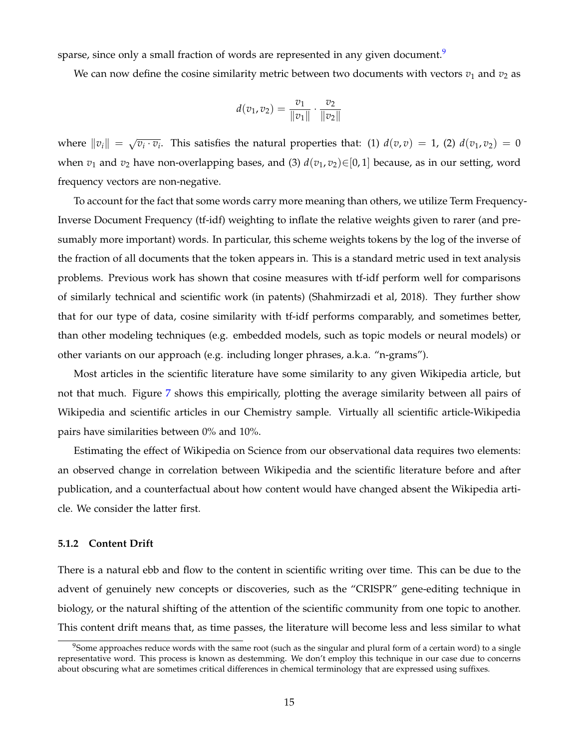sparse, since only a small fraction of words are represented in any given document.[9]

We can now define the cosine similarity metric between two documents with vectors $v_1$ and $v_2$ as

$$d(v_1, v_2) = \frac{v_1}{\|v_1\|} \cdot \frac{v_2}{\|v_2\|}$$

where $\|v_i\| = \sqrt{v_i \cdot v_i}$. This satisfies the natural properties that: (1) $d(v, v) = 1$, (2) $d(v_1, v_2) = 0$ when $v_1$ and $v_2$ have non-overlapping bases, and (3) $d(v_1, v_2) \in [0, 1]$ because, as in our setting, word frequency vectors are non-negative.

To account for the fact that some words carry more meaning than others, we utilize Term Frequency-Inverse Document Frequency (tf-idf) weighting to inflate the relative weights given to rarer (and presumably more important) words. In particular, this scheme weights tokens by the log of the inverse of the fraction of all documents that the token appears in. This is a standard metric used in text analysis problems. Previous work has shown that cosine measures with tf-idf perform well for comparisons of similarly technical and scientific work (in patents) (Shahmirzadi et al, 2018). They further show that for our type of data, cosine similarity with tf-idf performs comparably, and sometimes better, than other modeling techniques (e.g. embedded models, such as topic models or neural models) or other variants on our approach (e.g. including longer phrases, a.k.a. "n-grams").

Most articles in the scientific literature have some similarity to any given Wikipedia article, but not that much. Figure 7 shows this empirically, plotting the average similarity between all pairs of Wikipedia and scientific articles in our Chemistry sample. Virtually all scientific article-Wikipedia pairs have similarities between 0% and 10%.

Estimating the effect of Wikipedia on Science from our observational data requires two elements: an observed change in correlation between Wikipedia and the scientific literature before and after publication, and a counterfactual about how content would have changed absent the Wikipedia article. We consider the latter first.

#### 5.1.2 Content Drift

There is a natural ebb and flow to the content in scientific writing over time. This can be due to the advent of genuinely new concepts or discoveries, such as the "CRISPR" gene-editing technique in biology, or the natural shifting of the attention of the scientific community from one topic to another. This content drift means that, as time passes, the literature will become less and less similar to what

[9] Some approaches reduce words with the same root (such as the singular and plural form of a certain word) to a single representative word. This process is known as destemming. We don't employ this technique in our case due to concerns about obscuring what are sometimes critical differences in chemical terminology that are expressed using suffixes.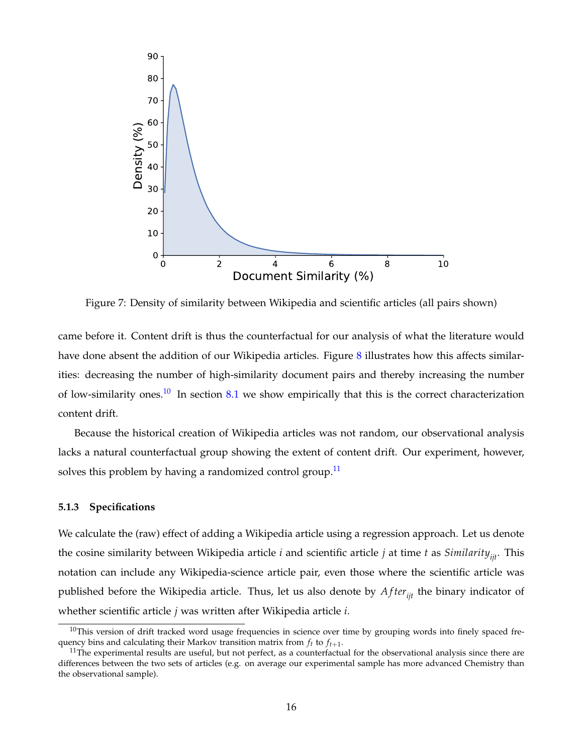Figure 7: Density of similarity between Wikipedia and scientific articles (all pairs shown)

came before it. Content drift is thus the counterfactual for our analysis of what the literature would have done absent the addition of our Wikipedia articles. Figure 8 illustrates how this affects similarities: decreasing the number of high-similarity document pairs and thereby increasing the number of low-similarity ones.[10] In section 8.1 we show empirically that this is the correct characterization content drift.

Because the historical creation of Wikipedia articles was not random, our observational analysis lacks a natural counterfactual group showing the extent of content drift. Our experiment, however, solves this problem by having a randomized control group.[11]

#### 5.1.3 Specifications

We calculate the (raw) effect of adding a Wikipedia article using a regression approach. Let us denote the cosine similarity between Wikipedia article $i$ and scientific article $j$ at time $t$ as $Similarity_{ijt}$. This notation can include any Wikipedia-science article pair, even those where the scientific article was published before the Wikipedia article. Thus, let us also denote by $After_{ijt}$ the binary indicator of whether scientific article $j$ was written after Wikipedia article $i$.

[10] This version of drift tracked word usage frequencies in science over time by grouping words into finely spaced frequency bins and calculating their Markov transition matrix from $f_t$ to $f_{t+1}$.

[11] The experimental results are useful, but not perfect, as a counterfactual for the observational analysis since there are differences between the two sets of articles (e.g. on average our experimental sample has more advanced Chemistry than the observational sample).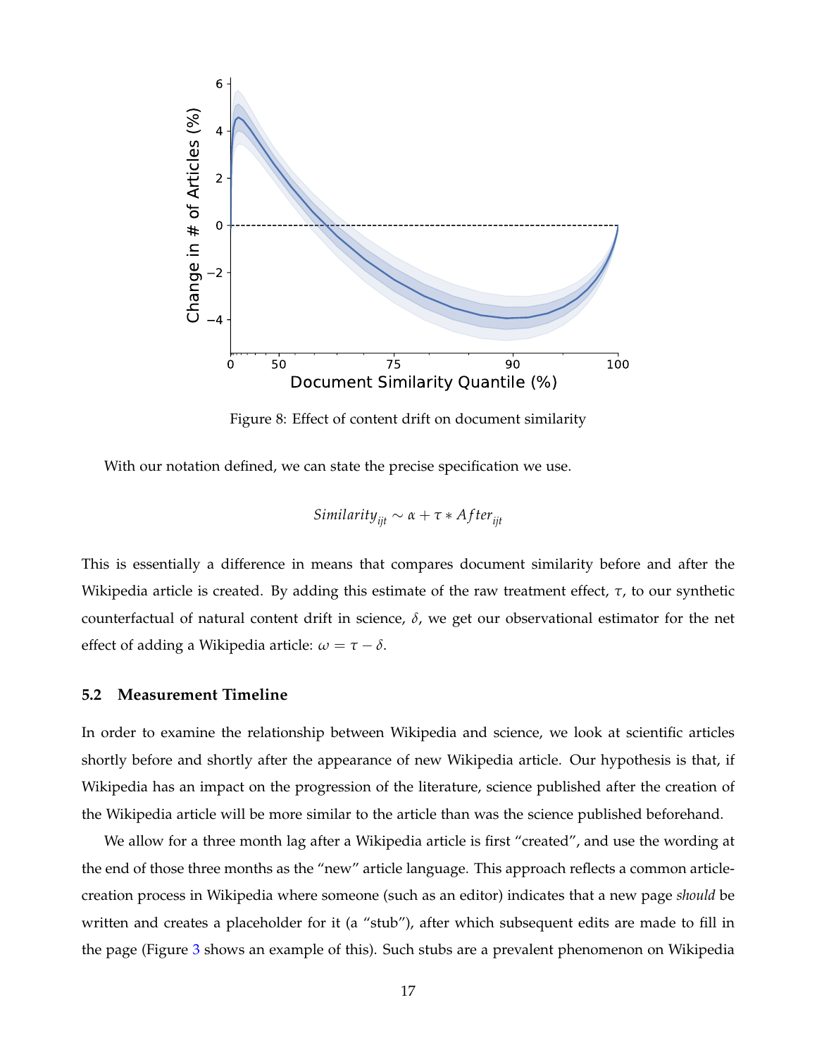Figure 8: Effect of content drift on document similarity

With our notation defined, we can state the precise specification we use.

$$Similarity_{ijt} \sim \alpha + \tau * After_{ijt}$$

This is essentially a difference in means that compares document similarity before and after the Wikipedia article is created. By adding this estimate of the raw treatment effect, $\tau$, to our synthetic counterfactual of natural content drift in science, $\delta$, we get our observational estimator for the net effect of adding a Wikipedia article: $\omega = \tau - \delta$.

### 5.2 Measurement Timeline

In order to examine the relationship between Wikipedia and science, we look at scientific articles shortly before and shortly after the appearance of new Wikipedia article. Our hypothesis is that, if Wikipedia has an impact on the progression of the literature, science published after the creation of the Wikipedia article will be more similar to the article than was the science published beforehand.

We allow for a three month lag after a Wikipedia article is first "created", and use the wording at the end of those three months as the "new" article language. This approach reflects a common article-creation process in Wikipedia where someone (such as an editor) indicates that a new page *should* be written and creates a placeholder for it (a "stub"), after which subsequent edits are made to fill in the page (Figure 3 shows an example of this). Such stubs are a prevalent phenomenon on Wikipedia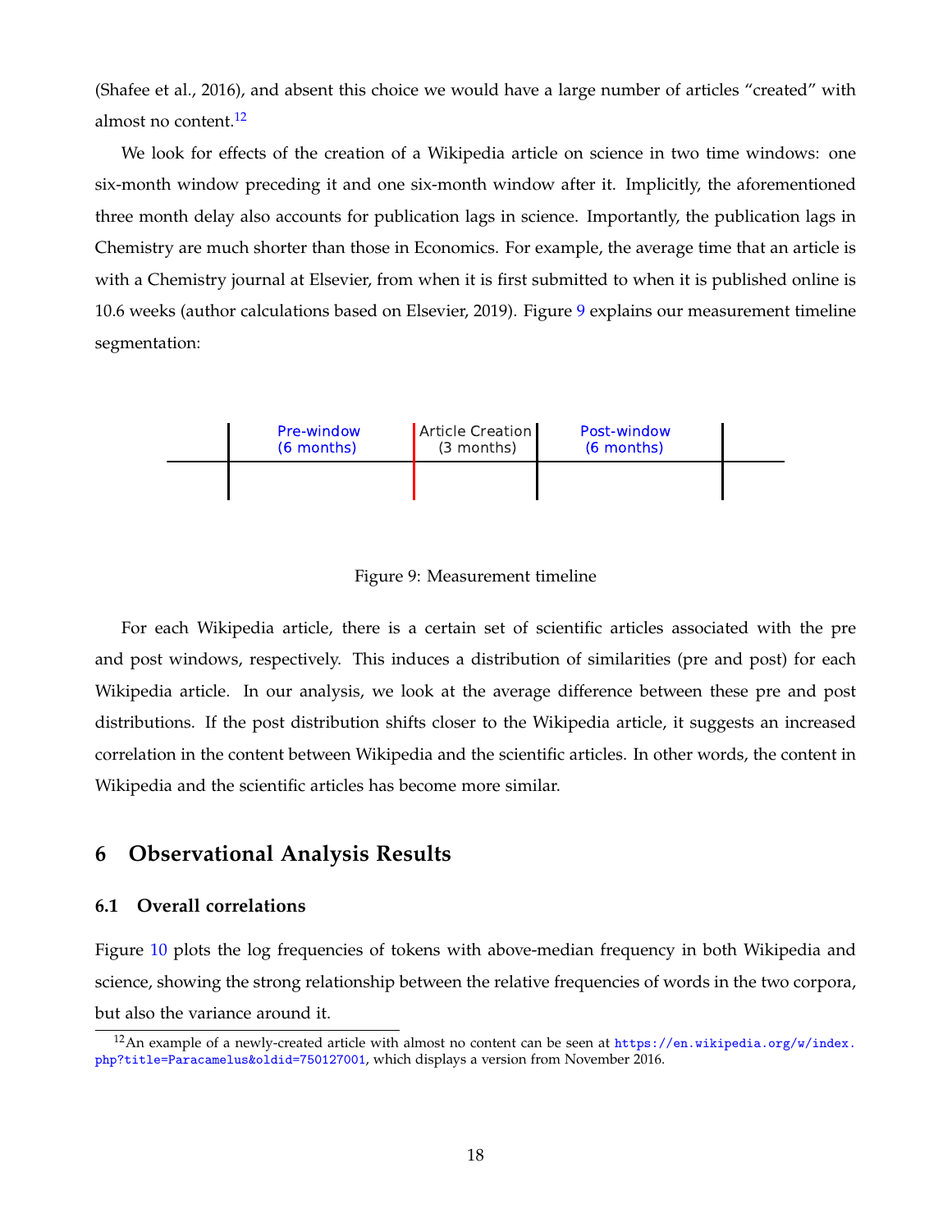(Shafee et al., 2016), and absent this choice we would have a large number of articles "created" with almost no content.[12]

We look for effects of the creation of a Wikipedia article on science in two time windows: one six-month window preceding it and one six-month window after it. Implicitly, the aforementioned three month delay also accounts for publication lags in science. Importantly, the publication lags in Chemistry are much shorter than those in Economics. For example, the average time that an article is with a Chemistry journal at Elsevier, from when it is first submitted to when it is published online is 10.6 weeks (author calculations based on Elsevier, 2019). Figure 9 explains our measurement timeline segmentation:

Pre-window (6 months) | Article Creation (3 months) | Post-window (6 months)

Figure 9: Measurement timeline

For each Wikipedia article, there is a certain set of scientific articles associated with the pre and post windows, respectively. This induces a distribution of similarities (pre and post) for each Wikipedia article. In our analysis, we look at the average difference between these pre and post distributions. If the post distribution shifts closer to the Wikipedia article, it suggests an increased correlation in the content between Wikipedia and the scientific articles. In other words, the content in Wikipedia and the scientific articles has become more similar.

# 6 Observational Analysis Results

## 6.1 Overall correlations

Figure 10 plots the log frequencies of tokens with above-median frequency in both Wikipedia and science, showing the strong relationship between the relative frequencies of words in the two corpora, but also the variance around it.

[12]An example of a newly-created article with almost no content can be seen at https://en.wikipedia.org/w/index.php?title=Paracamelus&oldid=750127001, which displays a version from November 2016.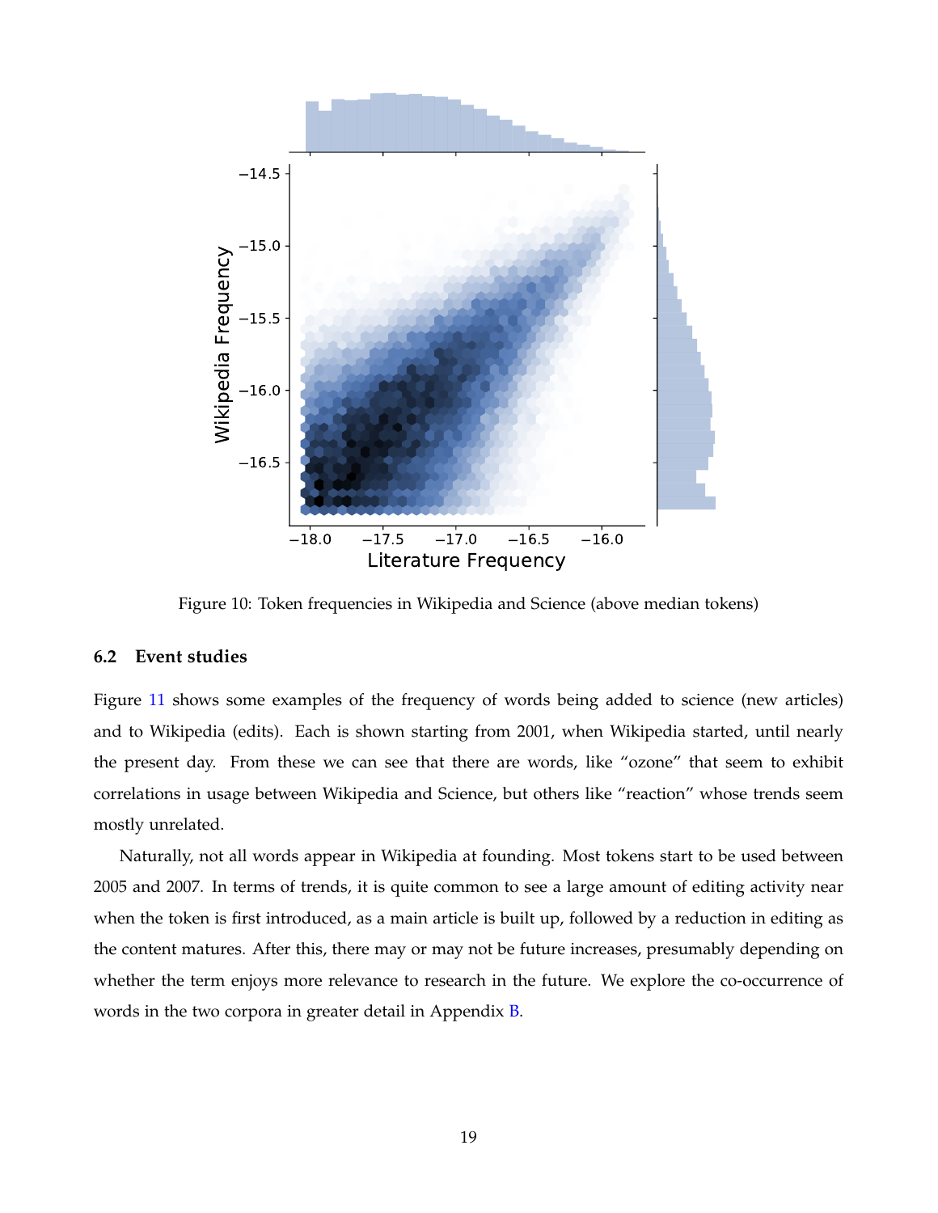Figure 10: Token frequencies in Wikipedia and Science (above median tokens)

### 6.2 Event studies

Figure 11 shows some examples of the frequency of words being added to science (new articles) and to Wikipedia (edits). Each is shown starting from 2001, when Wikipedia started, until nearly the present day. From these we can see that there are words, like "ozone" that seem to exhibit correlations in usage between Wikipedia and Science, but others like "reaction" whose trends seem mostly unrelated.

Naturally, not all words appear in Wikipedia at founding. Most tokens start to be used between 2005 and 2007. In terms of trends, it is quite common to see a large amount of editing activity near when the token is first introduced, as a main article is built up, followed by a reduction in editing as the content matures. After this, there may or may not be future increases, presumably depending on whether the term enjoys more relevance to research in the future. We explore the co-occurrence of words in the two corpora in greater detail in Appendix B.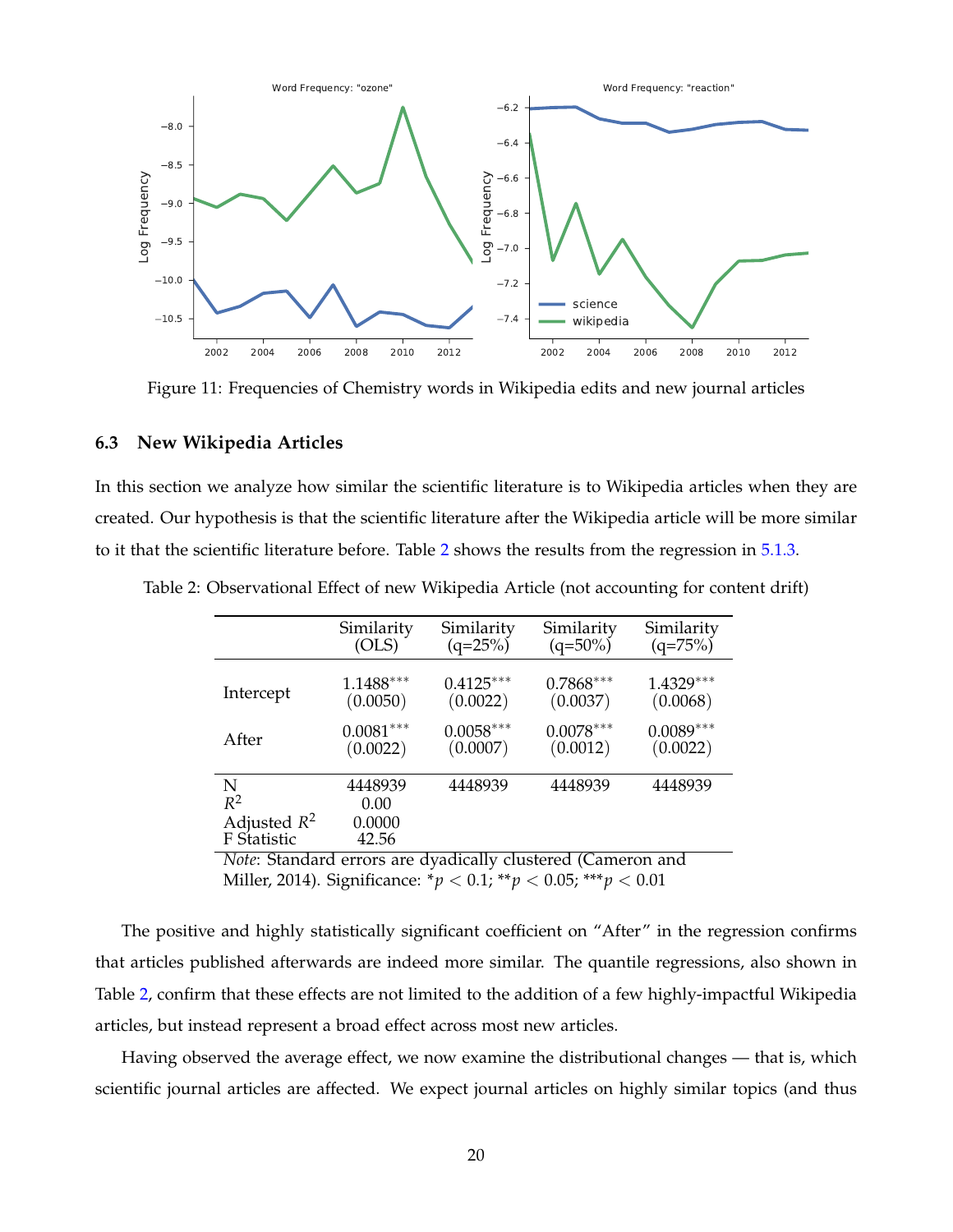Figure 11: Frequencies of Chemistry words in Wikipedia edits and new journal articles

### 6.3 New Wikipedia Articles

In this section we analyze how similar the scientific literature is to Wikipedia articles when they are created. Our hypothesis is that the scientific literature after the Wikipedia article will be more similar to it that the scientific literature before. Table 2 shows the results from the regression in 5.1.3.

Table 2: Observational Effect of new Wikipedia Article (not accounting for content drift)

| | Similarity (OLS) | Similarity (q=25%) | Similarity (q=50%) | Similarity (q=75%) |
|---|---|---|---|---|
| Intercept | 1.1488*** (0.0050) | 0.4125*** (0.0022) | 0.7868*** (0.0037) | 1.4329*** (0.0068) |
| After | 0.0081*** (0.0022) | 0.0058*** (0.0007) | 0.0078*** (0.0012) | 0.0089*** (0.0022) |
| N | 4448939 | 4448939 | 4448939 | 4448939 |
| $R^2$ | 0.00 | | | |
| Adjusted $R^2$ | 0.0000 | | | |
| F Statistic | 42.56 | | | |

*Note*: Standard errors are dyadically clustered (Cameron and Miller, 2014). Significance: $^{*}p < 0.1$; $^{**}p < 0.05$; $^{***}p < 0.01$

The positive and highly statistically significant coefficient on "After" in the regression confirms that articles published afterwards are indeed more similar. The quantile regressions, also shown in Table 2, confirm that these effects are not limited to the addition of a few highly-impactful Wikipedia articles, but instead represent a broad effect across most new articles.

Having observed the average effect, we now examine the distributional changes — that is, which scientific journal articles are affected. We expect journal articles on highly similar topics (and thus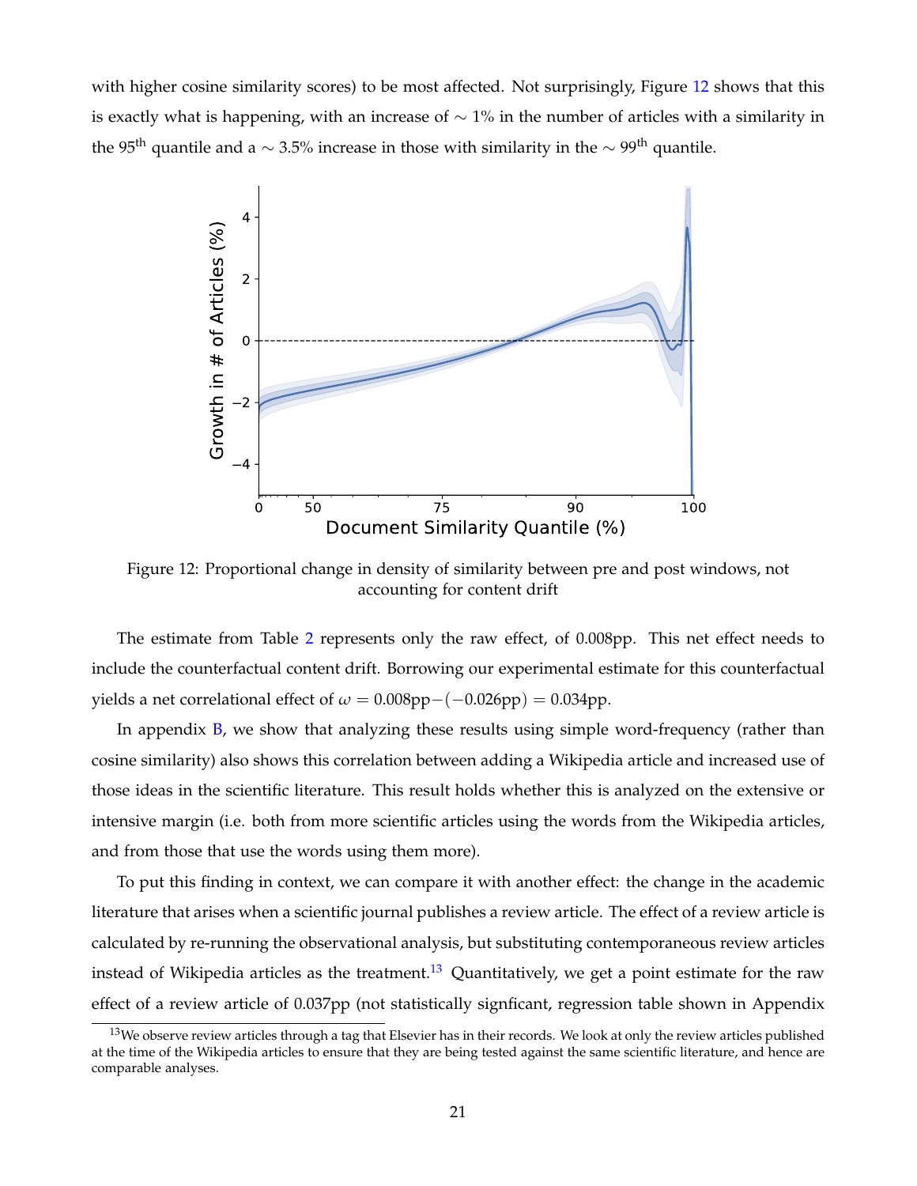with higher cosine similarity scores) to be most affected. Not surprisingly, Figure 12 shows that this is exactly what is happening, with an increase of $\sim 1\%$ in the number of articles with a similarity in the 95$^{\text{th}}$ quantile and a $\sim 3.5\%$ increase in those with similarity in the $\sim 99^{\text{th}}$ quantile.

Figure 12: Proportional change in density of similarity between pre and post windows, not accounting for content drift

The estimate from Table 2 represents only the raw effect, of 0.008pp. This net effect needs to include the counterfactual content drift. Borrowing our experimental estimate for this counterfactual yields a net correlational effect of $\omega = 0.008\text{pp} - (-0.026\text{pp}) = 0.034\text{pp}$.

In appendix B, we show that analyzing these results using simple word-frequency (rather than cosine similarity) also shows this correlation between adding a Wikipedia article and increased use of those ideas in the scientific literature. This result holds whether this is analyzed on the extensive or intensive margin (i.e. both from more scientific articles using the words from the Wikipedia articles, and from those that use the words using them more).

To put this finding in context, we can compare it with another effect: the change in the academic literature that arises when a scientific journal publishes a review article. The effect of a review article is calculated by re-running the observational analysis, but substituting contemporaneous review articles instead of Wikipedia articles as the treatment.[13] Quantitatively, we get a point estimate for the raw effect of a review article of 0.037pp (not statistically signficant, regression table shown in Appendix

[13] We observe review articles through a tag that Elsevier has in their records. We look at only the review articles published at the time of the Wikipedia articles to ensure that they are being tested against the same scientific literature, and hence are comparable analyses.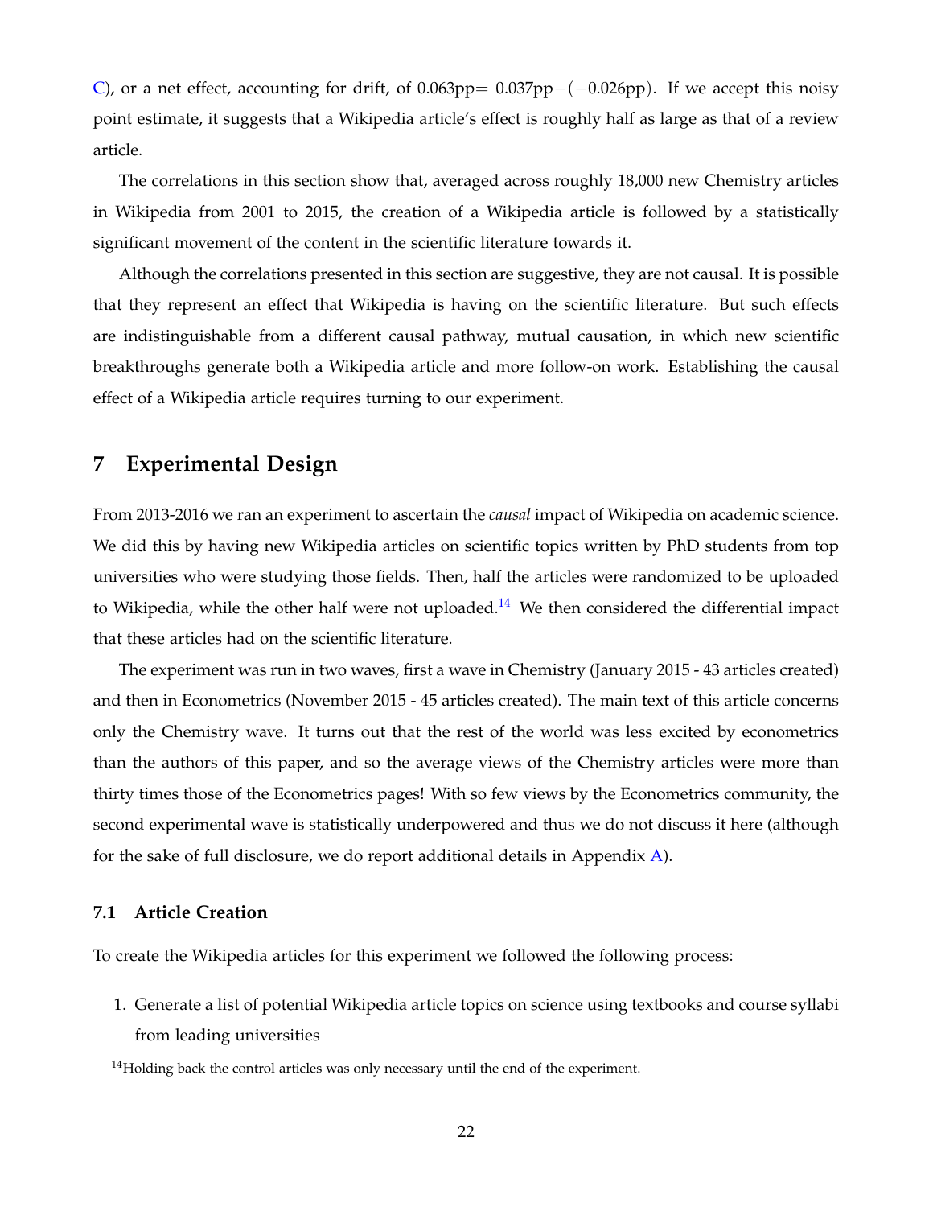C), or a net effect, accounting for drift, of $0.063\text{pp} = 0.037\text{pp} - (-0.026\text{pp})$. If we accept this noisy point estimate, it suggests that a Wikipedia article's effect is roughly half as large as that of a review article.

The correlations in this section show that, averaged across roughly 18,000 new Chemistry articles in Wikipedia from 2001 to 2015, the creation of a Wikipedia article is followed by a statistically significant movement of the content in the scientific literature towards it.

Although the correlations presented in this section are suggestive, they are not causal. It is possible that they represent an effect that Wikipedia is having on the scientific literature. But such effects are indistinguishable from a different causal pathway, mutual causation, in which new scientific breakthroughs generate both a Wikipedia article and more follow-on work. Establishing the causal effect of a Wikipedia article requires turning to our experiment.

## 7 Experimental Design

From 2013-2016 we ran an experiment to ascertain the *causal* impact of Wikipedia on academic science. We did this by having new Wikipedia articles on scientific topics written by PhD students from top universities who were studying those fields. Then, half the articles were randomized to be uploaded to Wikipedia, while the other half were not uploaded.[14] We then considered the differential impact that these articles had on the scientific literature.

The experiment was run in two waves, first a wave in Chemistry (January 2015 - 43 articles created) and then in Econometrics (November 2015 - 45 articles created). The main text of this article concerns only the Chemistry wave. It turns out that the rest of the world was less excited by econometrics than the authors of this paper, and so the average views of the Chemistry articles were more than thirty times those of the Econometrics pages! With so few views by the Econometrics community, the second experimental wave is statistically underpowered and thus we do not discuss it here (although for the sake of full disclosure, we do report additional details in Appendix A).

### 7.1 Article Creation

To create the Wikipedia articles for this experiment we followed the following process:

1. Generate a list of potential Wikipedia article topics on science using textbooks and course syllabi from leading universities

[14] Holding back the control articles was only necessary until the end of the experiment.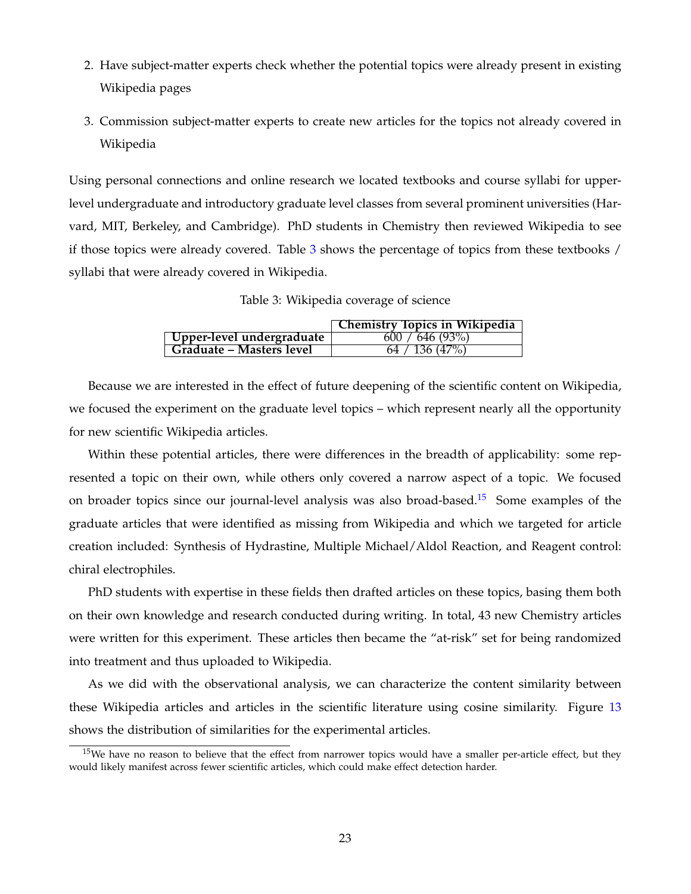2. Have subject-matter experts check whether the potential topics were already present in existing Wikipedia pages

3. Commission subject-matter experts to create new articles for the topics not already covered in Wikipedia

Using personal connections and online research we located textbooks and course syllabi for upper-level undergraduate and introductory graduate level classes from several prominent universities (Harvard, MIT, Berkeley, and Cambridge). PhD students in Chemistry then reviewed Wikipedia to see if those topics were already covered. Table 3 shows the percentage of topics from these textbooks / syllabi that were already covered in Wikipedia.

Table 3: Wikipedia coverage of science

| | **Chemistry Topics in Wikipedia** |
|---|---|
| **Upper-level undergraduate** | 600 / 646 (93%) |
| **Graduate – Masters level** | 64 / 136 (47%) |

Because we are interested in the effect of future deepening of the scientific content on Wikipedia, we focused the experiment on the graduate level topics – which represent nearly all the opportunity for new scientific Wikipedia articles.

Within these potential articles, there were differences in the breadth of applicability: some represented a topic on their own, while others only covered a narrow aspect of a topic. We focused on broader topics since our journal-level analysis was also broad-based.[15] Some examples of the graduate articles that were identified as missing from Wikipedia and which we targeted for article creation included: Synthesis of Hydrastine, Multiple Michael/Aldol Reaction, and Reagent control: chiral electrophiles.

PhD students with expertise in these fields then drafted articles on these topics, basing them both on their own knowledge and research conducted during writing. In total, 43 new Chemistry articles were written for this experiment. These articles then became the "at-risk" set for being randomized into treatment and thus uploaded to Wikipedia.

As we did with the observational analysis, we can characterize the content similarity between these Wikipedia articles and articles in the scientific literature using cosine similarity. Figure 13 shows the distribution of similarities for the experimental articles.

[15] We have no reason to believe that the effect from narrower topics would have a smaller per-article effect, but they would likely manifest across fewer scientific articles, which could make effect detection harder.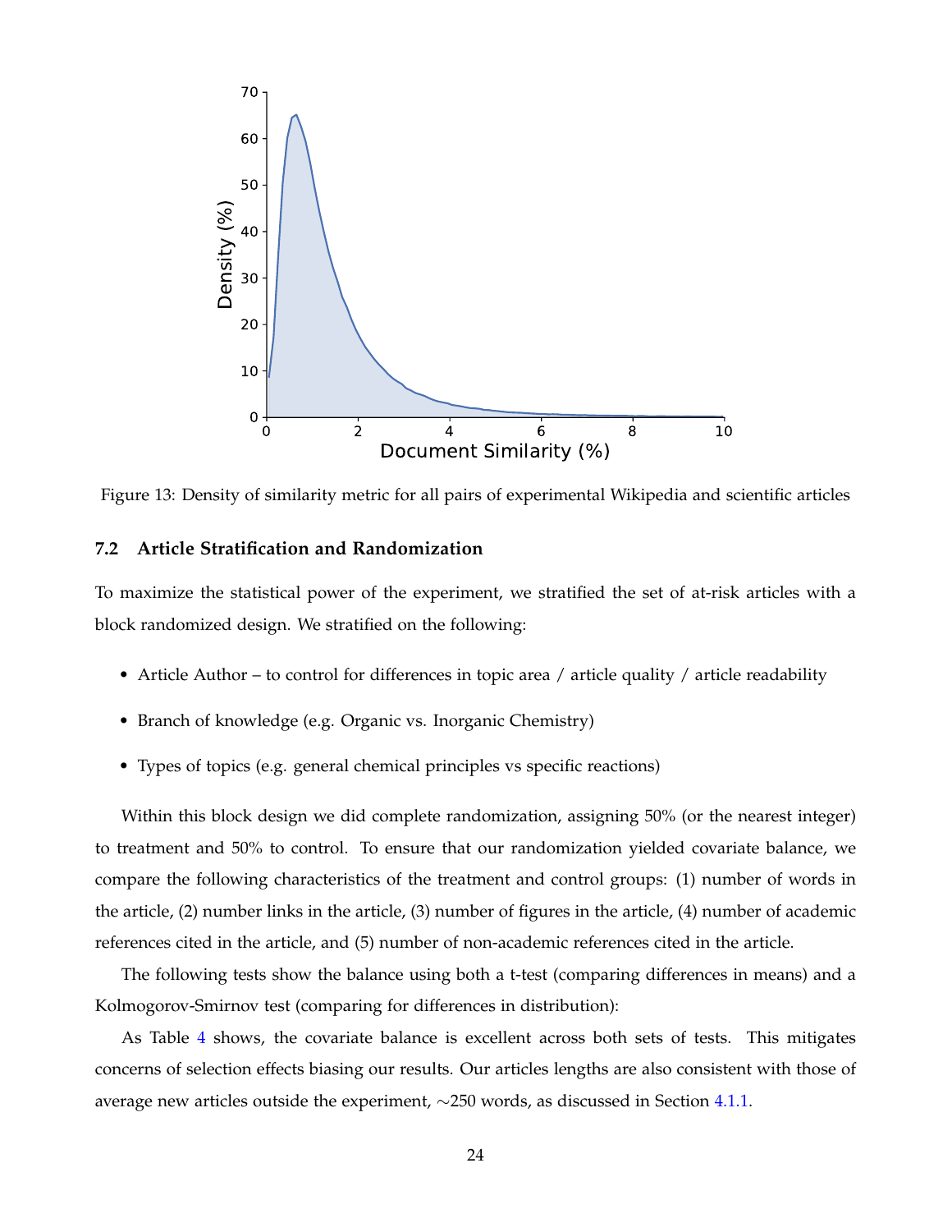Figure 13: Density of similarity metric for all pairs of experimental Wikipedia and scientific articles

### 7.2 Article Stratification and Randomization

To maximize the statistical power of the experiment, we stratified the set of at-risk articles with a block randomized design. We stratified on the following:

- Article Author – to control for differences in topic area / article quality / article readability
- Branch of knowledge (e.g. Organic vs. Inorganic Chemistry)
- Types of topics (e.g. general chemical principles vs specific reactions)

Within this block design we did complete randomization, assigning 50% (or the nearest integer) to treatment and 50% to control. To ensure that our randomization yielded covariate balance, we compare the following characteristics of the treatment and control groups: (1) number of words in the article, (2) number links in the article, (3) number of figures in the article, (4) number of academic references cited in the article, and (5) number of non-academic references cited in the article.

The following tests show the balance using both a t-test (comparing differences in means) and a Kolmogorov-Smirnov test (comparing for differences in distribution):

As Table 4 shows, the covariate balance is excellent across both sets of tests. This mitigates concerns of selection effects biasing our results. Our articles lengths are also consistent with those of average new articles outside the experiment, ∼250 words, as discussed in Section 4.1.1.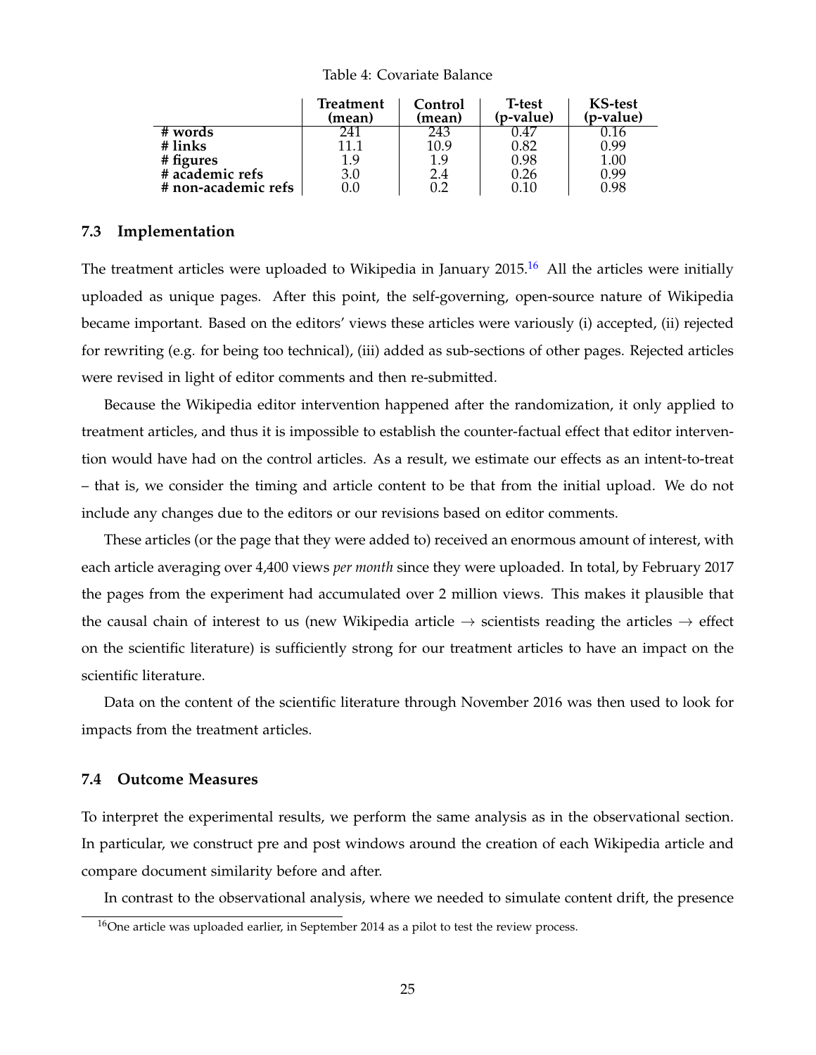Table 4: Covariate Balance

| | Treatment (mean) | Control (mean) | T-test (p-value) | KS-test (p-value) |
|---|---|---|---|---|
| **# words** | 241 | 243 | 0.47 | 0.16 |
| **# links** | 11.1 | 10.9 | 0.82 | 0.99 |
| **# figures** | 1.9 | 1.9 | 0.98 | 1.00 |
| **# academic refs** | 3.0 | 2.4 | 0.26 | 0.99 |
| **# non-academic refs** | 0.0 | 0.2 | 0.10 | 0.98 |

### 7.3 Implementation

The treatment articles were uploaded to Wikipedia in January 2015.[16] All the articles were initially uploaded as unique pages. After this point, the self-governing, open-source nature of Wikipedia became important. Based on the editors' views these articles were variously (i) accepted, (ii) rejected for rewriting (e.g. for being too technical), (iii) added as sub-sections of other pages. Rejected articles were revised in light of editor comments and then re-submitted.

Because the Wikipedia editor intervention happened after the randomization, it only applied to treatment articles, and thus it is impossible to establish the counter-factual effect that editor intervention would have had on the control articles. As a result, we estimate our effects as an intent-to-treat – that is, we consider the timing and article content to be that from the initial upload. We do not include any changes due to the editors or our revisions based on editor comments.

These articles (or the page that they were added to) received an enormous amount of interest, with each article averaging over 4,400 views *per month* since they were uploaded. In total, by February 2017 the pages from the experiment had accumulated over 2 million views. This makes it plausible that the causal chain of interest to us (new Wikipedia article $\rightarrow$ scientists reading the articles $\rightarrow$ effect on the scientific literature) is sufficiently strong for our treatment articles to have an impact on the scientific literature.

Data on the content of the scientific literature through November 2016 was then used to look for impacts from the treatment articles.

### 7.4 Outcome Measures

To interpret the experimental results, we perform the same analysis as in the observational section. In particular, we construct pre and post windows around the creation of each Wikipedia article and compare document similarity before and after.

In contrast to the observational analysis, where we needed to simulate content drift, the presence

[16] One article was uploaded earlier, in September 2014 as a pilot to test the review process.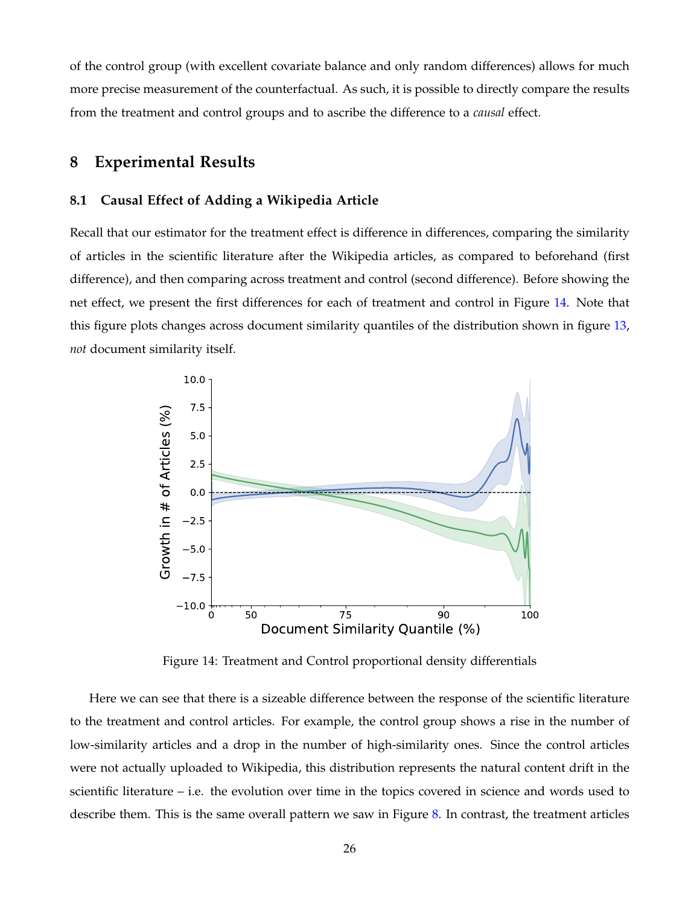of the control group (with excellent covariate balance and only random differences) allows for much more precise measurement of the counterfactual. As such, it is possible to directly compare the results from the treatment and control groups and to ascribe the difference to a *causal* effect.

## 8 Experimental Results

### 8.1 Causal Effect of Adding a Wikipedia Article

Recall that our estimator for the treatment effect is difference in differences, comparing the similarity of articles in the scientific literature after the Wikipedia articles, as compared to beforehand (first difference), and then comparing across treatment and control (second difference). Before showing the net effect, we present the first differences for each of treatment and control in Figure 14. Note that this figure plots changes across document similarity quantiles of the distribution shown in figure 13, *not* document similarity itself.

Figure 14: Treatment and Control proportional density differentials

Here we can see that there is a sizeable difference between the response of the scientific literature to the treatment and control articles. For example, the control group shows a rise in the number of low-similarity articles and a drop in the number of high-similarity ones. Since the control articles were not actually uploaded to Wikipedia, this distribution represents the natural content drift in the scientific literature – i.e. the evolution over time in the topics covered in science and words used to describe them. This is the same overall pattern we saw in Figure 8. In contrast, the treatment articles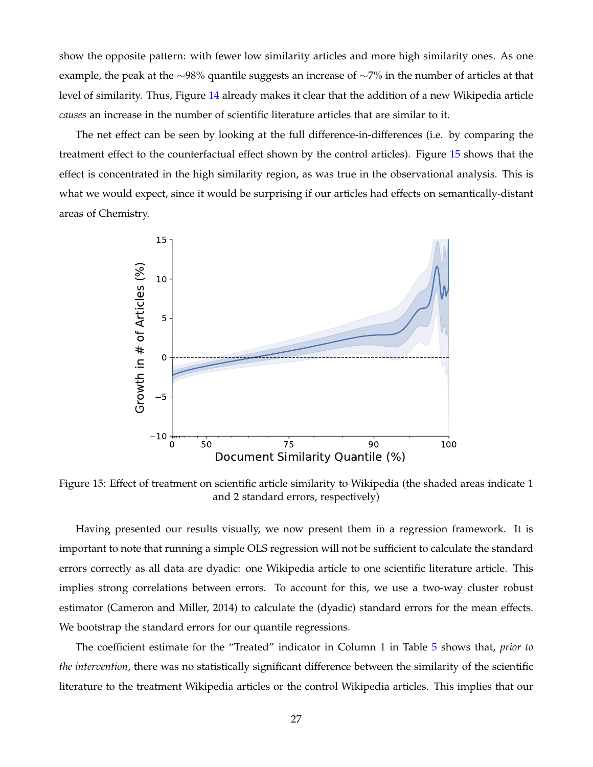show the opposite pattern: with fewer low similarity articles and more high similarity ones. As one example, the peak at the ∼98% quantile suggests an increase of ∼7% in the number of articles at that level of similarity. Thus, Figure 14 already makes it clear that the addition of a new Wikipedia article *causes* an increase in the number of scientific literature articles that are similar to it.

The net effect can be seen by looking at the full difference-in-differences (i.e. by comparing the treatment effect to the counterfactual effect shown by the control articles). Figure 15 shows that the effect is concentrated in the high similarity region, as was true in the observational analysis. This is what we would expect, since it would be surprising if our articles had effects on semantically-distant areas of Chemistry.

Figure 15: Effect of treatment on scientific article similarity to Wikipedia (the shaded areas indicate 1 and 2 standard errors, respectively)

Having presented our results visually, we now present them in a regression framework. It is important to note that running a simple OLS regression will not be sufficient to calculate the standard errors correctly as all data are dyadic: one Wikipedia article to one scientific literature article. This implies strong correlations between errors. To account for this, we use a two-way cluster robust estimator (Cameron and Miller, 2014) to calculate the (dyadic) standard errors for the mean effects. We bootstrap the standard errors for our quantile regressions.

The coefficient estimate for the "Treated" indicator in Column 1 in Table 5 shows that, *prior to the intervention*, there was no statistically significant difference between the similarity of the scientific literature to the treatment Wikipedia articles or the control Wikipedia articles. This implies that our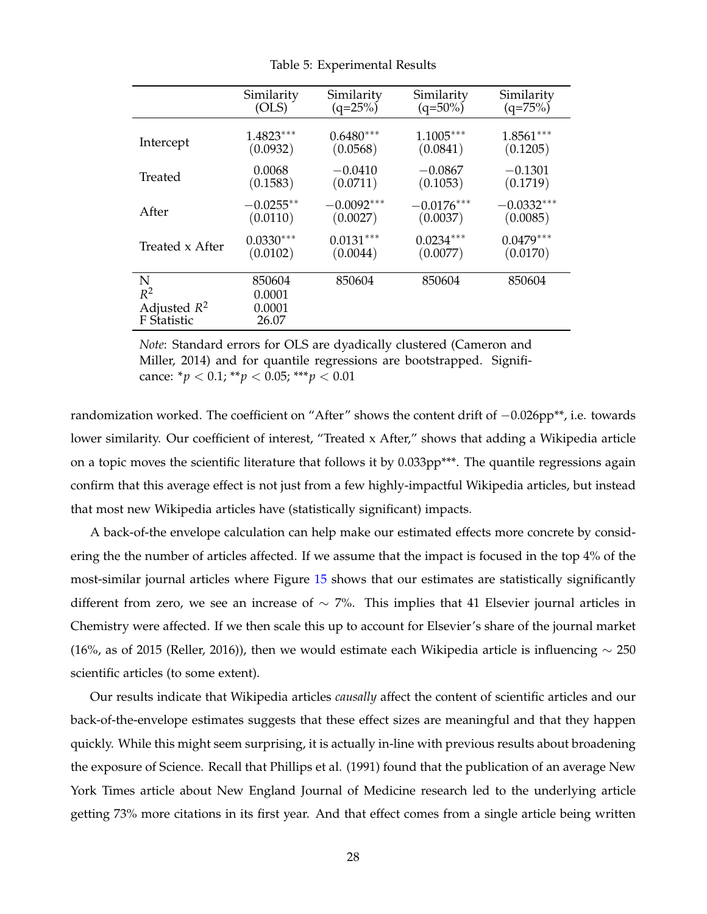Table 5: Experimental Results

| | Similarity (OLS) | Similarity (q=25%) | Similarity (q=50%) | Similarity (q=75%) |
|---|---|---|---|---|
| Intercept | 1.4823*** | 0.6480*** | 1.1005*** | 1.8561*** |
| | (0.0932) | (0.0568) | (0.0841) | (0.1205) |
| Treated | 0.0068 | −0.0410 | −0.0867 | −0.1301 |
| | (0.1583) | (0.0711) | (0.1053) | (0.1719) |
| After | −0.0255** | −0.0092*** | −0.0176*** | −0.0332*** |
| | (0.0110) | (0.0027) | (0.0037) | (0.0085) |
| Treated x After | 0.0330*** | 0.0131*** | 0.0234*** | 0.0479*** |
| | (0.0102) | (0.0044) | (0.0077) | (0.0170) |
| N | 850604 | 850604 | 850604 | 850604 |
| $R^2$ | 0.0001 | | | |
| Adjusted $R^2$ | 0.0001 | | | |
| F Statistic | 26.07 | | | |

*Note*: Standard errors for OLS are dyadically clustered (Cameron and Miller, 2014) and for quantile regressions are bootstrapped. Significance: *$p < 0.1$; **$p < 0.05$; ***$p < 0.01$

randomization worked. The coefficient on "After" shows the content drift of −0.026pp**, i.e. towards lower similarity. Our coefficient of interest, "Treated x After," shows that adding a Wikipedia article on a topic moves the scientific literature that follows it by 0.033pp***. The quantile regressions again confirm that this average effect is not just from a few highly-impactful Wikipedia articles, but instead that most new Wikipedia articles have (statistically significant) impacts.

A back-of-the envelope calculation can help make our estimated effects more concrete by considering the the number of articles affected. If we assume that the impact is focused in the top 4% of the most-similar journal articles where Figure 15 shows that our estimates are statistically significantly different from zero, we see an increase of ∼ 7%. This implies that 41 Elsevier journal articles in Chemistry were affected. If we then scale this up to account for Elsevier's share of the journal market (16%, as of 2015 (Reller, 2016)), then we would estimate each Wikipedia article is influencing ∼ 250 scientific articles (to some extent).

Our results indicate that Wikipedia articles *causally* affect the content of scientific articles and our back-of-the-envelope estimates suggests that these effect sizes are meaningful and that they happen quickly. While this might seem surprising, it is actually in-line with previous results about broadening the exposure of Science. Recall that Phillips et al. (1991) found that the publication of an average New York Times article about New England Journal of Medicine research led to the underlying article getting 73% more citations in its first year. And that effect comes from a single article being written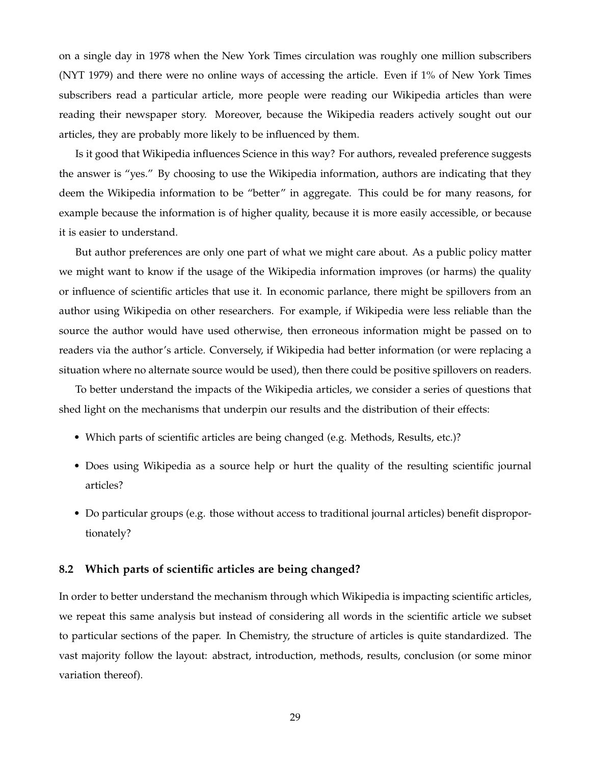on a single day in 1978 when the New York Times circulation was roughly one million subscribers (NYT 1979) and there were no online ways of accessing the article. Even if 1% of New York Times subscribers read a particular article, more people were reading our Wikipedia articles than were reading their newspaper story. Moreover, because the Wikipedia readers actively sought out our articles, they are probably more likely to be influenced by them.

Is it good that Wikipedia influences Science in this way? For authors, revealed preference suggests the answer is "yes." By choosing to use the Wikipedia information, authors are indicating that they deem the Wikipedia information to be "better" in aggregate. This could be for many reasons, for example because the information is of higher quality, because it is more easily accessible, or because it is easier to understand.

But author preferences are only one part of what we might care about. As a public policy matter we might want to know if the usage of the Wikipedia information improves (or harms) the quality or influence of scientific articles that use it. In economic parlance, there might be spillovers from an author using Wikipedia on other researchers. For example, if Wikipedia were less reliable than the source the author would have used otherwise, then erroneous information might be passed on to readers via the author's article. Conversely, if Wikipedia had better information (or were replacing a situation where no alternate source would be used), then there could be positive spillovers on readers.

To better understand the impacts of the Wikipedia articles, we consider a series of questions that shed light on the mechanisms that underpin our results and the distribution of their effects:

- Which parts of scientific articles are being changed (e.g. Methods, Results, etc.)?
- Does using Wikipedia as a source help or hurt the quality of the resulting scientific journal articles?
- Do particular groups (e.g. those without access to traditional journal articles) benefit disproportionately?

### 8.2 Which parts of scientific articles are being changed?

In order to better understand the mechanism through which Wikipedia is impacting scientific articles, we repeat this same analysis but instead of considering all words in the scientific article we subset to particular sections of the paper. In Chemistry, the structure of articles is quite standardized. The vast majority follow the layout: abstract, introduction, methods, results, conclusion (or some minor variation thereof).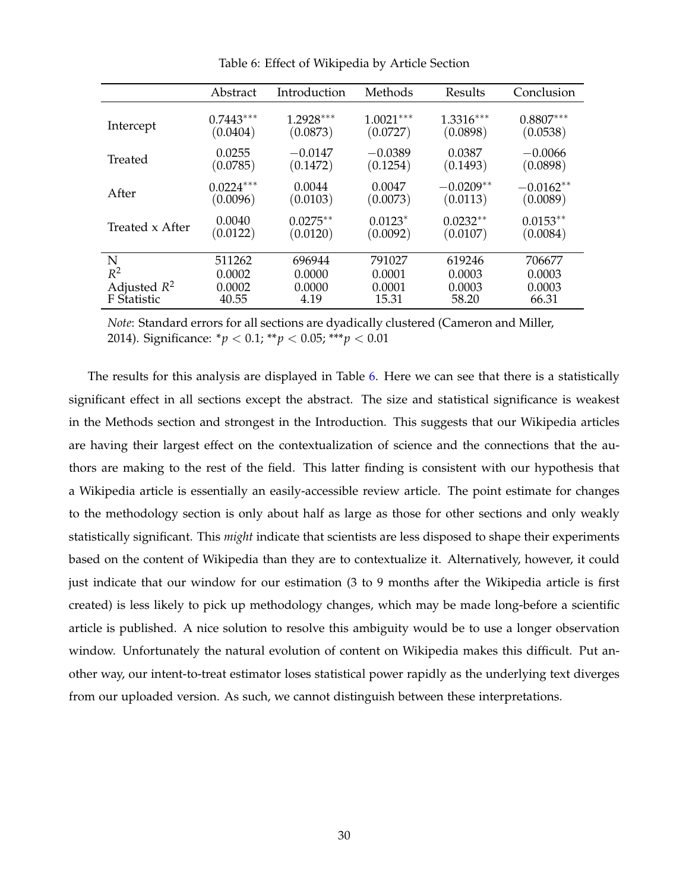Table 6: Effect of Wikipedia by Article Section

| | Abstract | Introduction | Methods | Results | Conclusion |
|---|---|---|---|---|---|
| Intercept | $0.7443^{***}$ | $1.2928^{***}$ | $1.0021^{***}$ | $1.3316^{***}$ | $0.8807^{***}$ |
| | (0.0404) | (0.0873) | (0.0727) | (0.0898) | (0.0538) |
| Treated | 0.0255 | −0.0147 | −0.0389 | 0.0387 | −0.0066 |
| | (0.0785) | (0.1472) | (0.1254) | (0.1493) | (0.0898) |
| After | $0.0224^{***}$ | 0.0044 | 0.0047 | $-0.0209^{**}$ | $-0.0162^{**}$ |
| | (0.0096) | (0.0103) | (0.0073) | (0.0113) | (0.0089) |
| Treated x After | 0.0040 | $0.0275^{**}$ | $0.0123^{*}$ | $0.0232^{**}$ | $0.0153^{**}$ |
| | (0.0122) | (0.0120) | (0.0092) | (0.0107) | (0.0084) |
| N | 511262 | 696944 | 791027 | 619246 | 706677 |
| $R^2$ | 0.0002 | 0.0000 | 0.0001 | 0.0003 | 0.0003 |
| Adjusted $R^2$ | 0.0002 | 0.0000 | 0.0001 | 0.0003 | 0.0003 |
| F Statistic | 40.55 | 4.19 | 15.31 | 58.20 | 66.31 |

*Note*: Standard errors for all sections are dyadically clustered (Cameron and Miller, 2014). Significance: $^{*}p < 0.1$; $^{**}p < 0.05$; $^{***}p < 0.01$

The results for this analysis are displayed in Table 6. Here we can see that there is a statistically significant effect in all sections except the abstract. The size and statistical significance is weakest in the Methods section and strongest in the Introduction. This suggests that our Wikipedia articles are having their largest effect on the contextualization of science and the connections that the authors are making to the rest of the field. This latter finding is consistent with our hypothesis that a Wikipedia article is essentially an easily-accessible review article. The point estimate for changes to the methodology section is only about half as large as those for other sections and only weakly statistically significant. This *might* indicate that scientists are less disposed to shape their experiments based on the content of Wikipedia than they are to contextualize it. Alternatively, however, it could just indicate that our window for our estimation (3 to 9 months after the Wikipedia article is first created) is less likely to pick up methodology changes, which may be made long-before a scientific article is published. A nice solution to resolve this ambiguity would be to use a longer observation window. Unfortunately the natural evolution of content on Wikipedia makes this difficult. Put another way, our intent-to-treat estimator loses statistical power rapidly as the underlying text diverges from our uploaded version. As such, we cannot distinguish between these interpretations.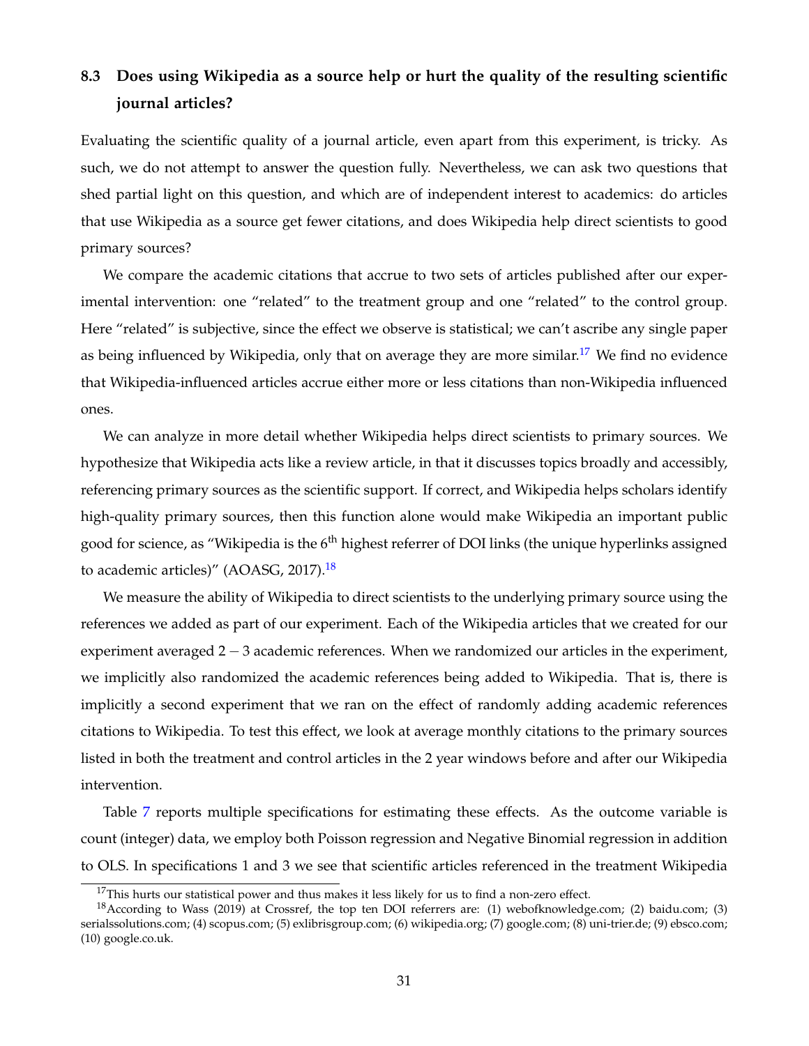### 8.3 Does using Wikipedia as a source help or hurt the quality of the resulting scientific journal articles?

Evaluating the scientific quality of a journal article, even apart from this experiment, is tricky. As such, we do not attempt to answer the question fully. Nevertheless, we can ask two questions that shed partial light on this question, and which are of independent interest to academics: do articles that use Wikipedia as a source get fewer citations, and does Wikipedia help direct scientists to good primary sources?

We compare the academic citations that accrue to two sets of articles published after our experimental intervention: one "related" to the treatment group and one "related" to the control group. Here "related" is subjective, since the effect we observe is statistical; we can't ascribe any single paper as being influenced by Wikipedia, only that on average they are more similar.[17] We find no evidence that Wikipedia-influenced articles accrue either more or less citations than non-Wikipedia influenced ones.

We can analyze in more detail whether Wikipedia helps direct scientists to primary sources. We hypothesize that Wikipedia acts like a review article, in that it discusses topics broadly and accessibly, referencing primary sources as the scientific support. If correct, and Wikipedia helps scholars identify high-quality primary sources, then this function alone would make Wikipedia an important public good for science, as "Wikipedia is the 6$^{\text{th}}$ highest referrer of DOI links (the unique hyperlinks assigned to academic articles)" (AOASG, 2017).[18]

We measure the ability of Wikipedia to direct scientists to the underlying primary source using the references we added as part of our experiment. Each of the Wikipedia articles that we created for our experiment averaged $2-3$ academic references. When we randomized our articles in the experiment, we implicitly also randomized the academic references being added to Wikipedia. That is, there is implicitly a second experiment that we ran on the effect of randomly adding academic references citations to Wikipedia. To test this effect, we look at average monthly citations to the primary sources listed in both the treatment and control articles in the 2 year windows before and after our Wikipedia intervention.

Table 7 reports multiple specifications for estimating these effects. As the outcome variable is count (integer) data, we employ both Poisson regression and Negative Binomial regression in addition to OLS. In specifications 1 and 3 we see that scientific articles referenced in the treatment Wikipedia

[17] This hurts our statistical power and thus makes it less likely for us to find a non-zero effect.

[18] According to Wass (2019) at Crossref, the top ten DOI referrers are: (1) webofknowledge.com; (2) baidu.com; (3) serialssolutions.com; (4) scopus.com; (5) exlibrisgroup.com; (6) wikipedia.org; (7) google.com; (8) uni-trier.de; (9) ebsco.com; (10) google.co.uk.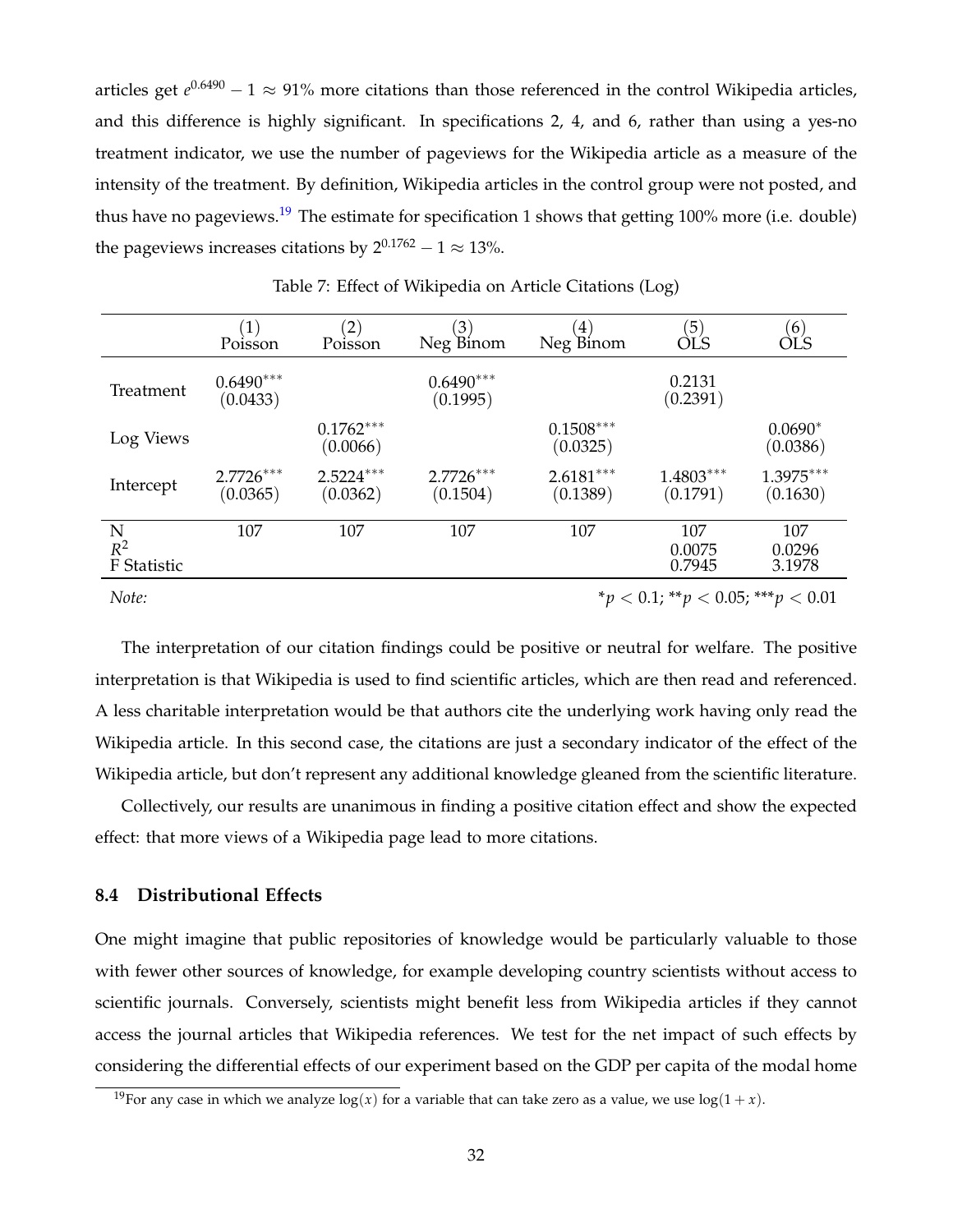articles get $e^{0.6490} - 1 \approx 91\%$ more citations than those referenced in the control Wikipedia articles, and this difference is highly significant. In specifications 2, 4, and 6, rather than using a yes-no treatment indicator, we use the number of pageviews for the Wikipedia article as a measure of the intensity of the treatment. By definition, Wikipedia articles in the control group were not posted, and thus have no pageviews.[19] The estimate for specification 1 shows that getting 100% more (i.e. double) the pageviews increases citations by $2^{0.1762} - 1 \approx 13\%$.

Table 7: Effect of Wikipedia on Article Citations (Log)

| | (1) Poisson | (2) Poisson | (3) Neg Binom | (4) Neg Binom | (5) OLS | (6) OLS |
|---|---|---|---|---|---|---|
| Treatment | 0.6490*** (0.0433) | | 0.6490*** (0.1995) | | 0.2131 (0.2391) | |
| Log Views | | 0.1762*** (0.0066) | | 0.1508*** (0.0325) | | 0.0690* (0.0386) |
| Intercept | 2.7726*** (0.0365) | 2.5224*** (0.0362) | 2.7726*** (0.1504) | 2.6181*** (0.1389) | 1.4803*** (0.1791) | 1.3975*** (0.1630) |
| N | 107 | 107 | 107 | 107 | 107 | 107 |
| $R^2$ | | | | | 0.0075 | 0.0296 |
| F Statistic | | | | | 0.7945 | 3.1978 |

*Note:* $^{*}p < 0.1$; $^{**}p < 0.05$; $^{***}p < 0.01$

The interpretation of our citation findings could be positive or neutral for welfare. The positive interpretation is that Wikipedia is used to find scientific articles, which are then read and referenced. A less charitable interpretation would be that authors cite the underlying work having only read the Wikipedia article. In this second case, the citations are just a secondary indicator of the effect of the Wikipedia article, but don't represent any additional knowledge gleaned from the scientific literature.

Collectively, our results are unanimous in finding a positive citation effect and show the expected effect: that more views of a Wikipedia page lead to more citations.

### 8.4 Distributional Effects

One might imagine that public repositories of knowledge would be particularly valuable to those with fewer other sources of knowledge, for example developing country scientists without access to scientific journals. Conversely, scientists might benefit less from Wikipedia articles if they cannot access the journal articles that Wikipedia references. We test for the net impact of such effects by considering the differential effects of our experiment based on the GDP per capita of the modal home

[19] For any case in which we analyze $\log(x)$ for a variable that can take zero as a value, we use $\log(1 + x)$.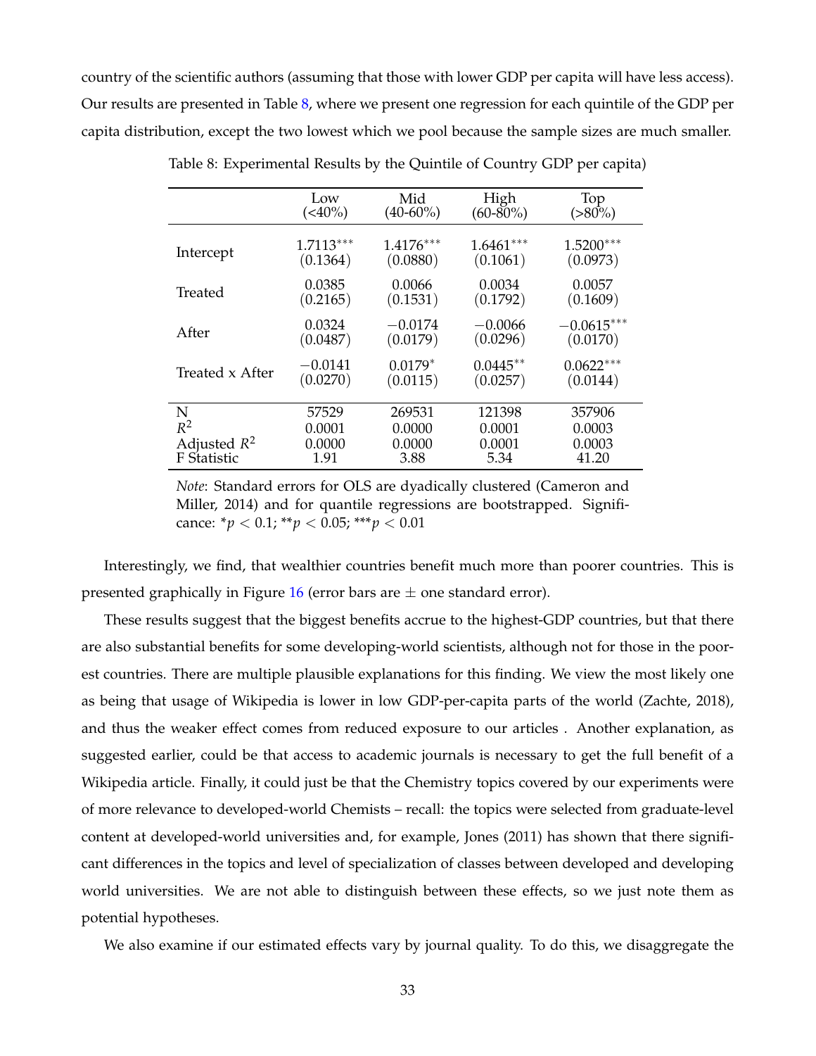country of the scientific authors (assuming that those with lower GDP per capita will have less access). Our results are presented in Table 8, where we present one regression for each quintile of the GDP per capita distribution, except the two lowest which we pool because the sample sizes are much smaller.

Table 8: Experimental Results by the Quintile of Country GDP per capita)

| | Low (<40%) | Mid (40-60%) | High (60-80%) | Top (>80%) |
|---|---|---|---|---|
| Intercept | $1.7113^{***}$ | $1.4176^{***}$ | $1.6461^{***}$ | $1.5200^{***}$ |
| | (0.1364) | (0.0880) | (0.1061) | (0.0973) |
| Treated | 0.0385 | 0.0066 | 0.0034 | 0.0057 |
| | (0.2165) | (0.1531) | (0.1792) | (0.1609) |
| After | 0.0324 | $-0.0174$ | $-0.0066$ | $-0.0615^{***}$ |
| | (0.0487) | (0.0179) | (0.0296) | (0.0170) |
| Treated x After | $-0.0141$ | $0.0179^{*}$ | $0.0445^{**}$ | $0.0622^{***}$ |
| | (0.0270) | (0.0115) | (0.0257) | (0.0144) |
| N | 57529 | 269531 | 121398 | 357906 |
| $R^2$ | 0.0001 | 0.0000 | 0.0001 | 0.0003 |
| Adjusted $R^2$ | 0.0000 | 0.0000 | 0.0001 | 0.0003 |
| F Statistic | 1.91 | 3.88 | 5.34 | 41.20 |

*Note*: Standard errors for OLS are dyadically clustered (Cameron and Miller, 2014) and for quantile regressions are bootstrapped. Significance: \*$p < 0.1$; \*\*$p < 0.05$; \*\*\*$p < 0.01$

Interestingly, we find, that wealthier countries benefit much more than poorer countries. This is presented graphically in Figure 16 (error bars are $\pm$ one standard error).

These results suggest that the biggest benefits accrue to the highest-GDP countries, but that there are also substantial benefits for some developing-world scientists, although not for those in the poorest countries. There are multiple plausible explanations for this finding. We view the most likely one as being that usage of Wikipedia is lower in low GDP-per-capita parts of the world (Zachte, 2018), and thus the weaker effect comes from reduced exposure to our articles . Another explanation, as suggested earlier, could be that access to academic journals is necessary to get the full benefit of a Wikipedia article. Finally, it could just be that the Chemistry topics covered by our experiments were of more relevance to developed-world Chemists – recall: the topics were selected from graduate-level content at developed-world universities and, for example, Jones (2011) has shown that there significant differences in the topics and level of specialization of classes between developed and developing world universities. We are not able to distinguish between these effects, so we just note them as potential hypotheses.

We also examine if our estimated effects vary by journal quality. To do this, we disaggregate the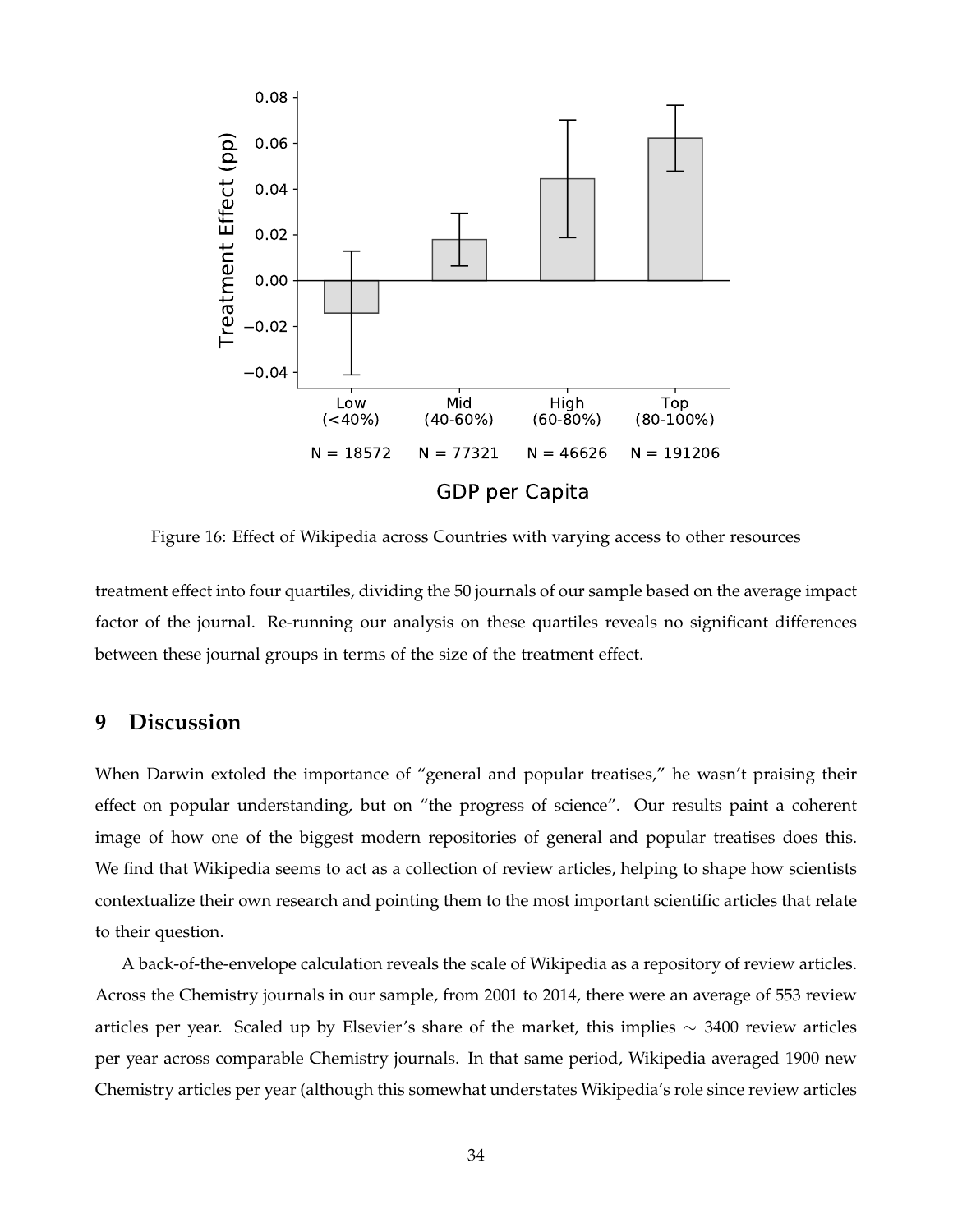Figure 16: Effect of Wikipedia across Countries with varying access to other resources

treatment effect into four quartiles, dividing the 50 journals of our sample based on the average impact factor of the journal. Re-running our analysis on these quartiles reveals no significant differences between these journal groups in terms of the size of the treatment effect.

## 9 Discussion

When Darwin extoled the importance of "general and popular treatises," he wasn't praising their effect on popular understanding, but on "the progress of science". Our results paint a coherent image of how one of the biggest modern repositories of general and popular treatises does this. We find that Wikipedia seems to act as a collection of review articles, helping to shape how scientists contextualize their own research and pointing them to the most important scientific articles that relate to their question.

A back-of-the-envelope calculation reveals the scale of Wikipedia as a repository of review articles. Across the Chemistry journals in our sample, from 2001 to 2014, there were an average of 553 review articles per year. Scaled up by Elsevier's share of the market, this implies $\sim$ 3400 review articles per year across comparable Chemistry journals. In that same period, Wikipedia averaged 1900 new Chemistry articles per year (although this somewhat understates Wikipedia's role since review articles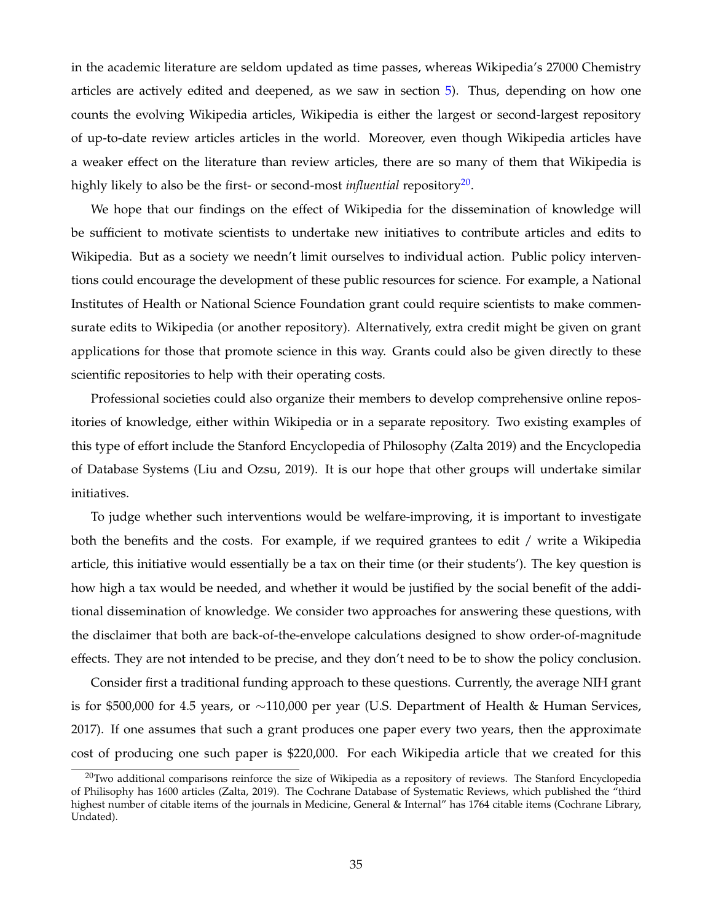in the academic literature are seldom updated as time passes, whereas Wikipedia's 27000 Chemistry articles are actively edited and deepened, as we saw in section 5). Thus, depending on how one counts the evolving Wikipedia articles, Wikipedia is either the largest or second-largest repository of up-to-date review articles articles in the world. Moreover, even though Wikipedia articles have a weaker effect on the literature than review articles, there are so many of them that Wikipedia is highly likely to also be the first- or second-most *influential* repository[20].

We hope that our findings on the effect of Wikipedia for the dissemination of knowledge will be sufficient to motivate scientists to undertake new initiatives to contribute articles and edits to Wikipedia. But as a society we needn't limit ourselves to individual action. Public policy interventions could encourage the development of these public resources for science. For example, a National Institutes of Health or National Science Foundation grant could require scientists to make commensurate edits to Wikipedia (or another repository). Alternatively, extra credit might be given on grant applications for those that promote science in this way. Grants could also be given directly to these scientific repositories to help with their operating costs.

Professional societies could also organize their members to develop comprehensive online repositories of knowledge, either within Wikipedia or in a separate repository. Two existing examples of this type of effort include the Stanford Encyclopedia of Philosophy (Zalta 2019) and the Encyclopedia of Database Systems (Liu and Ozsu, 2019). It is our hope that other groups will undertake similar initiatives.

To judge whether such interventions would be welfare-improving, it is important to investigate both the benefits and the costs. For example, if we required grantees to edit / write a Wikipedia article, this initiative would essentially be a tax on their time (or their students'). The key question is how high a tax would be needed, and whether it would be justified by the social benefit of the additional dissemination of knowledge. We consider two approaches for answering these questions, with the disclaimer that both are back-of-the-envelope calculations designed to show order-of-magnitude effects. They are not intended to be precise, and they don't need to be to show the policy conclusion.

Consider first a traditional funding approach to these questions. Currently, the average NIH grant is for \$500,000 for 4.5 years, or $\sim$110,000 per year (U.S. Department of Health & Human Services, 2017). If one assumes that such a grant produces one paper every two years, then the approximate cost of producing one such paper is \$220,000. For each Wikipedia article that we created for this

[20] Two additional comparisons reinforce the size of Wikipedia as a repository of reviews. The Stanford Encyclopedia of Philisophy has 1600 articles (Zalta, 2019). The Cochrane Database of Systematic Reviews, which published the "third highest number of citable items of the journals in Medicine, General & Internal" has 1764 citable items (Cochrane Library, Undated).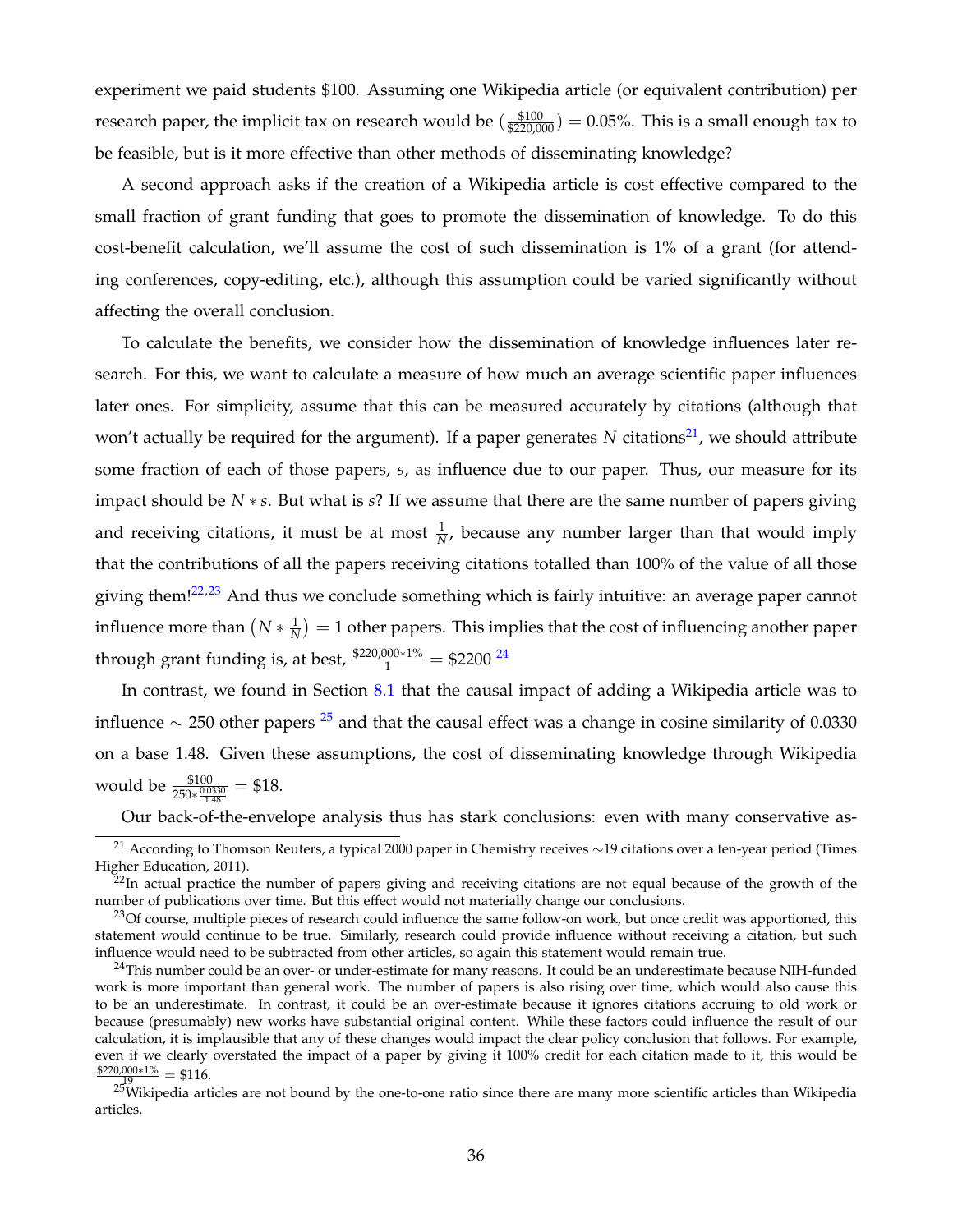experiment we paid students \$100. Assuming one Wikipedia article (or equivalent contribution) per research paper, the implicit tax on research would be $\left(\frac{\$100}{\$220,000}\right) = 0.05\%$. This is a small enough tax to be feasible, but is it more effective than other methods of disseminating knowledge?

A second approach asks if the creation of a Wikipedia article is cost effective compared to the small fraction of grant funding that goes to promote the dissemination of knowledge. To do this cost-benefit calculation, we'll assume the cost of such dissemination is 1% of a grant (for attending conferences, copy-editing, etc.), although this assumption could be varied significantly without affecting the overall conclusion.

To calculate the benefits, we consider how the dissemination of knowledge influences later research. For this, we want to calculate a measure of how much an average scientific paper influences later ones. For simplicity, assume that this can be measured accurately by citations (although that won't actually be required for the argument). If a paper generates $N$ citations[21], we should attribute some fraction of each of those papers, $s$, as influence due to our paper. Thus, our measure for its impact should be $N * s$. But what is $s$? If we assume that there are the same number of papers giving and receiving citations, it must be at most $\frac{1}{N}$, because any number larger than that would imply that the contributions of all the papers receiving citations totalled than 100% of the value of all those giving them![22,23] And thus we conclude something which is fairly intuitive: an average paper cannot influence more than $\left(N * \frac{1}{N}\right) = 1$ other papers. This implies that the cost of influencing another paper through grant funding is, at best, $\frac{\$220,000*1\%}{1} = \$2200$ [24]

In contrast, we found in Section 8.1 that the causal impact of adding a Wikipedia article was to influence $\sim 250$ other papers [25] and that the causal effect was a change in cosine similarity of 0.0330 on a base 1.48. Given these assumptions, the cost of disseminating knowledge through Wikipedia would be $\frac{\$100}{250*\frac{0.0330}{1.48}} = \$18$.

Our back-of-the-envelope analysis thus has stark conclusions: even with many conservative as-

---

[21] According to Thomson Reuters, a typical 2000 paper in Chemistry receives ∼19 citations over a ten-year period (Times Higher Education, 2011).

[22] In actual practice the number of papers giving and receiving citations are not equal because of the growth of the number of publications over time. But this effect would not materially change our conclusions.

[23] Of course, multiple pieces of research could influence the same follow-on work, but once credit was apportioned, this statement would continue to be true. Similarly, research could provide influence without receiving a citation, but such influence would need to be subtracted from other articles, so again this statement would remain true.

[24] This number could be an over- or under-estimate for many reasons. It could be an underestimate because NIH-funded work is more important than general work. The number of papers is also rising over time, which would also cause this to be an underestimate. In contrast, it could be an over-estimate because it ignores citations accruing to old work or because (presumably) new works have substantial original content. While these factors could influence the result of our calculation, it is implausible that any of these changes would impact the clear policy conclusion that follows. For example, even if we clearly overstated the impact of a paper by giving it 100% credit for each citation made to it, this would be $\frac{\$220,000*1\%}{19} = \$116$.

[25] Wikipedia articles are not bound by the one-to-one ratio since there are many more scientific articles than Wikipedia articles.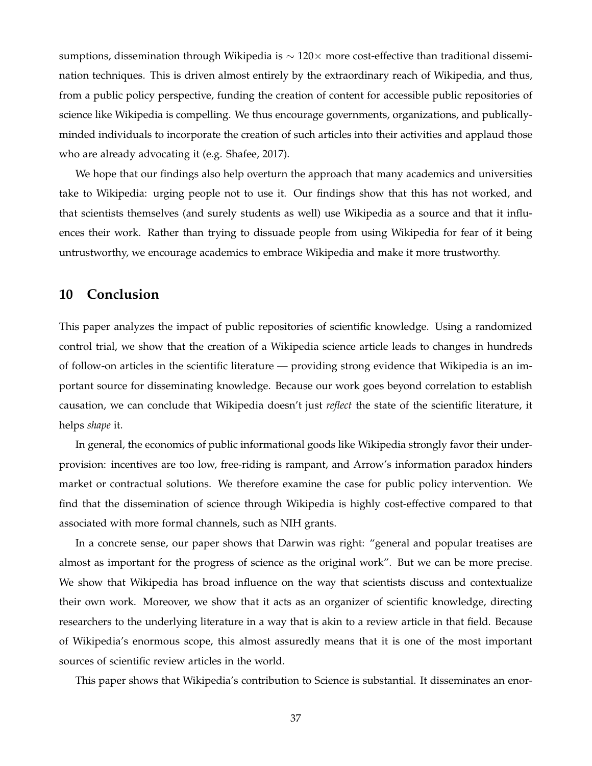sumptions, dissemination through Wikipedia is $\sim 120\times$ more cost-effective than traditional dissemination techniques. This is driven almost entirely by the extraordinary reach of Wikipedia, and thus, from a public policy perspective, funding the creation of content for accessible public repositories of science like Wikipedia is compelling. We thus encourage governments, organizations, and publically-minded individuals to incorporate the creation of such articles into their activities and applaud those who are already advocating it (e.g. Shafee, 2017).

We hope that our findings also help overturn the approach that many academics and universities take to Wikipedia: urging people not to use it. Our findings show that this has not worked, and that scientists themselves (and surely students as well) use Wikipedia as a source and that it influences their work. Rather than trying to dissuade people from using Wikipedia for fear of it being untrustworthy, we encourage academics to embrace Wikipedia and make it more trustworthy.

## 10 Conclusion

This paper analyzes the impact of public repositories of scientific knowledge. Using a randomized control trial, we show that the creation of a Wikipedia science article leads to changes in hundreds of follow-on articles in the scientific literature — providing strong evidence that Wikipedia is an important source for disseminating knowledge. Because our work goes beyond correlation to establish causation, we can conclude that Wikipedia doesn't just *reflect* the state of the scientific literature, it helps *shape* it.

In general, the economics of public informational goods like Wikipedia strongly favor their under-provision: incentives are too low, free-riding is rampant, and Arrow's information paradox hinders market or contractual solutions. We therefore examine the case for public policy intervention. We find that the dissemination of science through Wikipedia is highly cost-effective compared to that associated with more formal channels, such as NIH grants.

In a concrete sense, our paper shows that Darwin was right: "general and popular treatises are almost as important for the progress of science as the original work". But we can be more precise. We show that Wikipedia has broad influence on the way that scientists discuss and contextualize their own work. Moreover, we show that it acts as an organizer of scientific knowledge, directing researchers to the underlying literature in a way that is akin to a review article in that field. Because of Wikipedia's enormous scope, this almost assuredly means that it is one of the most important sources of scientific review articles in the world.

This paper shows that Wikipedia's contribution to Science is substantial. It disseminates an enor-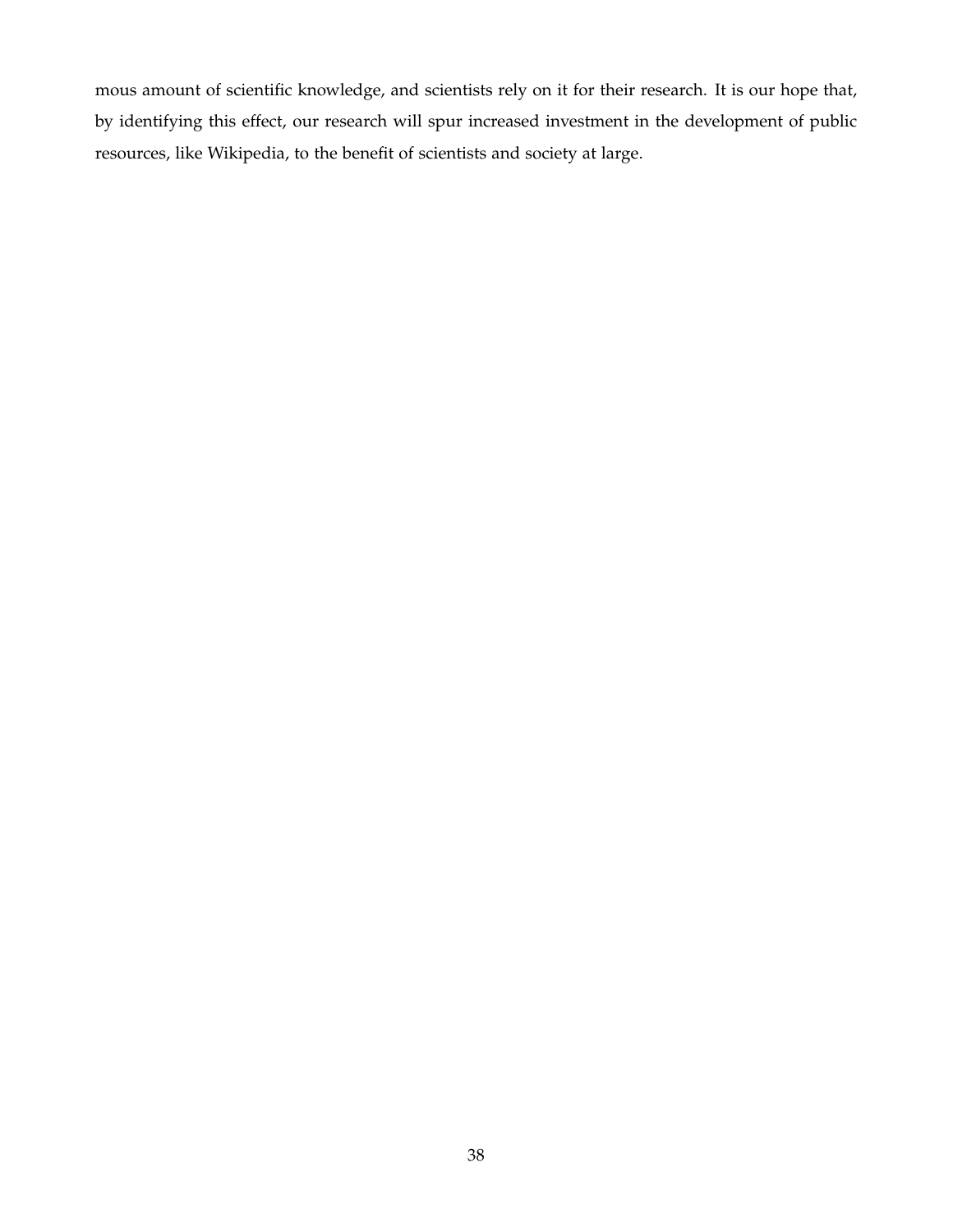mous amount of scientific knowledge, and scientists rely on it for their research. It is our hope that, by identifying this effect, our research will spur increased investment in the development of public resources, like Wikipedia, to the benefit of scientists and society at large.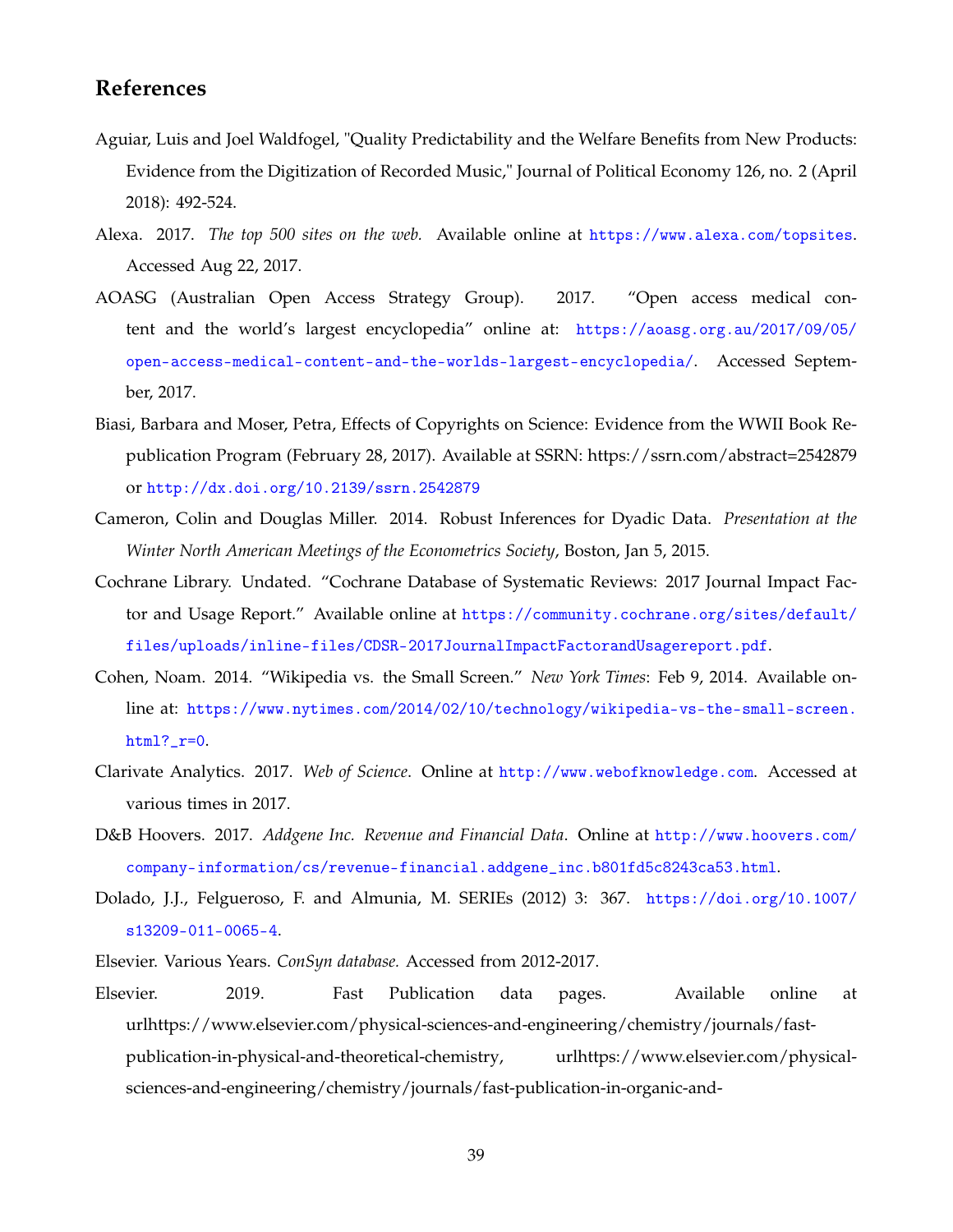## References

Aguiar, Luis and Joel Waldfogel, "Quality Predictability and the Welfare Benefits from New Products: Evidence from the Digitization of Recorded Music," Journal of Political Economy 126, no. 2 (April 2018): 492-524.

Alexa. 2017. *The top 500 sites on the web.* Available online at https://www.alexa.com/topsites. Accessed Aug 22, 2017.

AOASG (Australian Open Access Strategy Group). 2017. "Open access medical content and the world's largest encyclopedia" online at: https://aoasg.org.au/2017/09/05/open-access-medical-content-and-the-worlds-largest-encyclopedia/. Accessed September, 2017.

Biasi, Barbara and Moser, Petra, Effects of Copyrights on Science: Evidence from the WWII Book Republication Program (February 28, 2017). Available at SSRN: https://ssrn.com/abstract=2542879 or http://dx.doi.org/10.2139/ssrn.2542879

Cameron, Colin and Douglas Miller. 2014. Robust Inferences for Dyadic Data. *Presentation at the Winter North American Meetings of the Econometrics Society*, Boston, Jan 5, 2015.

Cochrane Library. Undated. "Cochrane Database of Systematic Reviews: 2017 Journal Impact Factor and Usage Report." Available online at https://community.cochrane.org/sites/default/files/uploads/inline-files/CDSR-2017JournalImpactFactorandUsagereport.pdf.

Cohen, Noam. 2014. "Wikipedia vs. the Small Screen." *New York Times*: Feb 9, 2014. Available online at: https://www.nytimes.com/2014/02/10/technology/wikipedia-vs-the-small-screen.html?_r=0.

Clarivate Analytics. 2017. *Web of Science*. Online at http://www.webofknowledge.com. Accessed at various times in 2017.

D&B Hoovers. 2017. *Addgene Inc. Revenue and Financial Data*. Online at http://www.hoovers.com/company-information/cs/revenue-financial.addgene_inc.b801fd5c8243ca53.html.

Dolado, J.J., Felgueroso, F. and Almunia, M. SERIEs (2012) 3: 367. https://doi.org/10.1007/s13209-011-0065-4.

Elsevier. Various Years. *ConSyn database.* Accessed from 2012-2017.

Elsevier. 2019. Fast Publication data pages. Available online at urlhttps://www.elsevier.com/physical-sciences-and-engineering/chemistry/journals/fast-publication-in-physical-and-theoretical-chemistry, urlhttps://www.elsevier.com/physical-sciences-and-engineering/chemistry/journals/fast-publication-in-organic-and-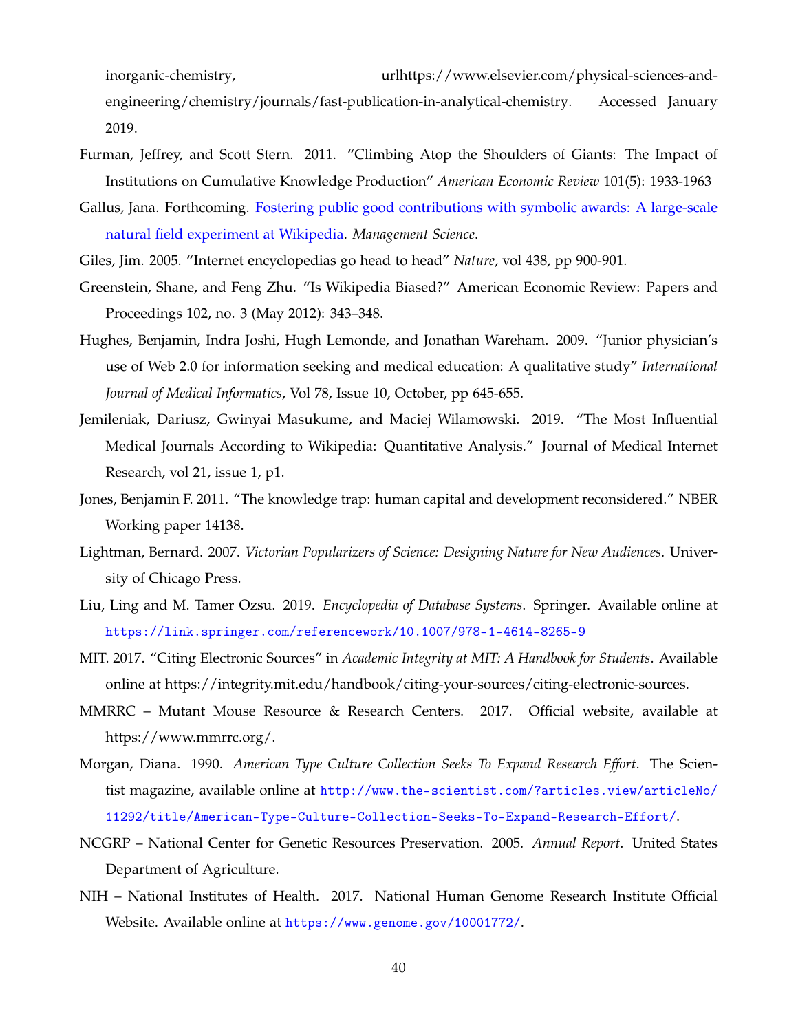inorganic-chemistry, urlhttps://www.elsevier.com/physical-sciences-and-engineering/chemistry/journals/fast-publication-in-analytical-chemistry. Accessed January 2019.

Furman, Jeffrey, and Scott Stern. 2011. "Climbing Atop the Shoulders of Giants: The Impact of Institutions on Cumulative Knowledge Production" *American Economic Review* 101(5): 1933-1963

Gallus, Jana. Forthcoming. Fostering public good contributions with symbolic awards: A large-scale natural field experiment at Wikipedia. *Management Science*.

Giles, Jim. 2005. "Internet encyclopedias go head to head" *Nature*, vol 438, pp 900-901.

Greenstein, Shane, and Feng Zhu. "Is Wikipedia Biased?" American Economic Review: Papers and Proceedings 102, no. 3 (May 2012): 343–348.

Hughes, Benjamin, Indra Joshi, Hugh Lemonde, and Jonathan Wareham. 2009. "Junior physician's use of Web 2.0 for information seeking and medical education: A qualitative study" *International Journal of Medical Informatics*, Vol 78, Issue 10, October, pp 645-655.

Jemileniak, Dariusz, Gwinyai Masukume, and Maciej Wilamowski. 2019. "The Most Influential Medical Journals According to Wikipedia: Quantitative Analysis." Journal of Medical Internet Research, vol 21, issue 1, p1.

Jones, Benjamin F. 2011. "The knowledge trap: human capital and development reconsidered." NBER Working paper 14138.

Lightman, Bernard. 2007. *Victorian Popularizers of Science: Designing Nature for New Audiences*. University of Chicago Press.

Liu, Ling and M. Tamer Ozsu. 2019. *Encyclopedia of Database Systems*. Springer. Available online at https://link.springer.com/referencework/10.1007/978-1-4614-8265-9

MIT. 2017. "Citing Electronic Sources" in *Academic Integrity at MIT: A Handbook for Students*. Available online at https://integrity.mit.edu/handbook/citing-your-sources/citing-electronic-sources.

MMRRC – Mutant Mouse Resource & Research Centers. 2017. Official website, available at https://www.mmrrc.org/.

Morgan, Diana. 1990. *American Type Culture Collection Seeks To Expand Research Effort*. The Scientist magazine, available online at http://www.the-scientist.com/?articles.view/articleNo/11292/title/American-Type-Culture-Collection-Seeks-To-Expand-Research-Effort/.

NCGRP – National Center for Genetic Resources Preservation. 2005. *Annual Report*. United States Department of Agriculture.

NIH – National Institutes of Health. 2017. National Human Genome Research Institute Official Website. Available online at https://www.genome.gov/10001772/.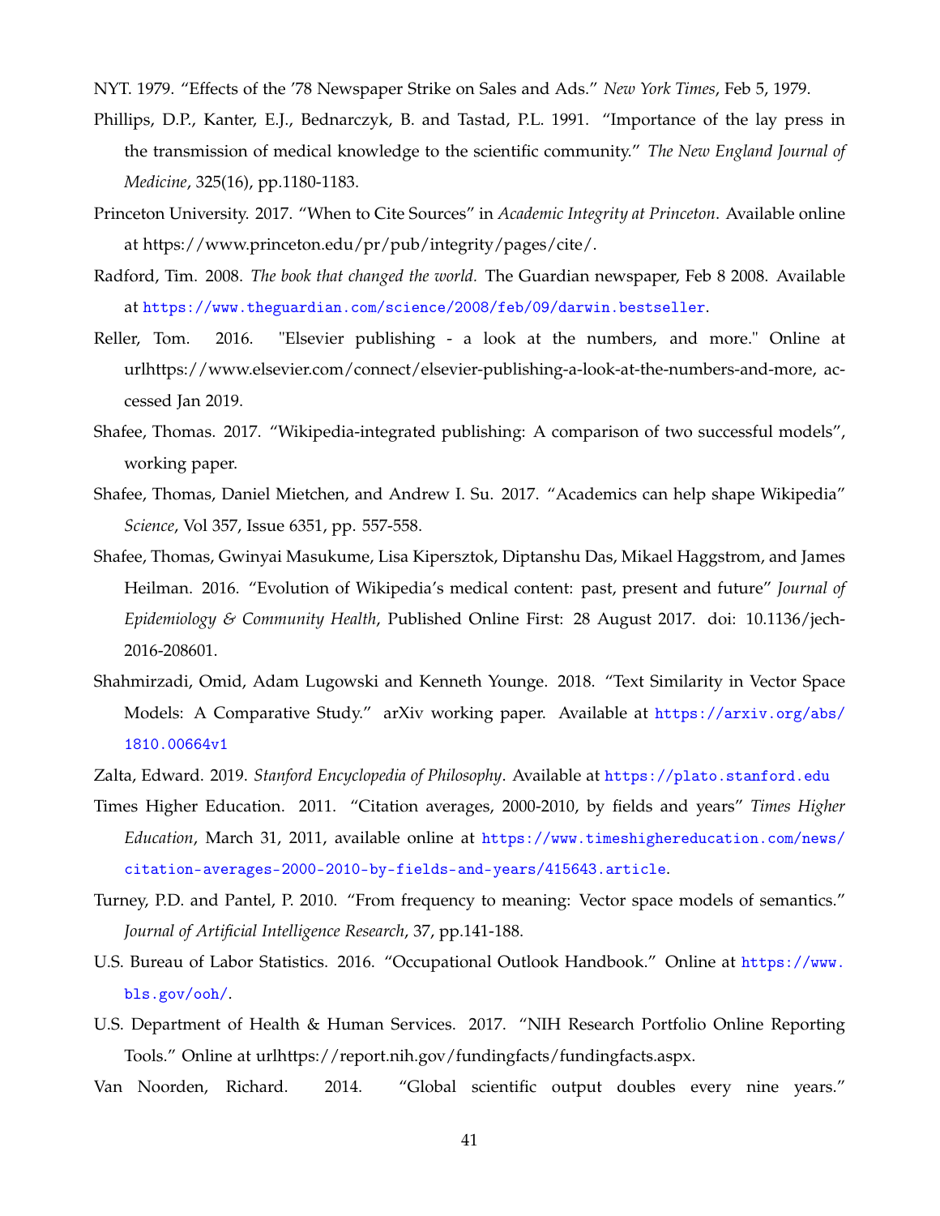NYT. 1979. "Effects of the '78 Newspaper Strike on Sales and Ads." *New York Times*, Feb 5, 1979.

Phillips, D.P., Kanter, E.J., Bednarczyk, B. and Tastad, P.L. 1991. "Importance of the lay press in the transmission of medical knowledge to the scientific community." *The New England Journal of Medicine*, 325(16), pp.1180-1183.

Princeton University. 2017. "When to Cite Sources" in *Academic Integrity at Princeton*. Available online at https://www.princeton.edu/pr/pub/integrity/pages/cite/.

Radford, Tim. 2008. *The book that changed the world.* The Guardian newspaper, Feb 8 2008. Available at https://www.theguardian.com/science/2008/feb/09/darwin.bestseller.

Reller, Tom. 2016. "Elsevier publishing - a look at the numbers, and more." Online at urlhttps://www.elsevier.com/connect/elsevier-publishing-a-look-at-the-numbers-and-more, accessed Jan 2019.

Shafee, Thomas. 2017. "Wikipedia-integrated publishing: A comparison of two successful models", working paper.

Shafee, Thomas, Daniel Mietchen, and Andrew I. Su. 2017. "Academics can help shape Wikipedia" *Science*, Vol 357, Issue 6351, pp. 557-558.

Shafee, Thomas, Gwinyai Masukume, Lisa Kipersztok, Diptanshu Das, Mikael Haggstrom, and James Heilman. 2016. "Evolution of Wikipedia's medical content: past, present and future" *Journal of Epidemiology & Community Health*, Published Online First: 28 August 2017. doi: 10.1136/jech-2016-208601.

Shahmirzadi, Omid, Adam Lugowski and Kenneth Younge. 2018. "Text Similarity in Vector Space Models: A Comparative Study." arXiv working paper. Available at https://arxiv.org/abs/1810.00664v1

Zalta, Edward. 2019. *Stanford Encyclopedia of Philosophy*. Available at https://plato.stanford.edu

Times Higher Education. 2011. "Citation averages, 2000-2010, by fields and years" *Times Higher Education*, March 31, 2011, available online at https://www.timeshighereducation.com/news/citation-averages-2000-2010-by-fields-and-years/415643.article.

Turney, P.D. and Pantel, P. 2010. "From frequency to meaning: Vector space models of semantics." *Journal of Artificial Intelligence Research*, 37, pp.141-188.

U.S. Bureau of Labor Statistics. 2016. "Occupational Outlook Handbook." Online at https://www.bls.gov/ooh/.

U.S. Department of Health & Human Services. 2017. "NIH Research Portfolio Online Reporting Tools." Online at urlhttps://report.nih.gov/fundingfacts/fundingfacts.aspx.

Van Noorden, Richard. 2014. "Global scientific output doubles every nine years."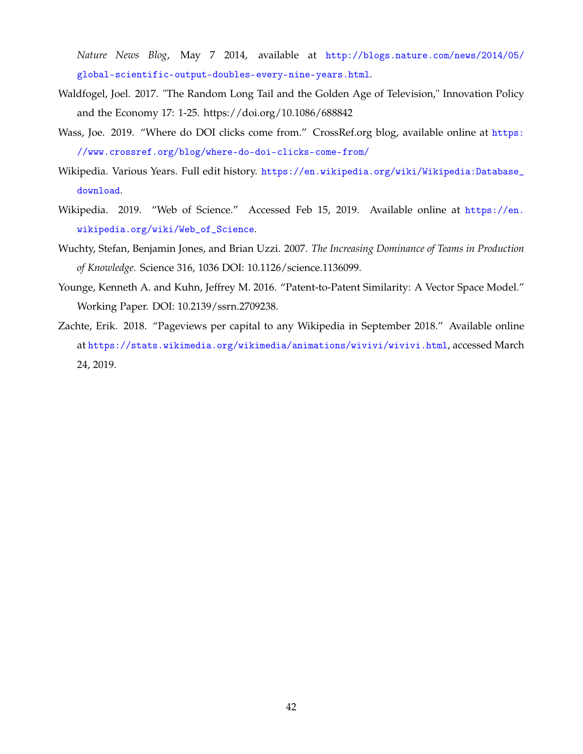*Nature News Blog*, May 7 2014, available at http://blogs.nature.com/news/2014/05/global-scientific-output-doubles-every-nine-years.html.

Waldfogel, Joel. 2017. "The Random Long Tail and the Golden Age of Television," Innovation Policy and the Economy 17: 1-25. https://doi.org/10.1086/688842

Wass, Joe. 2019. "Where do DOI clicks come from." CrossRef.org blog, available online at https://www.crossref.org/blog/where-do-doi-clicks-come-from/

Wikipedia. Various Years. Full edit history. https://en.wikipedia.org/wiki/Wikipedia:Database_download.

Wikipedia. 2019. "Web of Science." Accessed Feb 15, 2019. Available online at https://en.wikipedia.org/wiki/Web_of_Science.

Wuchty, Stefan, Benjamin Jones, and Brian Uzzi. 2007. *The Increasing Dominance of Teams in Production of Knowledge.* Science 316, 1036 DOI: 10.1126/science.1136099.

Younge, Kenneth A. and Kuhn, Jeffrey M. 2016. "Patent-to-Patent Similarity: A Vector Space Model." Working Paper. DOI: 10.2139/ssrn.2709238.

Zachte, Erik. 2018. "Pageviews per capital to any Wikipedia in September 2018." Available online at https://stats.wikimedia.org/wikimedia/animations/wivivi/wivivi.html, accessed March 24, 2019.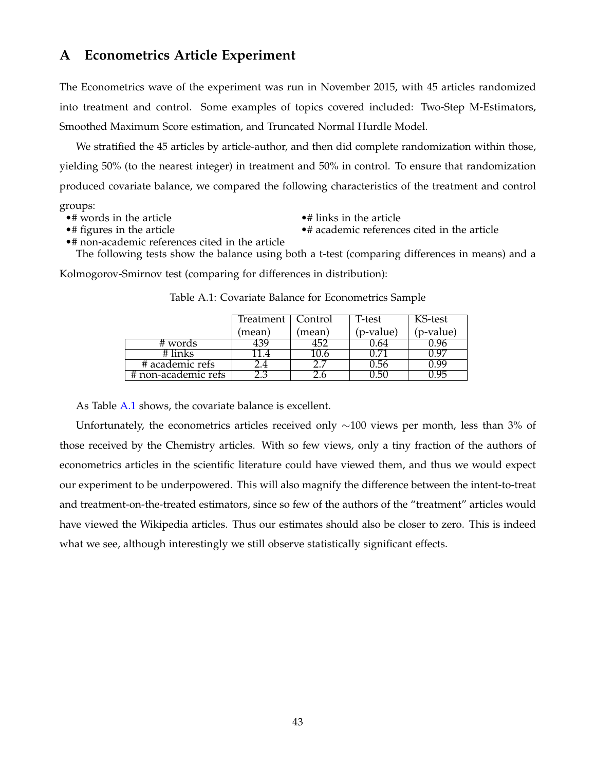# A Econometrics Article Experiment

The Econometrics wave of the experiment was run in November 2015, with 45 articles randomized into treatment and control. Some examples of topics covered included: Two-Step M-Estimators, Smoothed Maximum Score estimation, and Truncated Normal Hurdle Model.

We stratified the 45 articles by article-author, and then did complete randomization within those, yielding 50% (to the nearest integer) in treatment and 50% in control. To ensure that randomization produced covariate balance, we compared the following characteristics of the treatment and control groups:

- # words in the article
- # links in the article
- # figures in the article
- # academic references cited in the article
- # non-academic references cited in the article

The following tests show the balance using both a t-test (comparing differences in means) and a Kolmogorov-Smirnov test (comparing for differences in distribution):

Table A.1: Covariate Balance for Econometrics Sample

| | Treatment (mean) | Control (mean) | T-test (p-value) | KS-test (p-value) |
|---|---|---|---|---|
| # words | 439 | 452 | 0.64 | 0.96 |
| # links | 11.4 | 10.6 | 0.71 | 0.97 |
| # academic refs | 2.4 | 2.7 | 0.56 | 0.99 |
| # non-academic refs | 2.3 | 2.6 | 0.50 | 0.95 |

As Table A.1 shows, the covariate balance is excellent.

Unfortunately, the econometrics articles received only ∼100 views per month, less than 3% of those received by the Chemistry articles. With so few views, only a tiny fraction of the authors of econometrics articles in the scientific literature could have viewed them, and thus we would expect our experiment to be underpowered. This will also magnify the difference between the intent-to-treat and treatment-on-the-treated estimators, since so few of the authors of the "treatment" articles would have viewed the Wikipedia articles. Thus our estimates should also be closer to zero. This is indeed what we see, although interestingly we still observe statistically significant effects.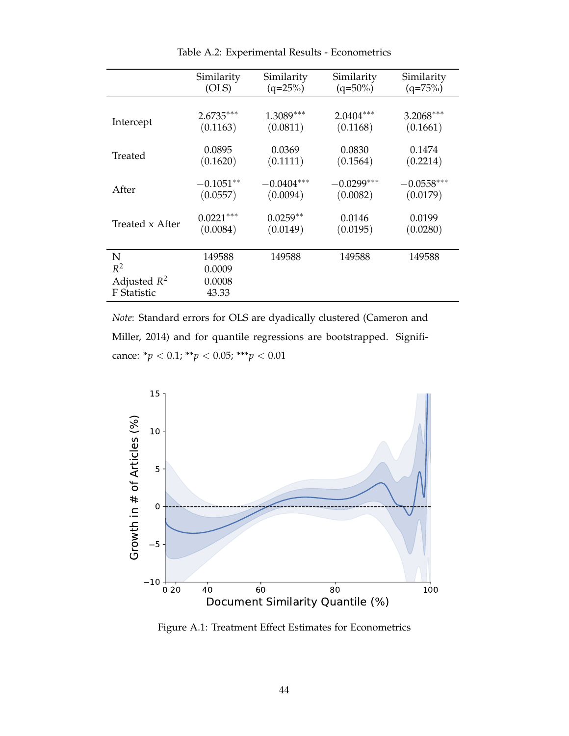Table A.2: Experimental Results - Econometrics

| | Similarity (OLS) | Similarity (q=25%) | Similarity (q=50%) | Similarity (q=75%) |
|---|---|---|---|---|
| Intercept | 2.6735*** | 1.3089*** | 2.0404*** | 3.2068*** |
| | (0.1163) | (0.0811) | (0.1168) | (0.1661) |
| Treated | 0.0895 | 0.0369 | 0.0830 | 0.1474 |
| | (0.1620) | (0.1111) | (0.1564) | (0.2214) |
| After | −0.1051** | −0.0404*** | −0.0299*** | −0.0558*** |
| | (0.0557) | (0.0094) | (0.0082) | (0.0179) |
| Treated x After | 0.0221*** | 0.0259** | 0.0146 | 0.0199 |
| | (0.0084) | (0.0149) | (0.0195) | (0.0280) |
| N | 149588 | 149588 | 149588 | 149588 |
| $R^2$ | 0.0009 | | | |
| Adjusted $R^2$ | 0.0008 | | | |
| F Statistic | 43.33 | | | |

*Note*: Standard errors for OLS are dyadically clustered (Cameron and Miller, 2014) and for quantile regressions are bootstrapped. Significance: *$p < 0.1$; **$p < 0.05$; ***$p < 0.01$

Figure A.1: Treatment Effect Estimates for Econometrics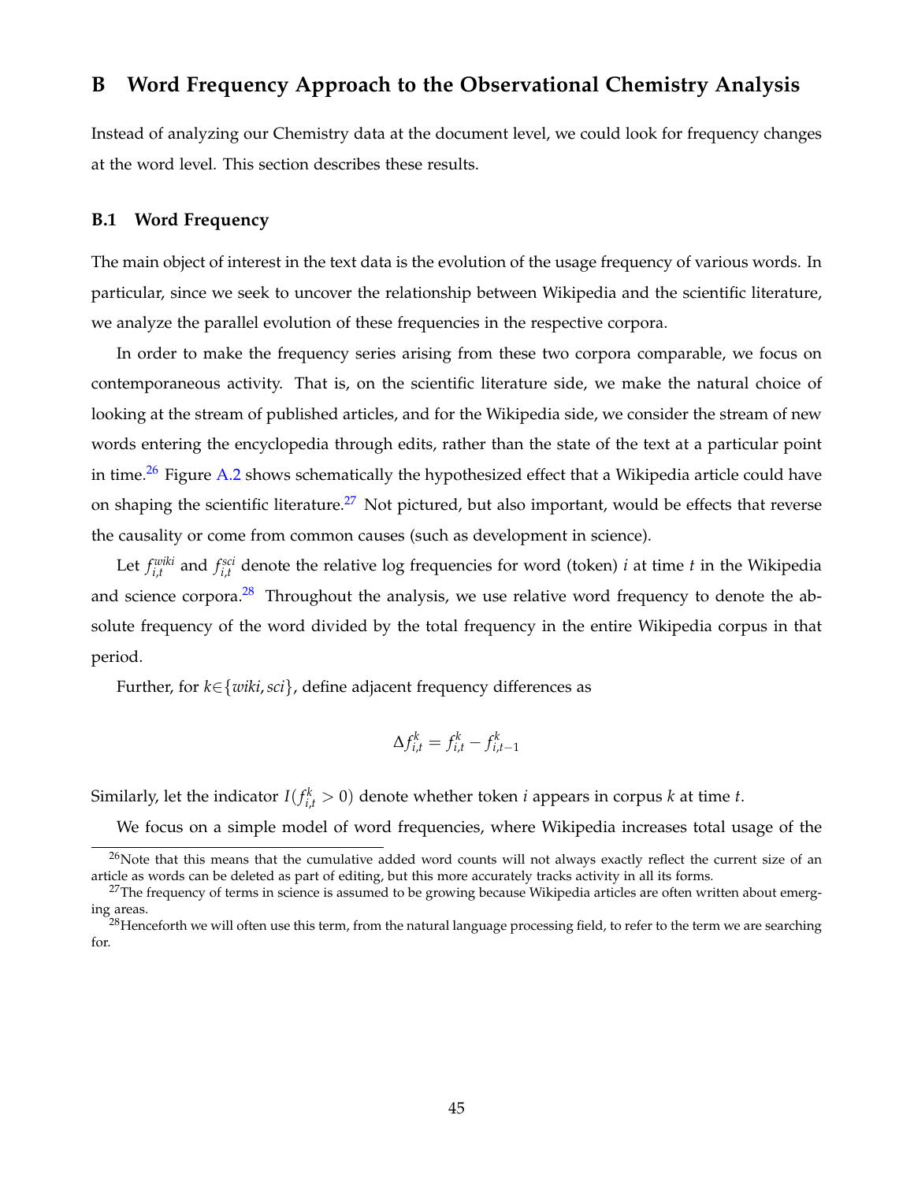# B Word Frequency Approach to the Observational Chemistry Analysis

Instead of analyzing our Chemistry data at the document level, we could look for frequency changes at the word level. This section describes these results.

## B.1 Word Frequency

The main object of interest in the text data is the evolution of the usage frequency of various words. In particular, since we seek to uncover the relationship between Wikipedia and the scientific literature, we analyze the parallel evolution of these frequencies in the respective corpora.

In order to make the frequency series arising from these two corpora comparable, we focus on contemporaneous activity. That is, on the scientific literature side, we make the natural choice of looking at the stream of published articles, and for the Wikipedia side, we consider the stream of new words entering the encyclopedia through edits, rather than the state of the text at a particular point in time.[26] Figure A.2 shows schematically the hypothesized effect that a Wikipedia article could have on shaping the scientific literature.[27] Not pictured, but also important, would be effects that reverse the causality or come from common causes (such as development in science).

Let $f^{wiki}_{i,t}$ and $f^{sci}_{i,t}$ denote the relative log frequencies for word (token) $i$ at time $t$ in the Wikipedia and science corpora.[28] Throughout the analysis, we use relative word frequency to denote the absolute frequency of the word divided by the total frequency in the entire Wikipedia corpus in that period.

Further, for $k \in \{wiki, sci\}$, define adjacent frequency differences as

$$\Delta f^k_{i,t} = f^k_{i,t} - f^k_{i,t-1}$$

Similarly, let the indicator $I(f^k_{i,t} > 0)$ denote whether token $i$ appears in corpus $k$ at time $t$.

We focus on a simple model of word frequencies, where Wikipedia increases total usage of the

---

[26] Note that this means that the cumulative added word counts will not always exactly reflect the current size of an article as words can be deleted as part of editing, but this more accurately tracks activity in all its forms.

[27] The frequency of terms in science is assumed to be growing because Wikipedia articles are often written about emerging areas.

[28] Henceforth we will often use this term, from the natural language processing field, to refer to the term we are searching for.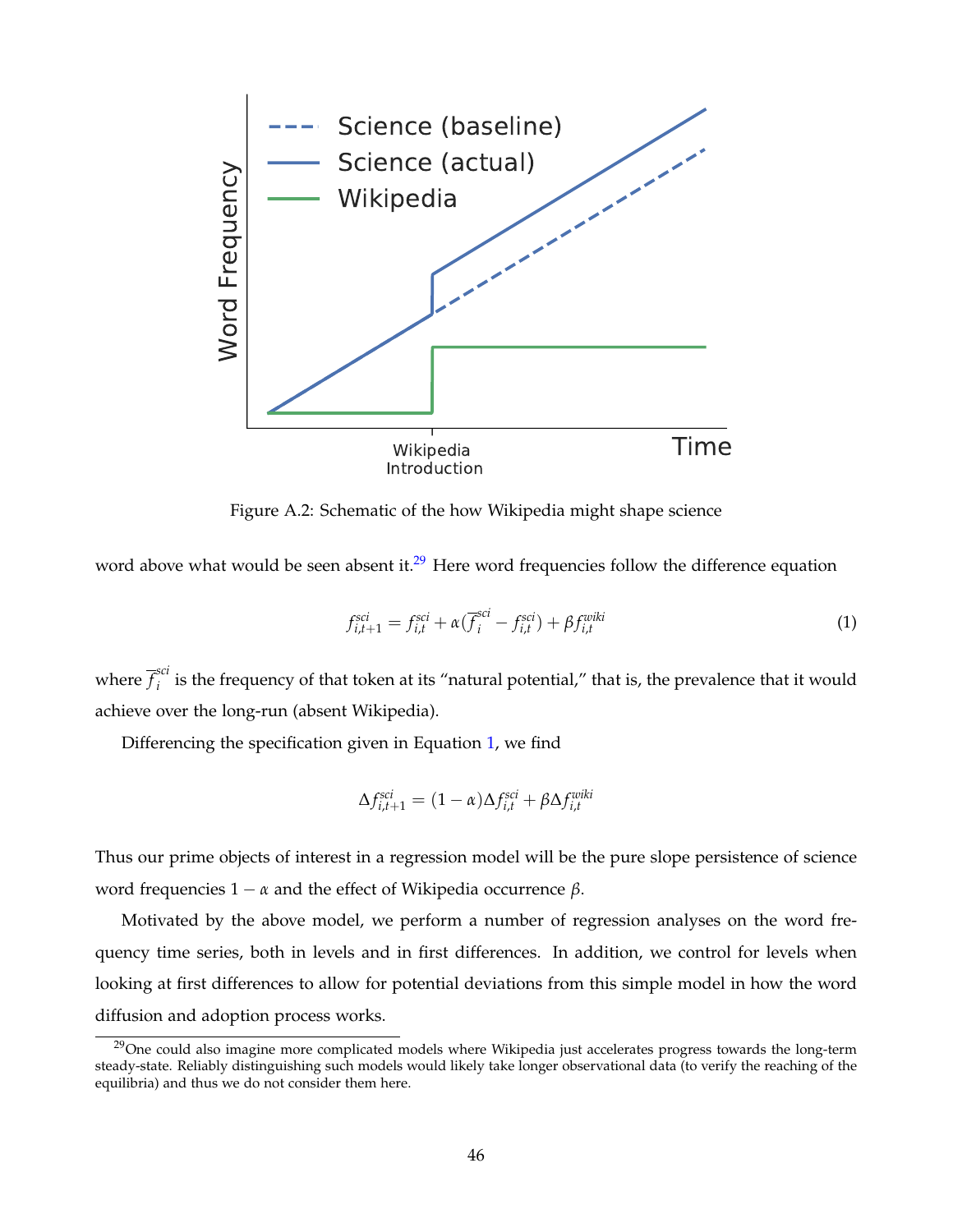Figure A.2: Schematic of the how Wikipedia might shape science

word above what would be seen absent it.[29] Here word frequencies follow the difference equation

$$f^{sci}_{i,t+1} = f^{sci}_{i,t} + \alpha(\overline{f}^{sci}_{i} - f^{sci}_{i,t}) + \beta f^{wiki}_{i,t} \tag{1}$$

where $\overline{f}^{sci}_{i}$ is the frequency of that token at its "natural potential," that is, the prevalence that it would achieve over the long-run (absent Wikipedia).

Differencing the specification given in Equation 1, we find

$$\Delta f^{sci}_{i,t+1} = (1-\alpha)\Delta f^{sci}_{i,t} + \beta \Delta f^{wiki}_{i,t}$$

Thus our prime objects of interest in a regression model will be the pure slope persistence of science word frequencies $1-\alpha$ and the effect of Wikipedia occurrence $\beta$.

Motivated by the above model, we perform a number of regression analyses on the word frequency time series, both in levels and in first differences. In addition, we control for levels when looking at first differences to allow for potential deviations from this simple model in how the word diffusion and adoption process works.

[29] One could also imagine more complicated models where Wikipedia just accelerates progress towards the long-term steady-state. Reliably distinguishing such models would likely take longer observational data (to verify the reaching of the equilibria) and thus we do not consider them here.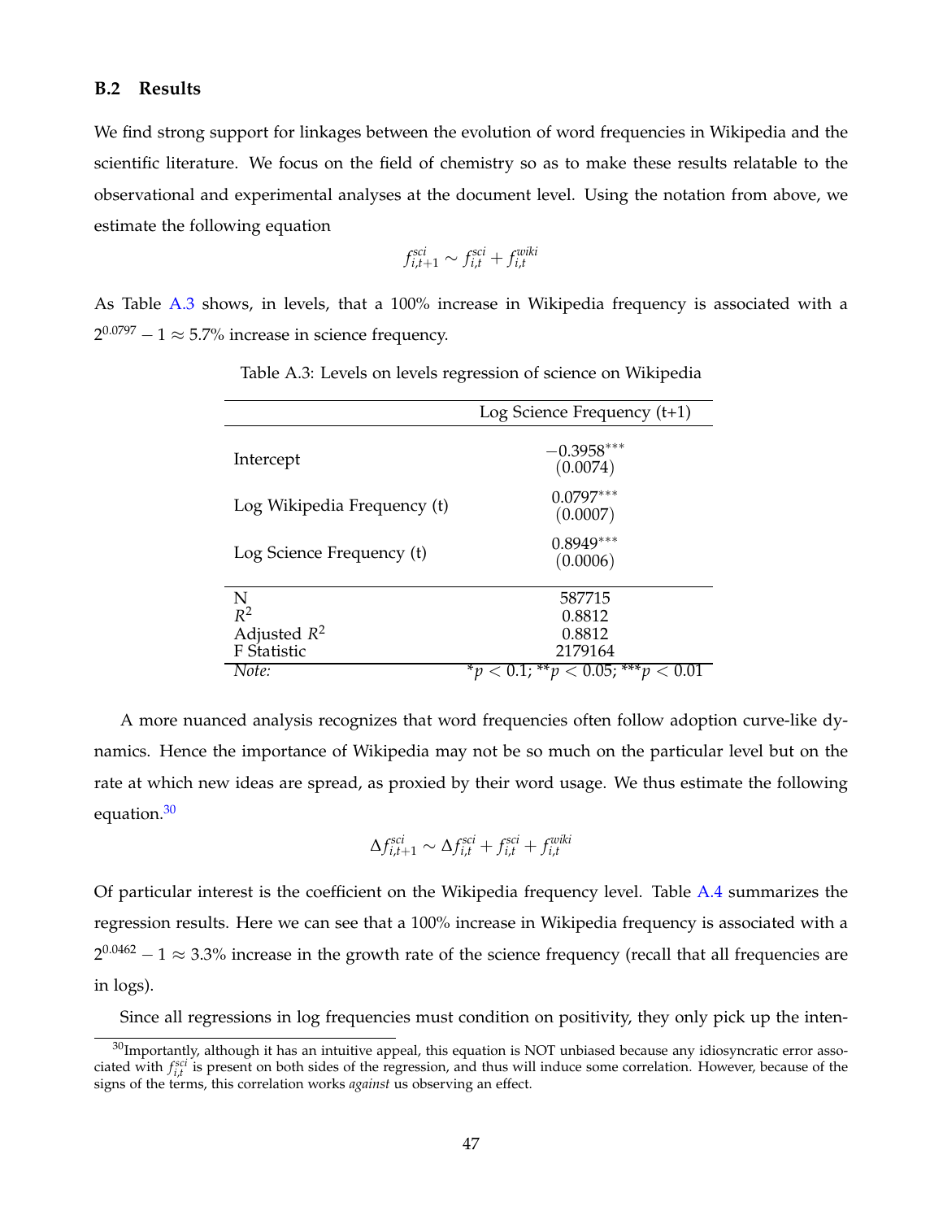### B.2 Results

We find strong support for linkages between the evolution of word frequencies in Wikipedia and the scientific literature. We focus on the field of chemistry so as to make these results relatable to the observational and experimental analyses at the document level. Using the notation from above, we estimate the following equation

$$f^{sci}_{i,t+1} \sim f^{sci}_{i,t} + f^{wiki}_{i,t}$$

As Table A.3 shows, in levels, that a 100% increase in Wikipedia frequency is associated with a $2^{0.0797} - 1 \approx 5.7\%$ increase in science frequency.

Table A.3: Levels on levels regression of science on Wikipedia

| | Log Science Frequency (t+1) |
|---|---|
| Intercept | $-0.3958^{***}$ (0.0074) |
| Log Wikipedia Frequency (t) | $0.0797^{***}$ (0.0007) |
| Log Science Frequency (t) | $0.8949^{***}$ (0.0006) |
| N | 587715 |
| $R^2$ | 0.8812 |
| Adjusted $R^2$ | 0.8812 |
| F Statistic | 2179164 |
| *Note:* | $^{*}p < 0.1$; $^{**}p < 0.05$; $^{***}p < 0.01$ |

A more nuanced analysis recognizes that word frequencies often follow adoption curve-like dynamics. Hence the importance of Wikipedia may not be so much on the particular level but on the rate at which new ideas are spread, as proxied by their word usage. We thus estimate the following equation.[30]

$$\Delta f^{sci}_{i,t+1} \sim \Delta f^{sci}_{i,t} + f^{sci}_{i,t} + f^{wiki}_{i,t}$$

Of particular interest is the coefficient on the Wikipedia frequency level. Table A.4 summarizes the regression results. Here we can see that a 100% increase in Wikipedia frequency is associated with a $2^{0.0462} - 1 \approx 3.3\%$ increase in the growth rate of the science frequency (recall that all frequencies are in logs).

Since all regressions in log frequencies must condition on positivity, they only pick up the inten-

[30] Importantly, although it has an intuitive appeal, this equation is NOT unbiased because any idiosyncratic error associated with $f^{sci}_{i,t}$ is present on both sides of the regression, and thus will induce some correlation. However, because of the signs of the terms, this correlation works *against* us observing an effect.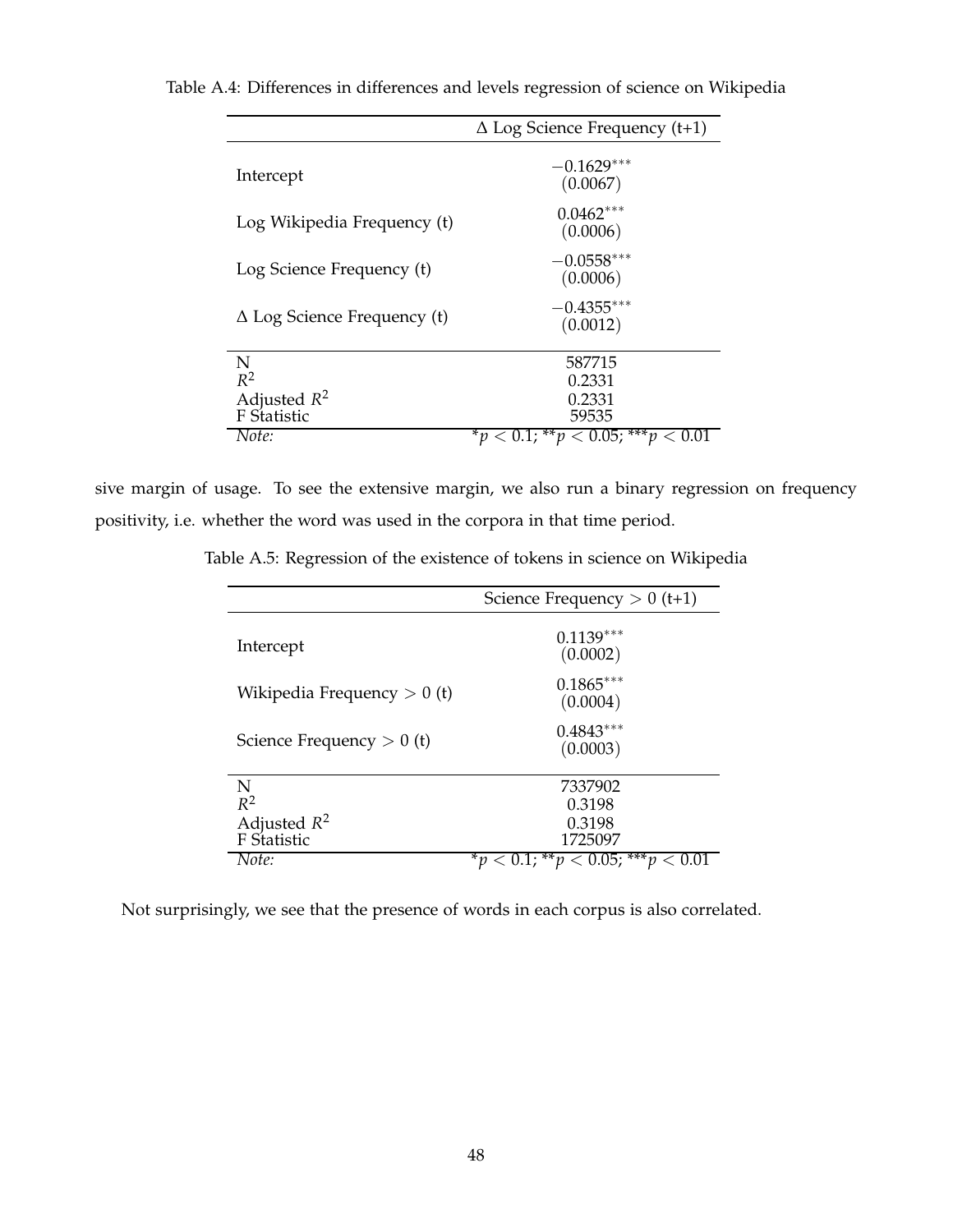Table A.4: Differences in differences and levels regression of science on Wikipedia

| | $\Delta$ Log Science Frequency (t+1) |
|---|---|
| Intercept | $-0.1629^{***}$ (0.0067) |
| Log Wikipedia Frequency (t) | $0.0462^{***}$ (0.0006) |
| Log Science Frequency (t) | $-0.0558^{***}$ (0.0006) |
| $\Delta$ Log Science Frequency (t) | $-0.4355^{***}$ (0.0012) |
| N | 587715 |
| $R^2$ | 0.2331 |
| Adjusted $R^2$ | 0.2331 |
| F Statistic | 59535 |
| *Note:* | $^{*}p < 0.1$; $^{**}p < 0.05$; $^{***}p < 0.01$ |

sive margin of usage. To see the extensive margin, we also run a binary regression on frequency positivity, i.e. whether the word was used in the corpora in that time period.

Table A.5: Regression of the existence of tokens in science on Wikipedia

| | Science Frequency $> 0$ (t+1) |
|---|---|
| Intercept | $0.1139^{***}$ (0.0002) |
| Wikipedia Frequency $> 0$ (t) | $0.1865^{***}$ (0.0004) |
| Science Frequency $> 0$ (t) | $0.4843^{***}$ (0.0003) |
| N | 7337902 |
| $R^2$ | 0.3198 |
| Adjusted $R^2$ | 0.3198 |
| F Statistic | 1725097 |
| *Note:* | $^{*}p < 0.1$; $^{**}p < 0.05$; $^{***}p < 0.01$ |

Not surprisingly, we see that the presence of words in each corpus is also correlated.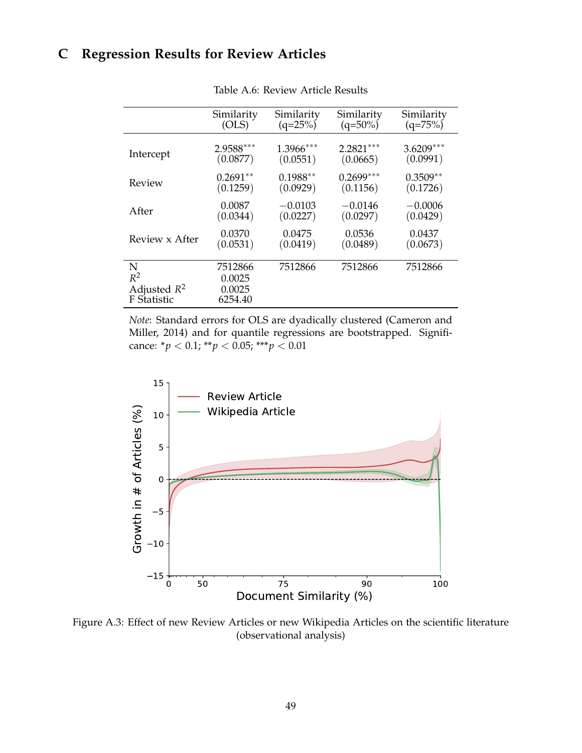# C Regression Results for Review Articles

Table A.6: Review Article Results

| | Similarity (OLS) | Similarity (q=25%) | Similarity (q=50%) | Similarity (q=75%) |
|---|---|---|---|---|
| Intercept | 2.9588*** | 1.3966*** | 2.2821*** | 3.6209*** |
| | (0.0877) | (0.0551) | (0.0665) | (0.0991) |
| Review | 0.2691** | 0.1988** | 0.2699*** | 0.3509** |
| | (0.1259) | (0.0929) | (0.1156) | (0.1726) |
| After | 0.0087 | −0.0103 | −0.0146 | −0.0006 |
| | (0.0344) | (0.0227) | (0.0297) | (0.0429) |
| Review x After | 0.0370 | 0.0475 | 0.0536 | 0.0437 |
| | (0.0531) | (0.0419) | (0.0489) | (0.0673) |
| N | 7512866 | 7512866 | 7512866 | 7512866 |
| $R^2$ | 0.0025 | | | |
| Adjusted $R^2$ | 0.0025 | | | |
| F Statistic | 6254.40 | | | |

*Note*: Standard errors for OLS are dyadically clustered (Cameron and Miller, 2014) and for quantile regressions are bootstrapped. Significance: *$p < 0.1$; **$p < 0.05$; ***$p < 0.01$

Review Article
Wikipedia Article
Growth in # of Articles (%)
15
10
5
0
−5
−10
−15
Document Similarity (%)
0
50
75
90
100

Figure A.3: Effect of new Review Articles or new Wikipedia Articles on the scientific literature (observational analysis)